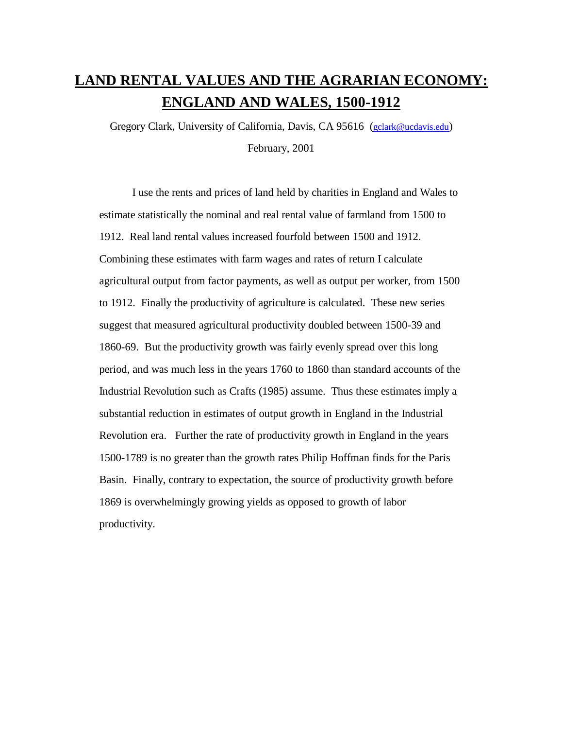# LAND RENTAL VALUES AND THE AGRARIAN ECONOMY: ENGLAND AND WALES, 1500-1912

Gregory Clark, University of California, Davis, CA 95616 (gclark@ucdavis.edu)

February, 2001

I use the rents and prices of land held by charities in England and Wales to estimate statistically the nominal and real rental value of farmland from 1500 to 1912. Real land rental values increased fourfold between 1500 and 1912. Combining these estimates with farm wages and rates of return I calculate agricultural output from factor payments, as well as output per worker, from 1500 to 1912. Finally the productivity of agriculture is calculated. These new series suggest that measured agricultural productivity doubled between 1500-39 and 1860-69. But the productivity growth was fairly evenly spread over this long period, and was much less in the years 1760 to 1860 than standard accounts of the Industrial Revolution such as Crafts (1985) assume. Thus these estimates imply a substantial reduction in estimates of output growth in England in the Industrial Revolution era. Further the rate of productivity growth in England in the years 1500-1789 is no greater than the growth rates Philip Hoffman finds for the Paris Basin. Finally, contrary to expectation, the source of productivity growth before 1869 is overwhelmingly growing yields as opposed to growth of labor productivity.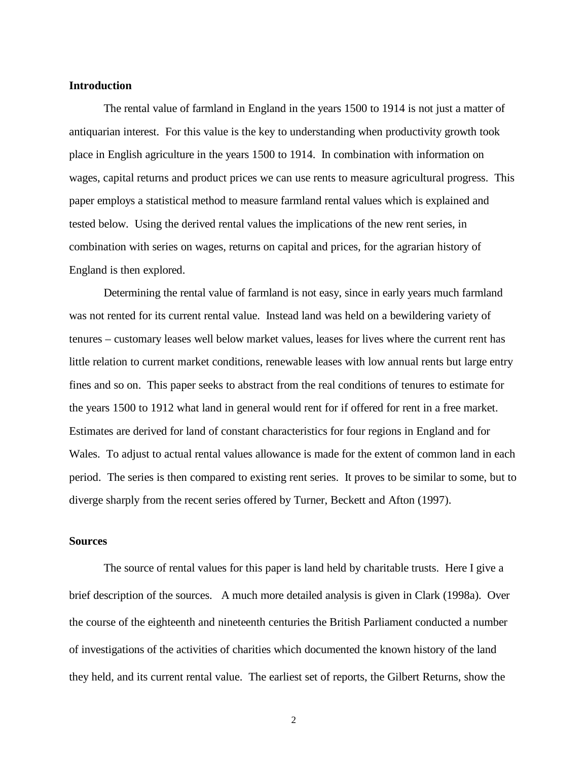## Introduction

The rental value of farmland in England in the years 1500 to 1914 is not just a matter of antiquarian interest. For this value is the key to understanding when productivity growth took place in English agriculture in the years 1500 to 1914. In combination with information on wages, capital returns and product prices we can use rents to measure agricultural progress. This paper employs a statistical method to measure farmland rental values which is explained and tested below. Using the derived rental values the implications of the new rent series, in combination with series on wages, returns on capital and prices, for the agrarian history of England is then explored.

Determining the rental value of farmland is not easy, since in early years much farmland was not rented for its current rental value. Instead land was held on a bewildering variety of tenures – customary leases well below market values, leases for lives where the current rent has little relation to current market conditions, renewable leases with low annual rents but large entry fines and so on. This paper seeks to abstract from the real conditions of tenures to estimate for the years 1500 to 1912 what land in general would rent for if offered for rent in a free market. Estimates are derived for land of constant characteristics for four regions in England and for Wales. To adjust to actual rental values allowance is made for the extent of common land in each period. The series is then compared to existing rent series. It proves to be similar to some, but to diverge sharply from the recent series offered by Turner, Beckett and Afton (1997).

## Sources

The source of rental values for this paper is land held by charitable trusts. Here I give a brief description of the sources. A much more detailed analysis is given in Clark (1998a). Over the course of the eighteenth and nineteenth centuries the British Parliament conducted a number of investigations of the activities of charities which documented the known history of the land they held, and its current rental value. The earliest set of reports, the Gilbert Returns, show the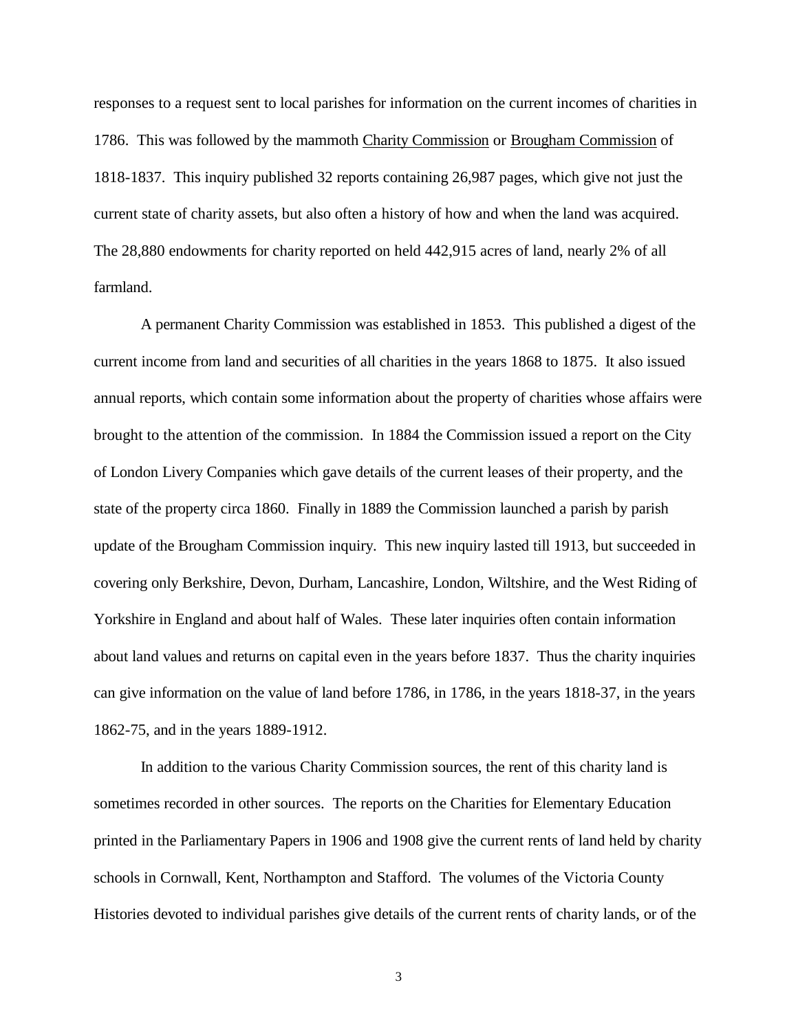responses to a request sent to local parishes for information on the current incomes of charities in 1786. This was followed by the mammoth Charity Commission or Brougham Commission of 1818-1837. This inquiry published 32 reports containing 26,987 pages, which give not just the current state of charity assets, but also often a history of how and when the land was acquired. The 28,880 endowments for charity reported on held 442,915 acres of land, nearly 2% of all farmland.

A permanent Charity Commission was established in 1853. This published a digest of the current income from land and securities of all charities in the years 1868 to 1875. It also issued annual reports, which contain some information about the property of charities whose affairs were brought to the attention of the commission. In 1884 the Commission issued a report on the City of London Livery Companies which gave details of the current leases of their property, and the state of the property circa 1860. Finally in 1889 the Commission launched a parish by parish update of the Brougham Commission inquiry. This new inquiry lasted till 1913, but succeeded in covering only Berkshire, Devon, Durham, Lancashire, London, Wiltshire, and the West Riding of Yorkshire in England and about half of Wales. These later inquiries often contain information about land values and returns on capital even in the years before 1837. Thus the charity inquiries can give information on the value of land before 1786, in 1786, in the years 1818-37, in the years 1862-75, and in the years 1889-1912.

In addition to the various Charity Commission sources, the rent of this charity land is sometimes recorded in other sources. The reports on the Charities for Elementary Education printed in the Parliamentary Papers in 1906 and 1908 give the current rents of land held by charity schools in Cornwall, Kent, Northampton and Stafford. The volumes of the Victoria County Histories devoted to individual parishes give details of the current rents of charity lands, or of the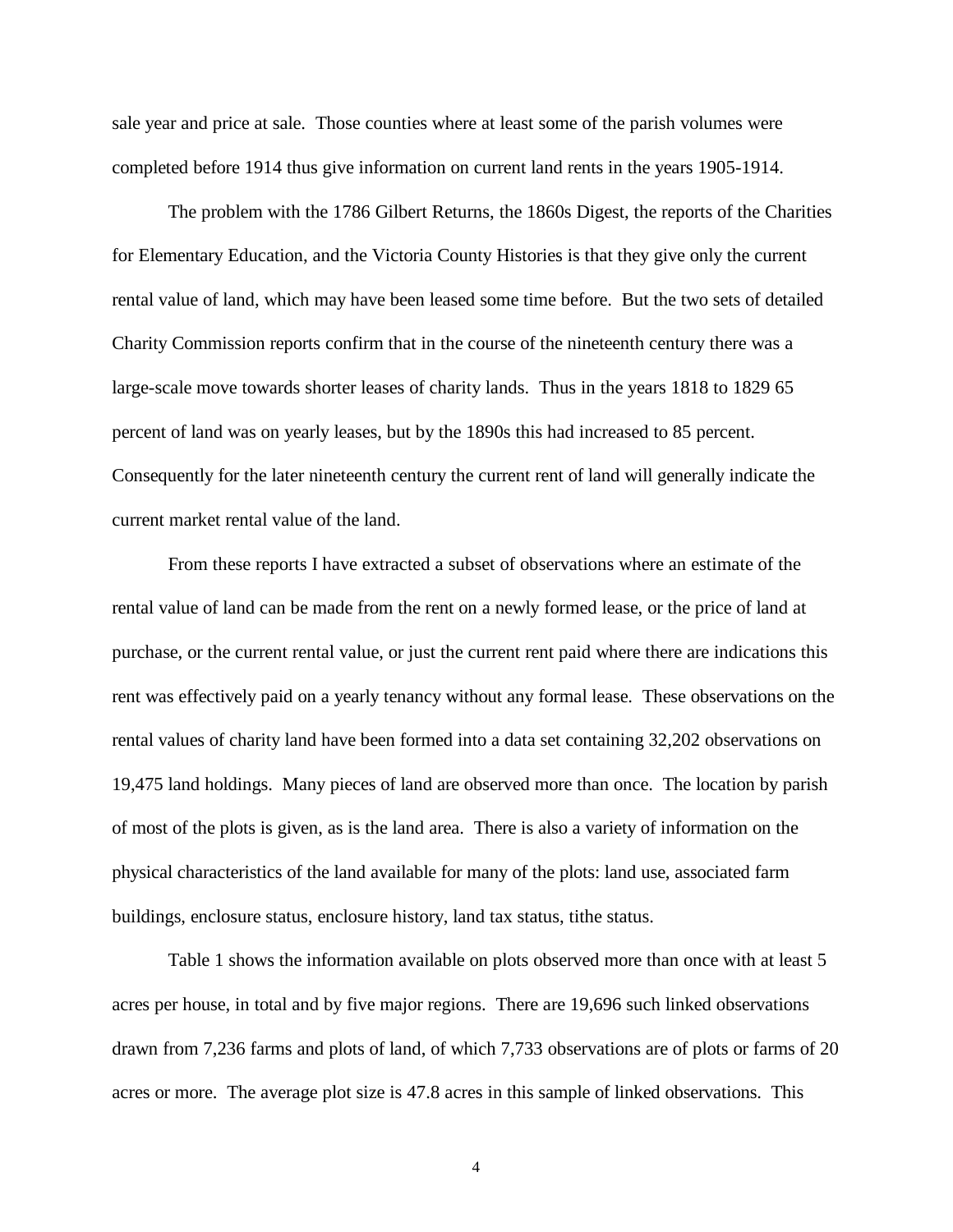sale year and price at sale. Those counties where at least some of the parish volumes were completed before 1914 thus give information on current land rents in the years 1905-1914.

The problem with the 1786 Gilbert Returns, the 1860s Digest, the reports of the Charities for Elementary Education, and the Victoria County Histories is that they give only the current rental value of land, which may have been leased some time before. But the two sets of detailed Charity Commission reports confirm that in the course of the nineteenth century there was a large-scale move towards shorter leases of charity lands. Thus in the years 1818 to 1829 65 percent of land was on yearly leases, but by the 1890s this had increased to 85 percent. Consequently for the later nineteenth century the current rent of land will generally indicate the current market rental value of the land.

From these reports I have extracted a subset of observations where an estimate of the rental value of land can be made from the rent on a newly formed lease, or the price of land at purchase, or the current rental value, or just the current rent paid where there are indications this rent was effectively paid on a yearly tenancy without any formal lease. These observations on the rental values of charity land have been formed into a data set containing 32,202 observations on 19,475 land holdings. Many pieces of land are observed more than once. The location by parish of most of the plots is given, as is the land area. There is also a variety of information on the physical characteristics of the land available for many of the plots: land use, associated farm buildings, enclosure status, enclosure history, land tax status, tithe status.

Table 1 shows the information available on plots observed more than once with at least 5 acres per house, in total and by five major regions. There are 19,696 such linked observations drawn from 7,236 farms and plots of land, of which 7,733 observations are of plots or farms of 20 acres or more. The average plot size is 47.8 acres in this sample of linked observations. This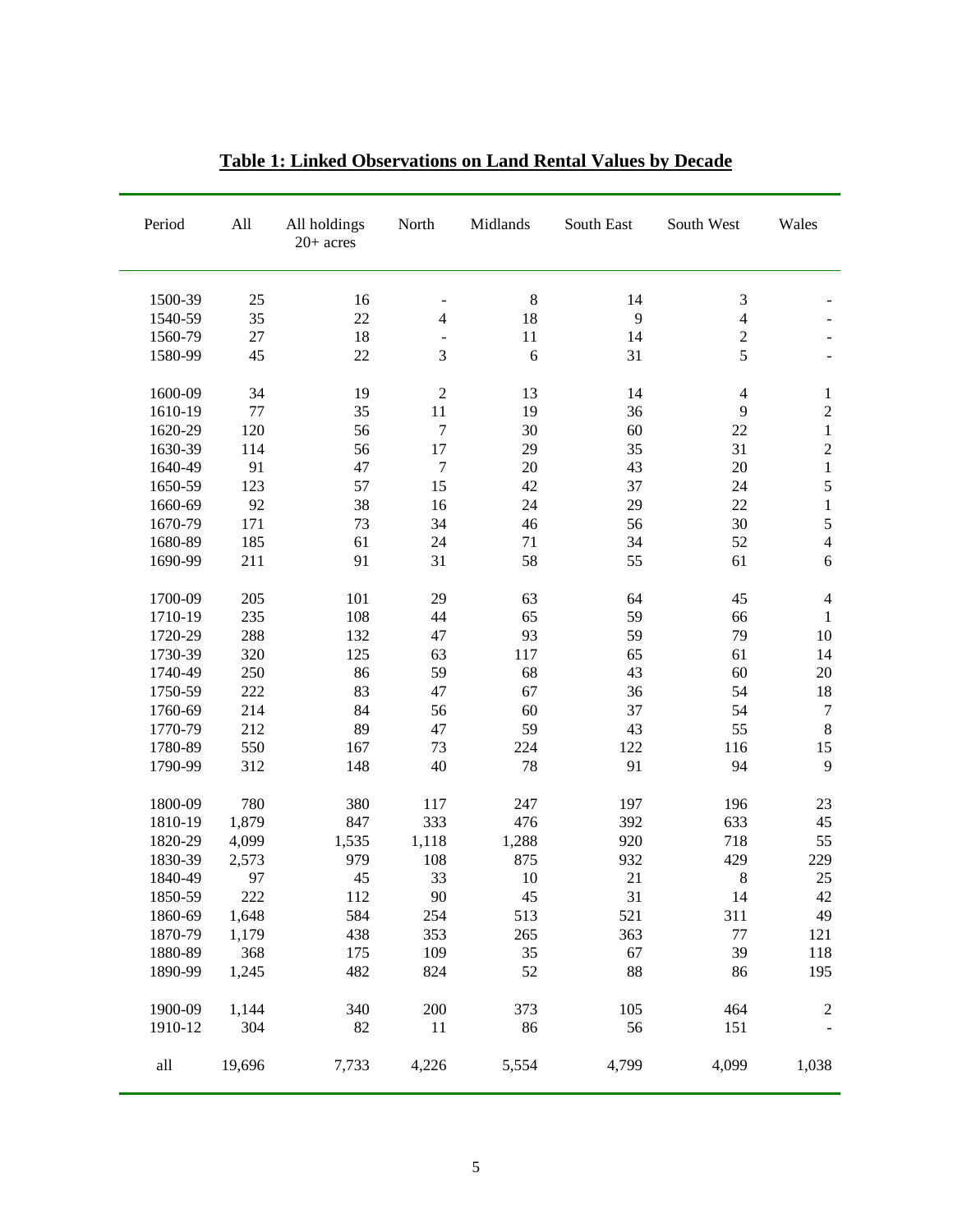**Table 1: Linked Observations on Land Rental Values by Decade**

| Period | All | All holdings 20+ acres | North | Midlands | South East | South West | Wales |
|---|---|---|---|---|---|---|---|
| 1500-39 | 25 | 16 | - | 8 | 14 | 3 | - |
| 1540-59 | 35 | 22 | 4 | 18 | 9 | 4 | - |
| 1560-79 | 27 | 18 | - | 11 | 14 | 2 | - |
| 1580-99 | 45 | 22 | 3 | 6 | 31 | 5 | - |
| 1600-09 | 34 | 19 | 2 | 13 | 14 | 4 | 1 |
| 1610-19 | 77 | 35 | 11 | 19 | 36 | 9 | 2 |
| 1620-29 | 120 | 56 | 7 | 30 | 60 | 22 | 1 |
| 1630-39 | 114 | 56 | 17 | 29 | 35 | 31 | 2 |
| 1640-49 | 91 | 47 | 7 | 20 | 43 | 20 | 1 |
| 1650-59 | 123 | 57 | 15 | 42 | 37 | 24 | 5 |
| 1660-69 | 92 | 38 | 16 | 24 | 29 | 22 | 1 |
| 1670-79 | 171 | 73 | 34 | 46 | 56 | 30 | 5 |
| 1680-89 | 185 | 61 | 24 | 71 | 34 | 52 | 4 |
| 1690-99 | 211 | 91 | 31 | 58 | 55 | 61 | 6 |
| 1700-09 | 205 | 101 | 29 | 63 | 64 | 45 | 4 |
| 1710-19 | 235 | 108 | 44 | 65 | 59 | 66 | 1 |
| 1720-29 | 288 | 132 | 47 | 93 | 59 | 79 | 10 |
| 1730-39 | 320 | 125 | 63 | 117 | 65 | 61 | 14 |
| 1740-49 | 250 | 86 | 59 | 68 | 43 | 60 | 20 |
| 1750-59 | 222 | 83 | 47 | 67 | 36 | 54 | 18 |
| 1760-69 | 214 | 84 | 56 | 60 | 37 | 54 | 7 |
| 1770-79 | 212 | 89 | 47 | 59 | 43 | 55 | 8 |
| 1780-89 | 550 | 167 | 73 | 224 | 122 | 116 | 15 |
| 1790-99 | 312 | 148 | 40 | 78 | 91 | 94 | 9 |
| 1800-09 | 780 | 380 | 117 | 247 | 197 | 196 | 23 |
| 1810-19 | 1,879 | 847 | 333 | 476 | 392 | 633 | 45 |
| 1820-29 | 4,099 | 1,535 | 1,118 | 1,288 | 920 | 718 | 55 |
| 1830-39 | 2,573 | 979 | 108 | 875 | 932 | 429 | 229 |
| 1840-49 | 97 | 45 | 33 | 10 | 21 | 8 | 25 |
| 1850-59 | 222 | 112 | 90 | 45 | 31 | 14 | 42 |
| 1860-69 | 1,648 | 584 | 254 | 513 | 521 | 311 | 49 |
| 1870-79 | 1,179 | 438 | 353 | 265 | 363 | 77 | 121 |
| 1880-89 | 368 | 175 | 109 | 35 | 67 | 39 | 118 |
| 1890-99 | 1,245 | 482 | 824 | 52 | 88 | 86 | 195 |
| 1900-09 | 1,144 | 340 | 200 | 373 | 105 | 464 | 2 |
| 1910-12 | 304 | 82 | 11 | 86 | 56 | 151 | - |
| all | 19,696 | 7,733 | 4,226 | 5,554 | 4,799 | 4,099 | 1,038 |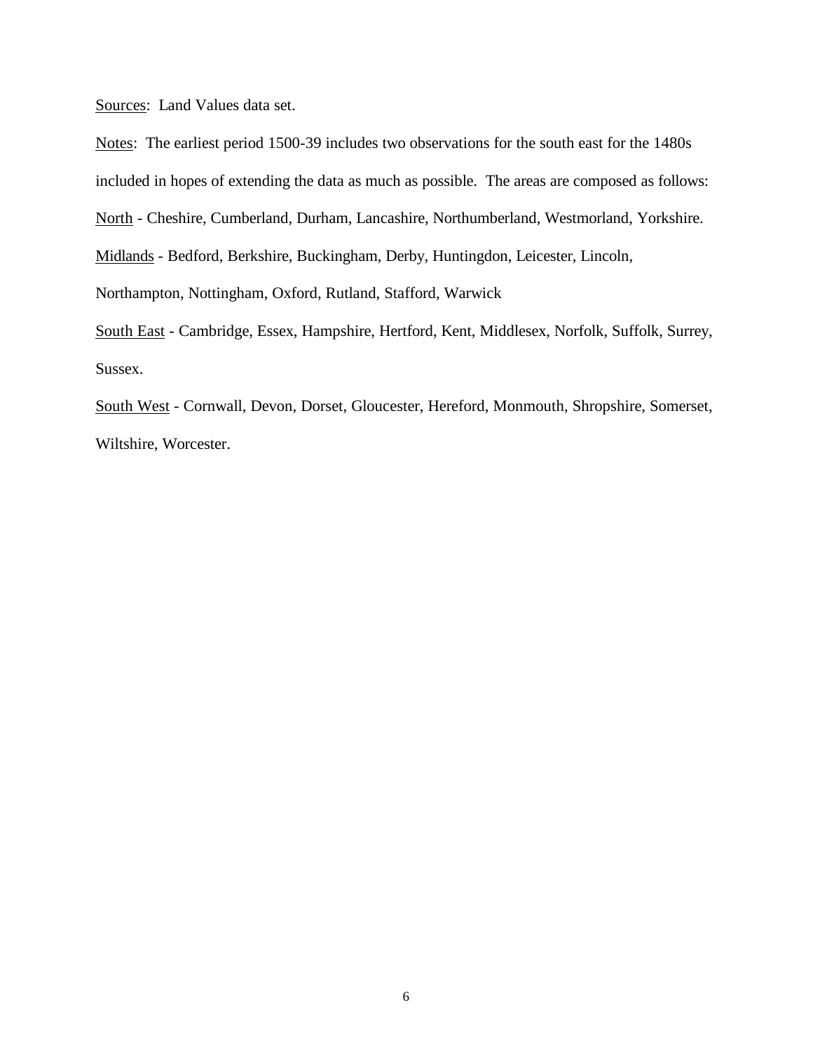<u>Sources</u>: Land Values data set.

<u>Notes</u>: The earliest period 1500-39 includes two observations for the south east for the 1480s included in hopes of extending the data as much as possible. The areas are composed as follows:

<u>North</u> - Cheshire, Cumberland, Durham, Lancashire, Northumberland, Westmorland, Yorkshire.

<u>Midlands</u> - Bedford, Berkshire, Buckingham, Derby, Huntingdon, Leicester, Lincoln, Northampton, Nottingham, Oxford, Rutland, Stafford, Warwick

<u>South East</u> - Cambridge, Essex, Hampshire, Hertford, Kent, Middlesex, Norfolk, Suffolk, Surrey, Sussex.

<u>South West</u> - Cornwall, Devon, Dorset, Gloucester, Hereford, Monmouth, Shropshire, Somerset, Wiltshire, Worcester.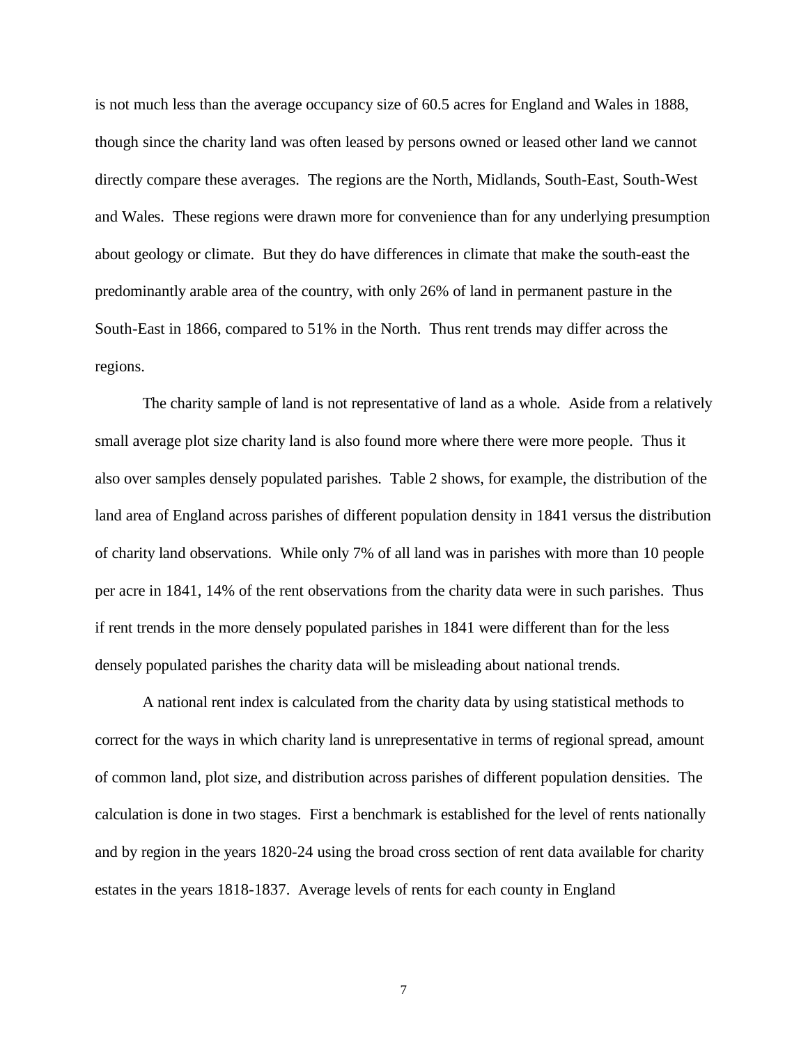is not much less than the average occupancy size of 60.5 acres for England and Wales in 1888, though since the charity land was often leased by persons owned or leased other land we cannot directly compare these averages. The regions are the North, Midlands, South-East, South-West and Wales. These regions were drawn more for convenience than for any underlying presumption about geology or climate. But they do have differences in climate that make the south-east the predominantly arable area of the country, with only 26% of land in permanent pasture in the South-East in 1866, compared to 51% in the North. Thus rent trends may differ across the regions.

The charity sample of land is not representative of land as a whole. Aside from a relatively small average plot size charity land is also found more where there were more people. Thus it also over samples densely populated parishes. Table 2 shows, for example, the distribution of the land area of England across parishes of different population density in 1841 versus the distribution of charity land observations. While only 7% of all land was in parishes with more than 10 people per acre in 1841, 14% of the rent observations from the charity data were in such parishes. Thus if rent trends in the more densely populated parishes in 1841 were different than for the less densely populated parishes the charity data will be misleading about national trends.

A national rent index is calculated from the charity data by using statistical methods to correct for the ways in which charity land is unrepresentative in terms of regional spread, amount of common land, plot size, and distribution across parishes of different population densities. The calculation is done in two stages. First a benchmark is established for the level of rents nationally and by region in the years 1820-24 using the broad cross section of rent data available for charity estates in the years 1818-1837. Average levels of rents for each county in England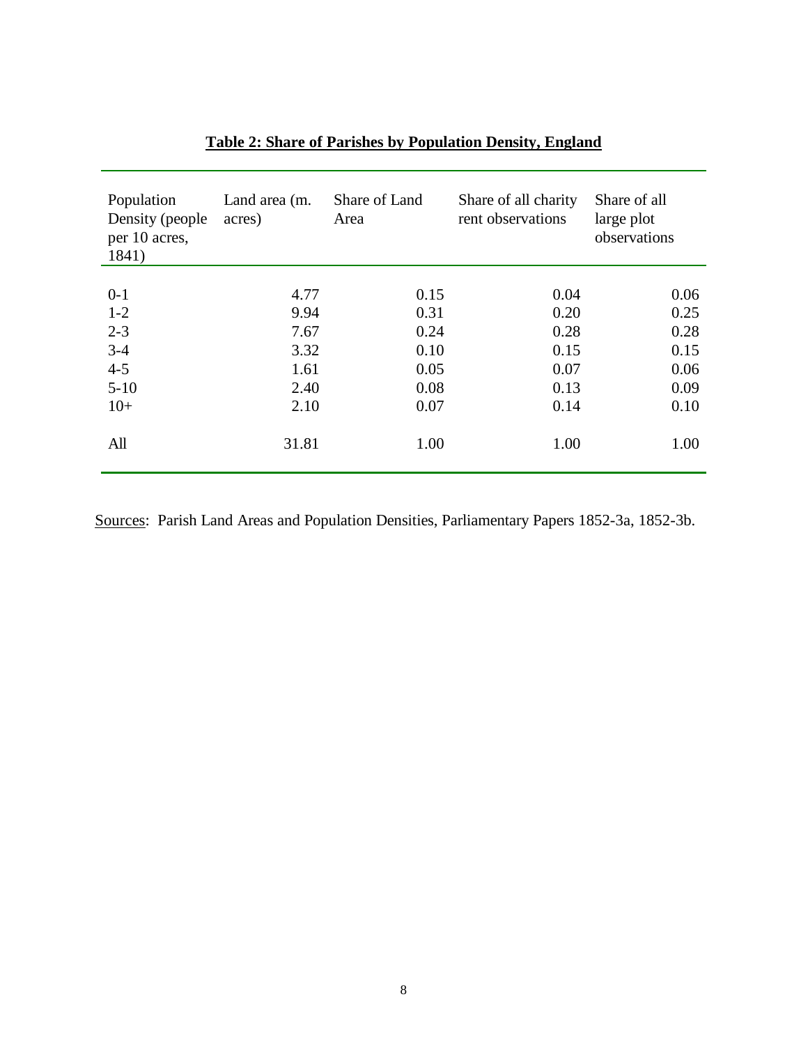**Table 2: Share of Parishes by Population Density, England**

| Population Density (people per 10 acres, 1841) | Land area (m. acres) | Share of Land Area | Share of all charity rent observations | Share of all large plot observations |
|---|---|---|---|---|
| 0-1 | 4.77 | 0.15 | 0.04 | 0.06 |
| 1-2 | 9.94 | 0.31 | 0.20 | 0.25 |
| 2-3 | 7.67 | 0.24 | 0.28 | 0.28 |
| 3-4 | 3.32 | 0.10 | 0.15 | 0.15 |
| 4-5 | 1.61 | 0.05 | 0.07 | 0.06 |
| 5-10 | 2.40 | 0.08 | 0.13 | 0.09 |
| 10+ | 2.10 | 0.07 | 0.14 | 0.10 |
| All | 31.81 | 1.00 | 1.00 | 1.00 |

Sources: Parish Land Areas and Population Densities, Parliamentary Papers 1852-3a, 1852-3b.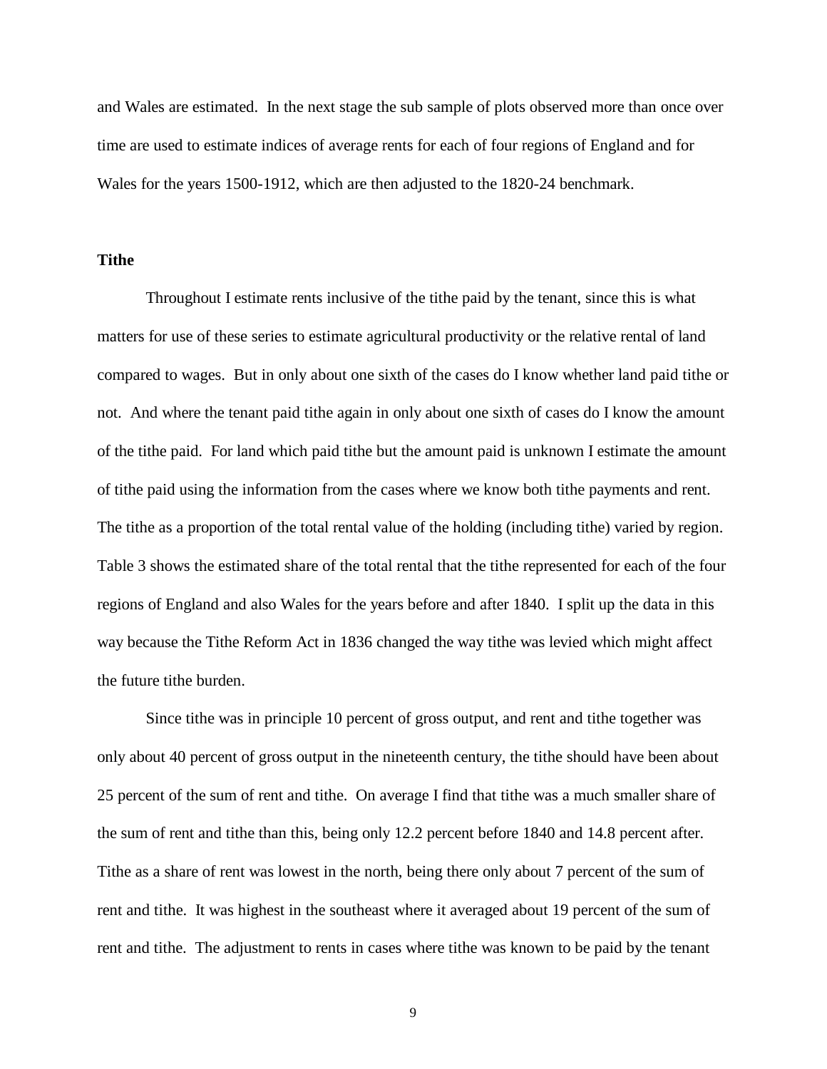and Wales are estimated. In the next stage the sub sample of plots observed more than once over time are used to estimate indices of average rents for each of four regions of England and for Wales for the years 1500-1912, which are then adjusted to the 1820-24 benchmark.

**Tithe**

Throughout I estimate rents inclusive of the tithe paid by the tenant, since this is what matters for use of these series to estimate agricultural productivity or the relative rental of land compared to wages. But in only about one sixth of the cases do I know whether land paid tithe or not. And where the tenant paid tithe again in only about one sixth of cases do I know the amount of the tithe paid. For land which paid tithe but the amount paid is unknown I estimate the amount of tithe paid using the information from the cases where we know both tithe payments and rent. The tithe as a proportion of the total rental value of the holding (including tithe) varied by region. Table 3 shows the estimated share of the total rental that the tithe represented for each of the four regions of England and also Wales for the years before and after 1840. I split up the data in this way because the Tithe Reform Act in 1836 changed the way tithe was levied which might affect the future tithe burden.

Since tithe was in principle 10 percent of gross output, and rent and tithe together was only about 40 percent of gross output in the nineteenth century, the tithe should have been about 25 percent of the sum of rent and tithe. On average I find that tithe was a much smaller share of the sum of rent and tithe than this, being only 12.2 percent before 1840 and 14.8 percent after. Tithe as a share of rent was lowest in the north, being there only about 7 percent of the sum of rent and tithe. It was highest in the southeast where it averaged about 19 percent of the sum of rent and tithe. The adjustment to rents in cases where tithe was known to be paid by the tenant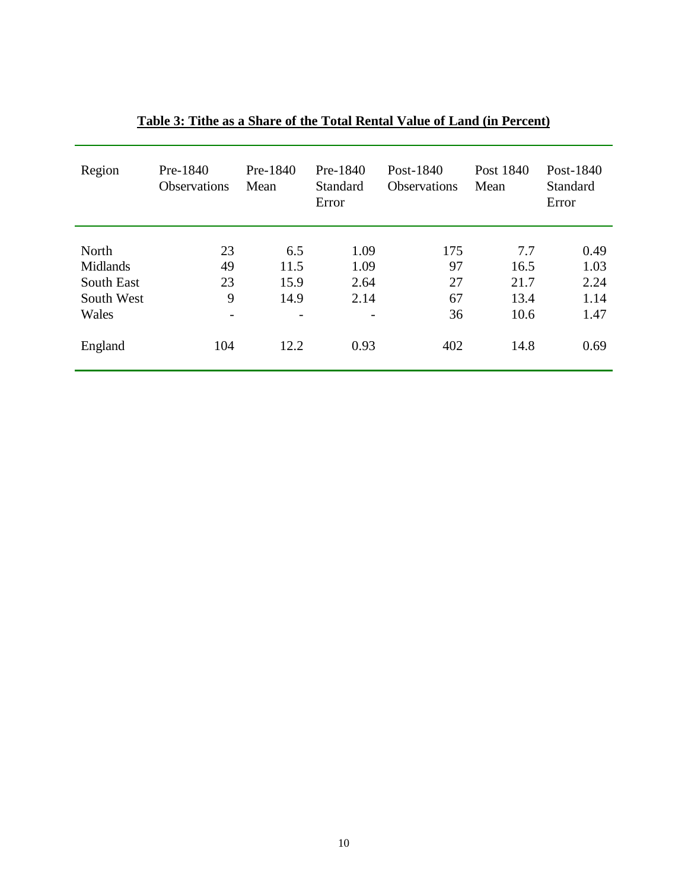**Table 3: Tithe as a Share of the Total Rental Value of Land (in Percent)**

| Region | Pre-1840 Observations | Pre-1840 Mean | Pre-1840 Standard Error | Post-1840 Observations | Post 1840 Mean | Post-1840 Standard Error |
|---|---|---|---|---|---|---|
| North | 23 | 6.5 | 1.09 | 175 | 7.7 | 0.49 |
| Midlands | 49 | 11.5 | 1.09 | 97 | 16.5 | 1.03 |
| South East | 23 | 15.9 | 2.64 | 27 | 21.7 | 2.24 |
| South West | 9 | 14.9 | 2.14 | 67 | 13.4 | 1.14 |
| Wales | - | - | - | 36 | 10.6 | 1.47 |
| England | 104 | 12.2 | 0.93 | 402 | 14.8 | 0.69 |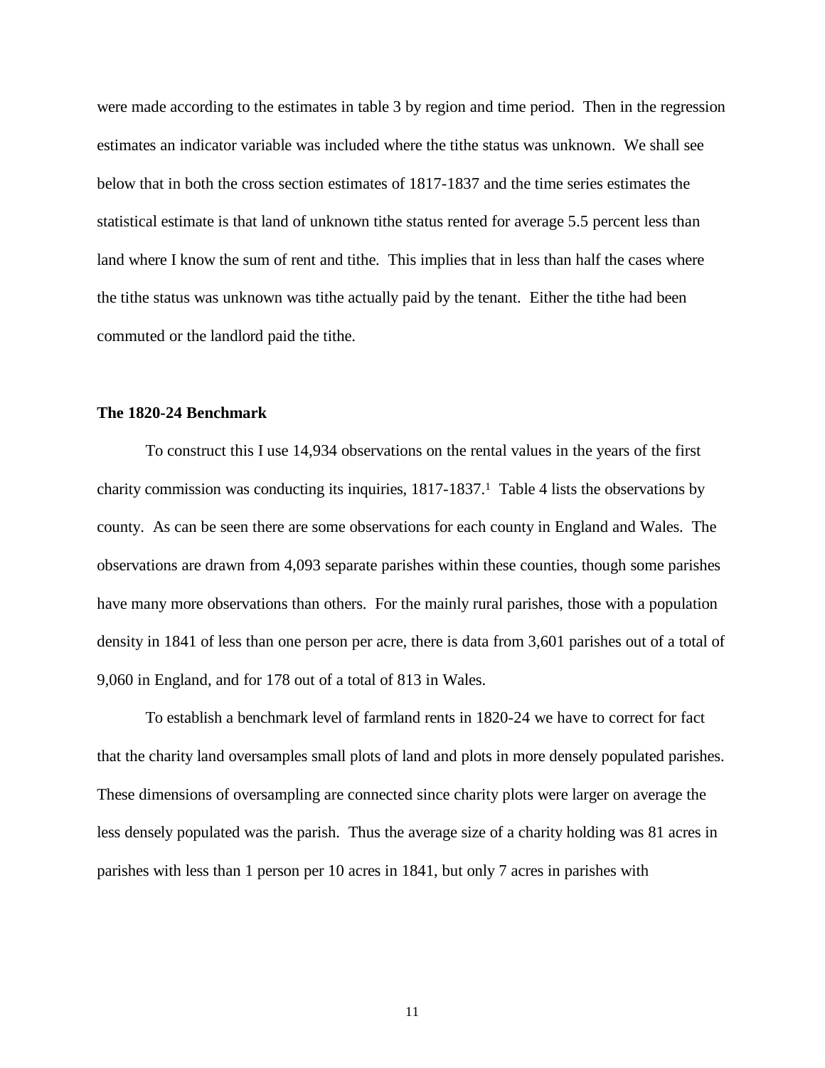were made according to the estimates in table 3 by region and time period. Then in the regression estimates an indicator variable was included where the tithe status was unknown. We shall see below that in both the cross section estimates of 1817-1837 and the time series estimates the statistical estimate is that land of unknown tithe status rented for average 5.5 percent less than land where I know the sum of rent and tithe. This implies that in less than half the cases where the tithe status was unknown was tithe actually paid by the tenant. Either the tithe had been commuted or the landlord paid the tithe.

### The 1820-24 Benchmark

To construct this I use 14,934 observations on the rental values in the years of the first charity commission was conducting its inquiries, 1817-1837.[1] Table 4 lists the observations by county. As can be seen there are some observations for each county in England and Wales. The observations are drawn from 4,093 separate parishes within these counties, though some parishes have many more observations than others. For the mainly rural parishes, those with a population density in 1841 of less than one person per acre, there is data from 3,601 parishes out of a total of 9,060 in England, and for 178 out of a total of 813 in Wales.

To establish a benchmark level of farmland rents in 1820-24 we have to correct for fact that the charity land oversamples small plots of land and plots in more densely populated parishes. These dimensions of oversampling are connected since charity plots were larger on average the less densely populated was the parish. Thus the average size of a charity holding was 81 acres in parishes with less than 1 person per 10 acres in 1841, but only 7 acres in parishes with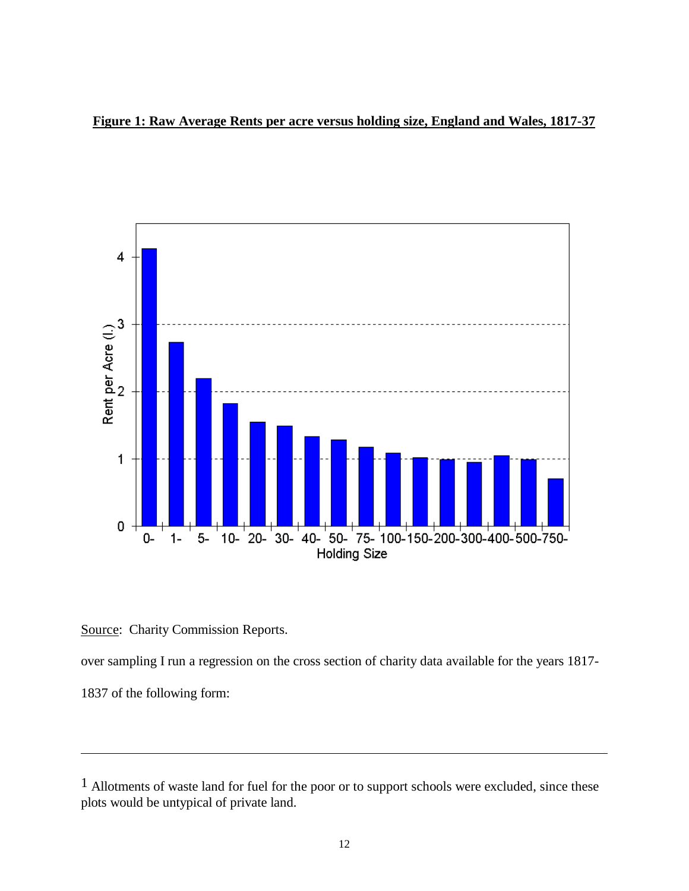**Figure 1: Raw Average Rents per acre versus holding size, England and Wales, 1817-37**

Source: Charity Commission Reports.

over sampling I run a regression on the cross section of charity data available for the years 1817-1837 of the following form:

---

[1] Allotments of waste land for fuel for the poor or to support schools were excluded, since these plots would be untypical of private land.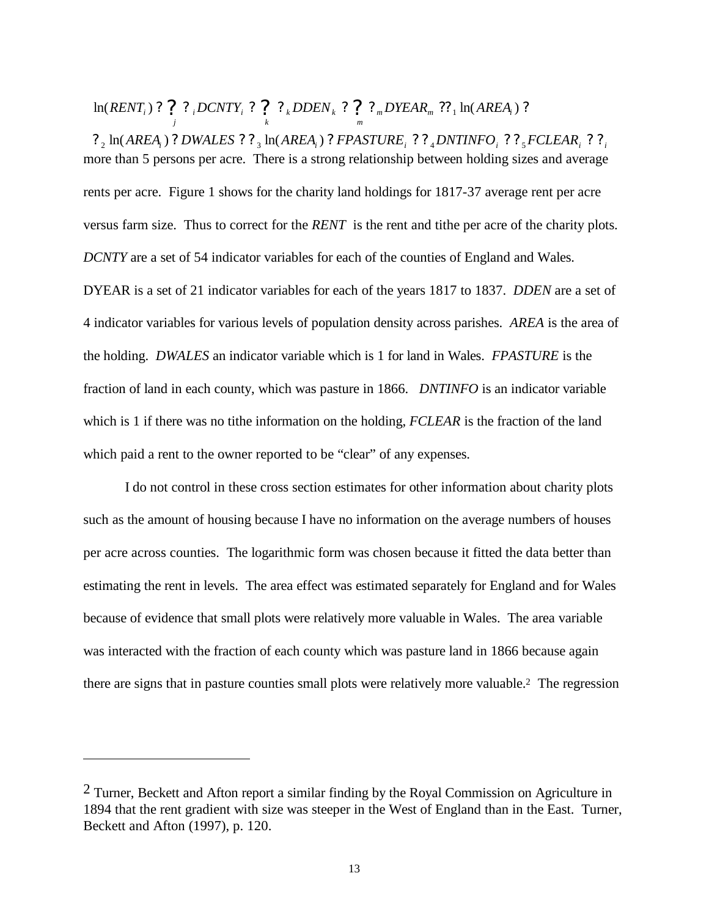$$\ln(RENT_i) = \sum_j \alpha_j DCNTY_i + \sum_k \beta_k DDEN_k + \sum_m \gamma_m DYEAR_m + \delta_1 \ln(AREA_i) +$$

$$\delta_2 \ln(AREA_i) \cdot DWALES + \delta_3 \ln(AREA_i) \cdot FPASTURE_i + \delta_4 DNTINFO_i + \delta_5 FCLEAR_i + \varepsilon_i$$

more than 5 persons per acre. There is a strong relationship between holding sizes and average rents per acre. Figure 1 shows for the charity land holdings for 1817-37 average rent per acre versus farm size. Thus to correct for the *RENT* is the rent and tithe per acre of the charity plots. *DCNTY* are a set of 54 indicator variables for each of the counties of England and Wales. DYEAR is a set of 21 indicator variables for each of the years 1817 to 1837. *DDEN* are a set of 4 indicator variables for various levels of population density across parishes. *AREA* is the area of the holding. *DWALES* an indicator variable which is 1 for land in Wales. *FPASTURE* is the fraction of land in each county, which was pasture in 1866. *DNTINFO* is an indicator variable which is 1 if there was no tithe information on the holding, *FCLEAR* is the fraction of the land which paid a rent to the owner reported to be "clear" of any expenses.

I do not control in these cross section estimates for other information about charity plots such as the amount of housing because I have no information on the average numbers of houses per acre across counties. The logarithmic form was chosen because it fitted the data better than estimating the rent in levels. The area effect was estimated separately for England and for Wales because of evidence that small plots were relatively more valuable in Wales. The area variable was interacted with the fraction of each county which was pasture land in 1866 because again there are signs that in pasture counties small plots were relatively more valuable.[2] The regression

---

[2] Turner, Beckett and Afton report a similar finding by the Royal Commission on Agriculture in 1894 that the rent gradient with size was steeper in the West of England than in the East. Turner, Beckett and Afton (1997), p. 120.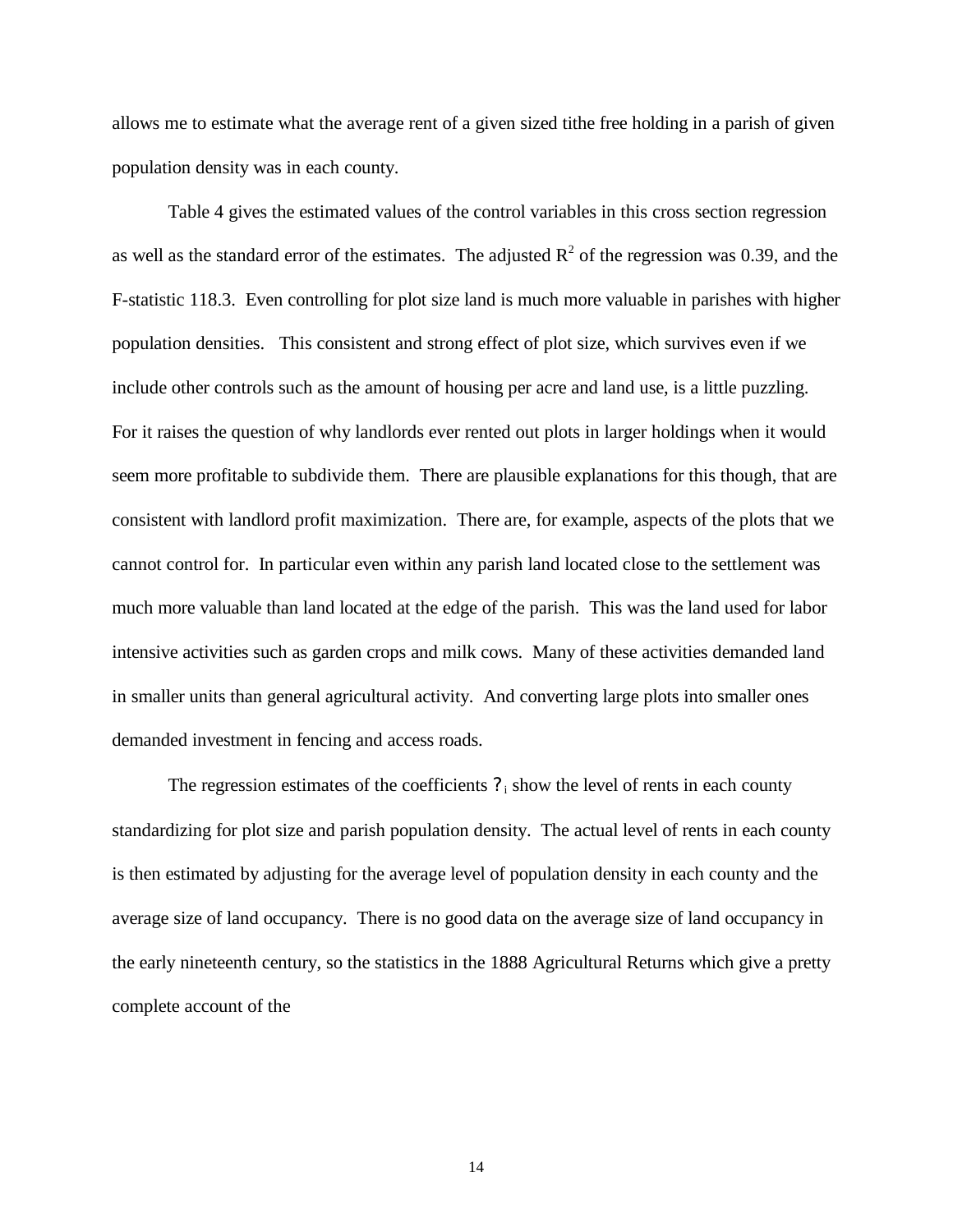allows me to estimate what the average rent of a given sized tithe free holding in a parish of given population density was in each county.

Table 4 gives the estimated values of the control variables in this cross section regression as well as the standard error of the estimates. The adjusted $R^2$ of the regression was 0.39, and the F-statistic 118.3. Even controlling for plot size land is much more valuable in parishes with higher population densities. This consistent and strong effect of plot size, which survives even if we include other controls such as the amount of housing per acre and land use, is a little puzzling. For it raises the question of why landlords ever rented out plots in larger holdings when it would seem more profitable to subdivide them. There are plausible explanations for this though, that are consistent with landlord profit maximization. There are, for example, aspects of the plots that we cannot control for. In particular even within any parish land located close to the settlement was much more valuable than land located at the edge of the parish. This was the land used for labor intensive activities such as garden crops and milk cows. Many of these activities demanded land in smaller units than general agricultural activity. And converting large plots into smaller ones demanded investment in fencing and access roads.

The regression estimates of the coefficients $?_i$ show the level of rents in each county standardizing for plot size and parish population density. The actual level of rents in each county is then estimated by adjusting for the average level of population density in each county and the average size of land occupancy. There is no good data on the average size of land occupancy in the early nineteenth century, so the statistics in the 1888 Agricultural Returns which give a pretty complete account of the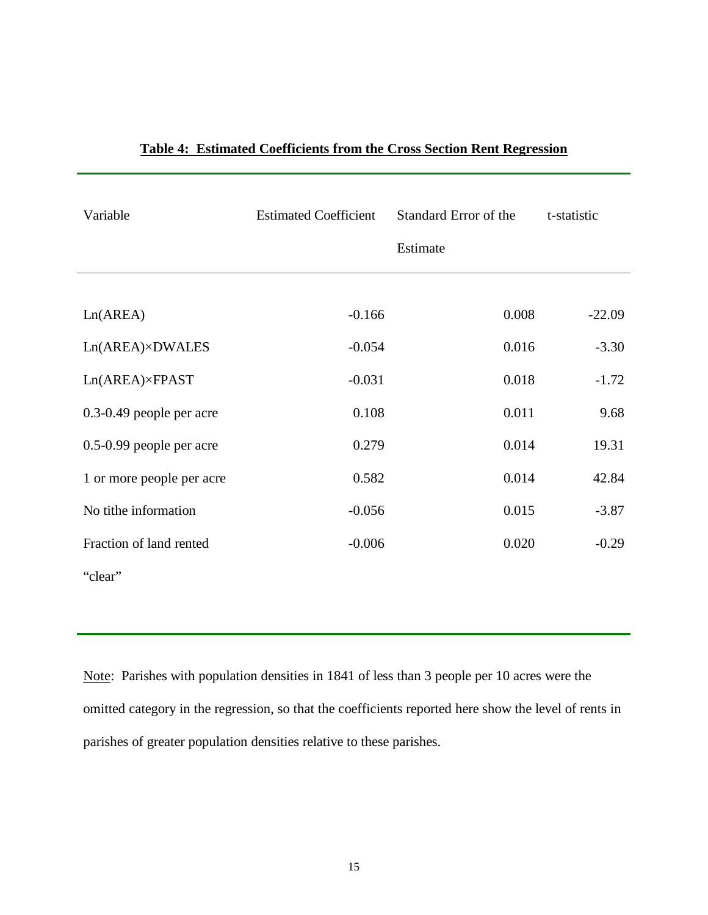**Table 4: Estimated Coefficients from the Cross Section Rent Regression**

| Variable | Estimated Coefficient | Standard Error of the Estimate | t-statistic |
|---|---|---|---|
| Ln(AREA) | -0.166 | 0.008 | -22.09 |
| Ln(AREA)×DWALES | -0.054 | 0.016 | -3.30 |
| Ln(AREA)×FPAST | -0.031 | 0.018 | -1.72 |
| 0.3-0.49 people per acre | 0.108 | 0.011 | 9.68 |
| 0.5-0.99 people per acre | 0.279 | 0.014 | 19.31 |
| 1 or more people per acre | 0.582 | 0.014 | 42.84 |
| No tithe information | -0.056 | 0.015 | -3.87 |
| Fraction of land rented "clear" | -0.006 | 0.020 | -0.29 |

Note: Parishes with population densities in 1841 of less than 3 people per 10 acres were the omitted category in the regression, so that the coefficients reported here show the level of rents in parishes of greater population densities relative to these parishes.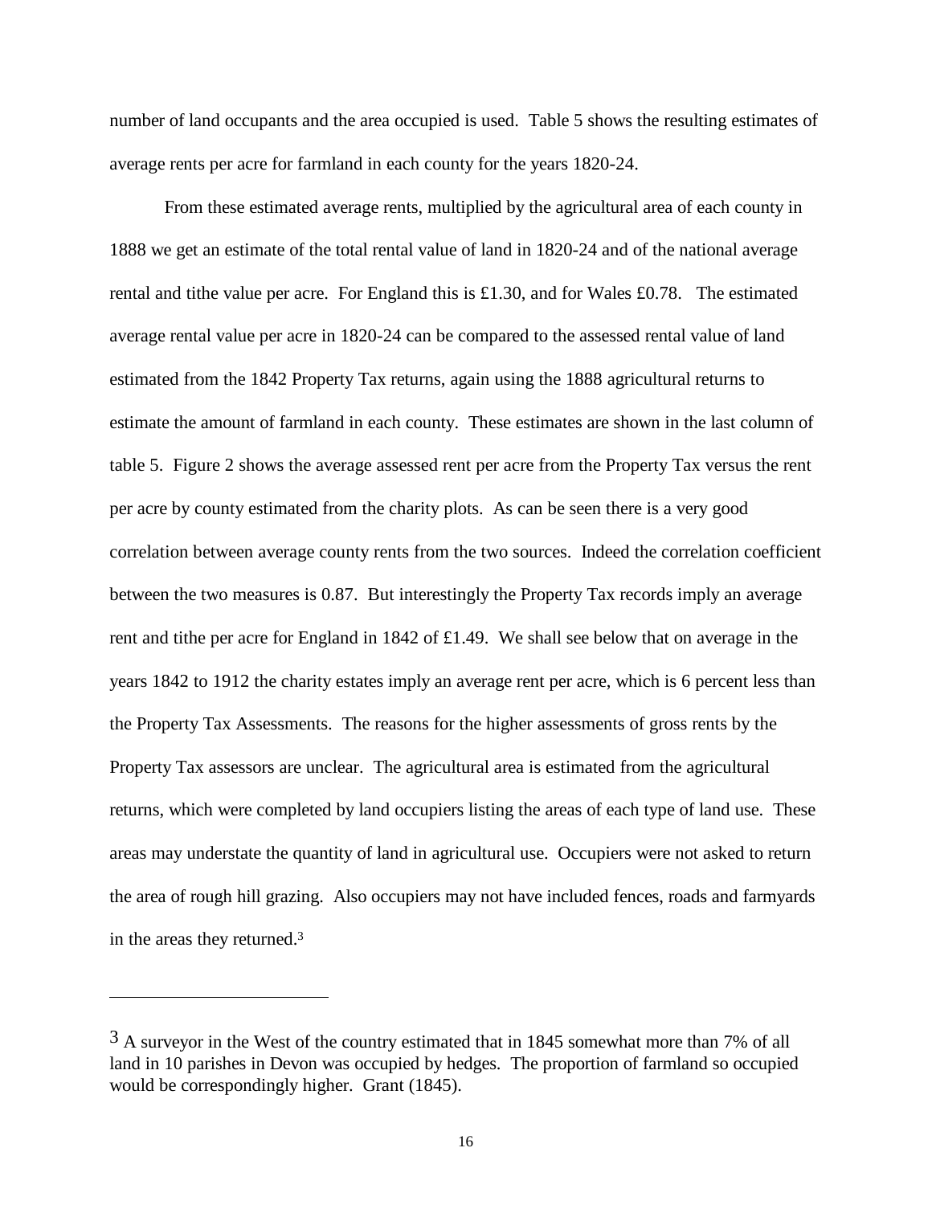number of land occupants and the area occupied is used. Table 5 shows the resulting estimates of average rents per acre for farmland in each county for the years 1820-24.

From these estimated average rents, multiplied by the agricultural area of each county in 1888 we get an estimate of the total rental value of land in 1820-24 and of the national average rental and tithe value per acre. For England this is £1.30, and for Wales £0.78. The estimated average rental value per acre in 1820-24 can be compared to the assessed rental value of land estimated from the 1842 Property Tax returns, again using the 1888 agricultural returns to estimate the amount of farmland in each county. These estimates are shown in the last column of table 5. Figure 2 shows the average assessed rent per acre from the Property Tax versus the rent per acre by county estimated from the charity plots. As can be seen there is a very good correlation between average county rents from the two sources. Indeed the correlation coefficient between the two measures is 0.87. But interestingly the Property Tax records imply an average rent and tithe per acre for England in 1842 of £1.49. We shall see below that on average in the years 1842 to 1912 the charity estates imply an average rent per acre, which is 6 percent less than the Property Tax Assessments. The reasons for the higher assessments of gross rents by the Property Tax assessors are unclear. The agricultural area is estimated from the agricultural returns, which were completed by land occupiers listing the areas of each type of land use. These areas may understate the quantity of land in agricultural use. Occupiers were not asked to return the area of rough hill grazing. Also occupiers may not have included fences, roads and farmyards in the areas they returned.[3]

---

[3] A surveyor in the West of the country estimated that in 1845 somewhat more than 7% of all land in 10 parishes in Devon was occupied by hedges. The proportion of farmland so occupied would be correspondingly higher. Grant (1845).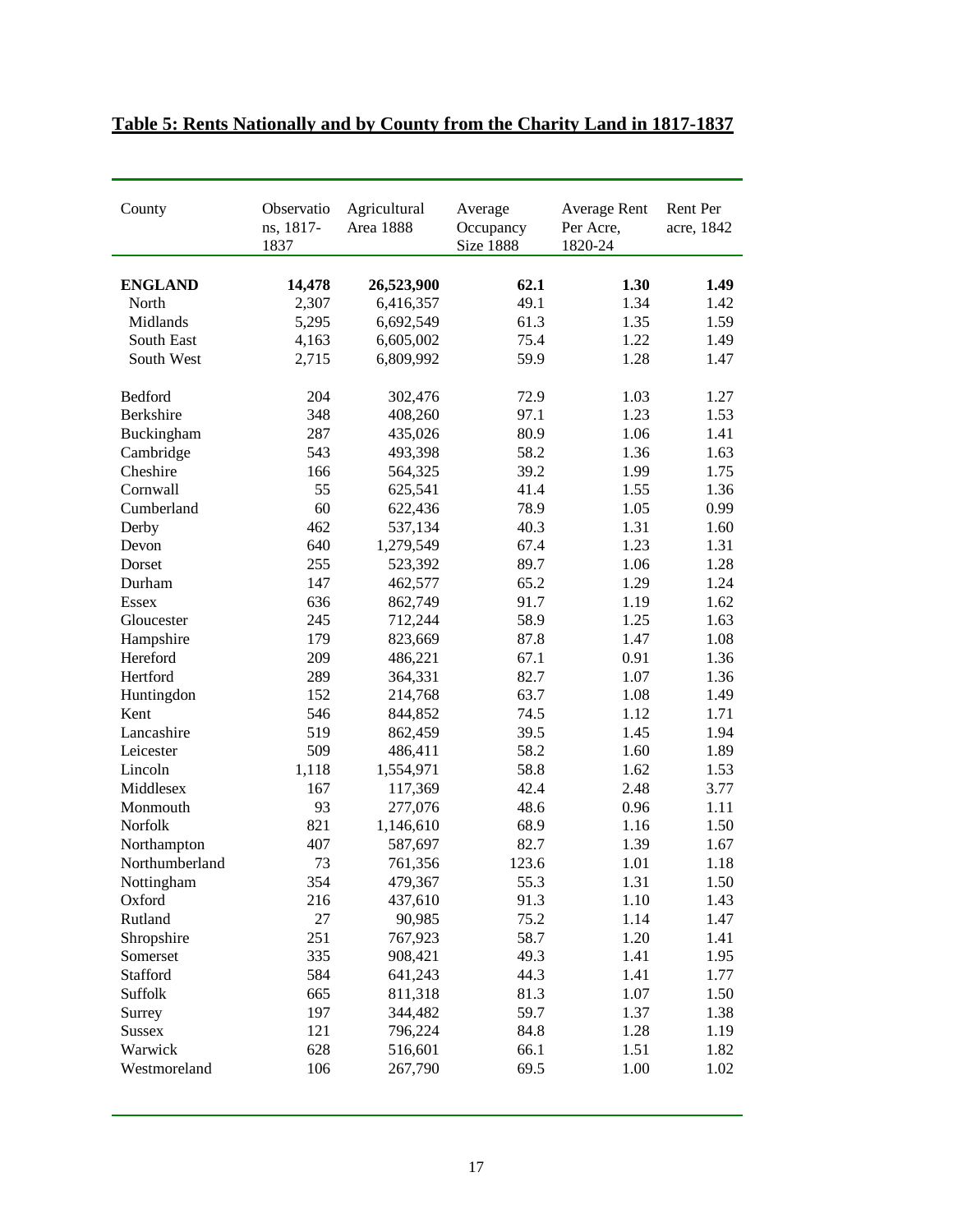## Table 5: Rents Nationally and by County from the Charity Land in 1817-1837

| County | Observations, 1817-1837 | Agricultural Area 1888 | Average Occupancy Size 1888 | Average Rent Per Acre, 1820-24 | Rent Per acre, 1842 |
|---|---|---|---|---|---|
| **ENGLAND** | **14,478** | **26,523,900** | **62.1** | **1.30** | **1.49** |
| North | 2,307 | 6,416,357 | 49.1 | 1.34 | 1.42 |
| Midlands | 5,295 | 6,692,549 | 61.3 | 1.35 | 1.59 |
| South East | 4,163 | 6,605,002 | 75.4 | 1.22 | 1.49 |
| South West | 2,715 | 6,809,992 | 59.9 | 1.28 | 1.47 |
| | | | | | |
| Bedford | 204 | 302,476 | 72.9 | 1.03 | 1.27 |
| Berkshire | 348 | 408,260 | 97.1 | 1.23 | 1.53 |
| Buckingham | 287 | 435,026 | 80.9 | 1.06 | 1.41 |
| Cambridge | 543 | 493,398 | 58.2 | 1.36 | 1.63 |
| Cheshire | 166 | 564,325 | 39.2 | 1.99 | 1.75 |
| Cornwall | 55 | 625,541 | 41.4 | 1.55 | 1.36 |
| Cumberland | 60 | 622,436 | 78.9 | 1.05 | 0.99 |
| Derby | 462 | 537,134 | 40.3 | 1.31 | 1.60 |
| Devon | 640 | 1,279,549 | 67.4 | 1.23 | 1.31 |
| Dorset | 255 | 523,392 | 89.7 | 1.06 | 1.28 |
| Durham | 147 | 462,577 | 65.2 | 1.29 | 1.24 |
| Essex | 636 | 862,749 | 91.7 | 1.19 | 1.62 |
| Gloucester | 245 | 712,244 | 58.9 | 1.25 | 1.63 |
| Hampshire | 179 | 823,669 | 87.8 | 1.47 | 1.08 |
| Hereford | 209 | 486,221 | 67.1 | 0.91 | 1.36 |
| Hertford | 289 | 364,331 | 82.7 | 1.07 | 1.36 |
| Huntingdon | 152 | 214,768 | 63.7 | 1.08 | 1.49 |
| Kent | 546 | 844,852 | 74.5 | 1.12 | 1.71 |
| Lancashire | 519 | 862,459 | 39.5 | 1.45 | 1.94 |
| Leicester | 509 | 486,411 | 58.2 | 1.60 | 1.89 |
| Lincoln | 1,118 | 1,554,971 | 58.8 | 1.62 | 1.53 |
| Middlesex | 167 | 117,369 | 42.4 | 2.48 | 3.77 |
| Monmouth | 93 | 277,076 | 48.6 | 0.96 | 1.11 |
| Norfolk | 821 | 1,146,610 | 68.9 | 1.16 | 1.50 |
| Northampton | 407 | 587,697 | 82.7 | 1.39 | 1.67 |
| Northumberland | 73 | 761,356 | 123.6 | 1.01 | 1.18 |
| Nottingham | 354 | 479,367 | 55.3 | 1.31 | 1.50 |
| Oxford | 216 | 437,610 | 91.3 | 1.10 | 1.43 |
| Rutland | 27 | 90,985 | 75.2 | 1.14 | 1.47 |
| Shropshire | 251 | 767,923 | 58.7 | 1.20 | 1.41 |
| Somerset | 335 | 908,421 | 49.3 | 1.41 | 1.95 |
| Stafford | 584 | 641,243 | 44.3 | 1.41 | 1.77 |
| Suffolk | 665 | 811,318 | 81.3 | 1.07 | 1.50 |
| Surrey | 197 | 344,482 | 59.7 | 1.37 | 1.38 |
| Sussex | 121 | 796,224 | 84.8 | 1.28 | 1.19 |
| Warwick | 628 | 516,601 | 66.1 | 1.51 | 1.82 |
| Westmoreland | 106 | 267,790 | 69.5 | 1.00 | 1.02 |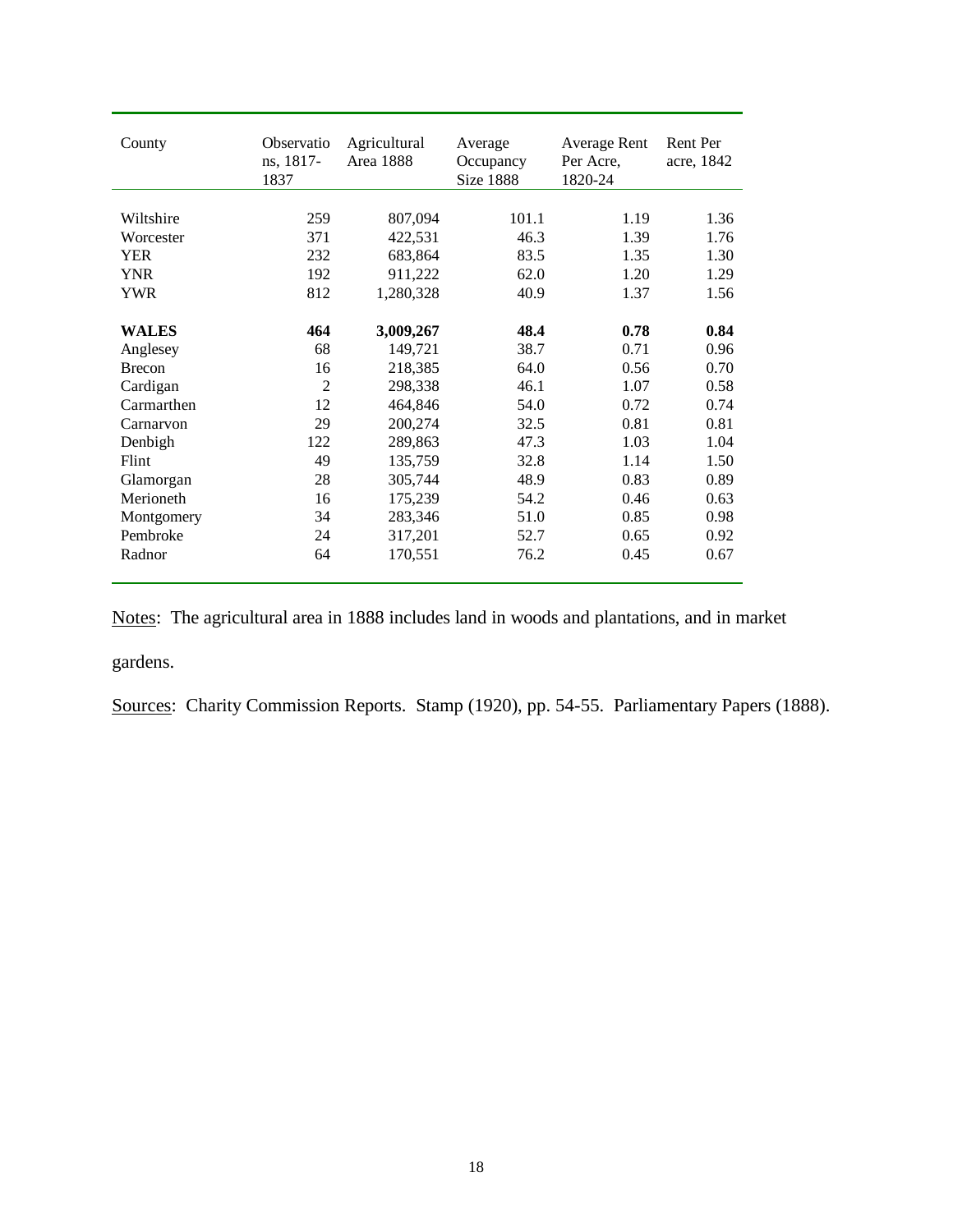| County | Observations, 1817-1837 | Agricultural Area 1888 | Average Occupancy Size 1888 | Average Rent Per Acre, 1820-24 | Rent Per acre, 1842 |
|---|---|---|---|---|---|
| Wiltshire | 259 | 807,094 | 101.1 | 1.19 | 1.36 |
| Worcester | 371 | 422,531 | 46.3 | 1.39 | 1.76 |
| YER | 232 | 683,864 | 83.5 | 1.35 | 1.30 |
| YNR | 192 | 911,222 | 62.0 | 1.20 | 1.29 |
| YWR | 812 | 1,280,328 | 40.9 | 1.37 | 1.56 |
| **WALES** | **464** | **3,009,267** | **48.4** | **0.78** | **0.84** |
| Anglesey | 68 | 149,721 | 38.7 | 0.71 | 0.96 |
| Brecon | 16 | 218,385 | 64.0 | 0.56 | 0.70 |
| Cardigan | 2 | 298,338 | 46.1 | 1.07 | 0.58 |
| Carmarthen | 12 | 464,846 | 54.0 | 0.72 | 0.74 |
| Carnarvon | 29 | 200,274 | 32.5 | 0.81 | 0.81 |
| Denbigh | 122 | 289,863 | 47.3 | 1.03 | 1.04 |
| Flint | 49 | 135,759 | 32.8 | 1.14 | 1.50 |
| Glamorgan | 28 | 305,744 | 48.9 | 0.83 | 0.89 |
| Merioneth | 16 | 175,239 | 54.2 | 0.46 | 0.63 |
| Montgomery | 34 | 283,346 | 51.0 | 0.85 | 0.98 |
| Pembroke | 24 | 317,201 | 52.7 | 0.65 | 0.92 |
| Radnor | 64 | 170,551 | 76.2 | 0.45 | 0.67 |

Notes: The agricultural area in 1888 includes land in woods and plantations, and in market gardens.

Sources: Charity Commission Reports. Stamp (1920), pp. 54-55. Parliamentary Papers (1888).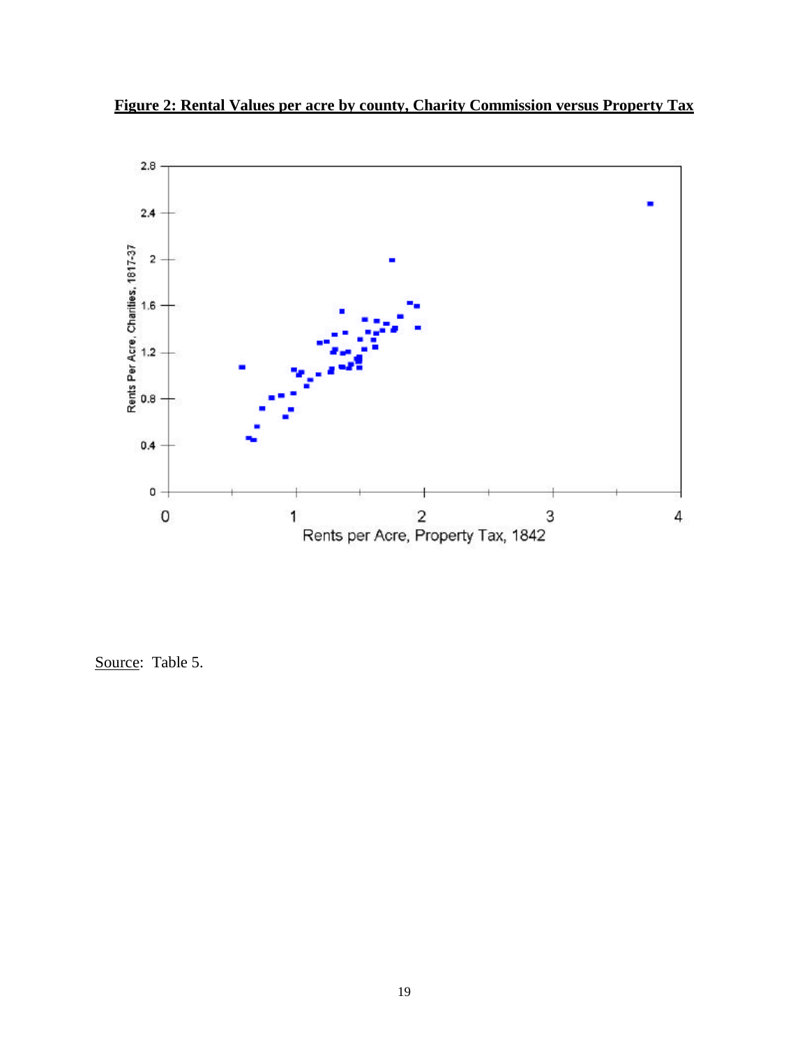**Figure 2: Rental Values per acre by county, Charity Commission versus Property Tax**

Source: Table 5.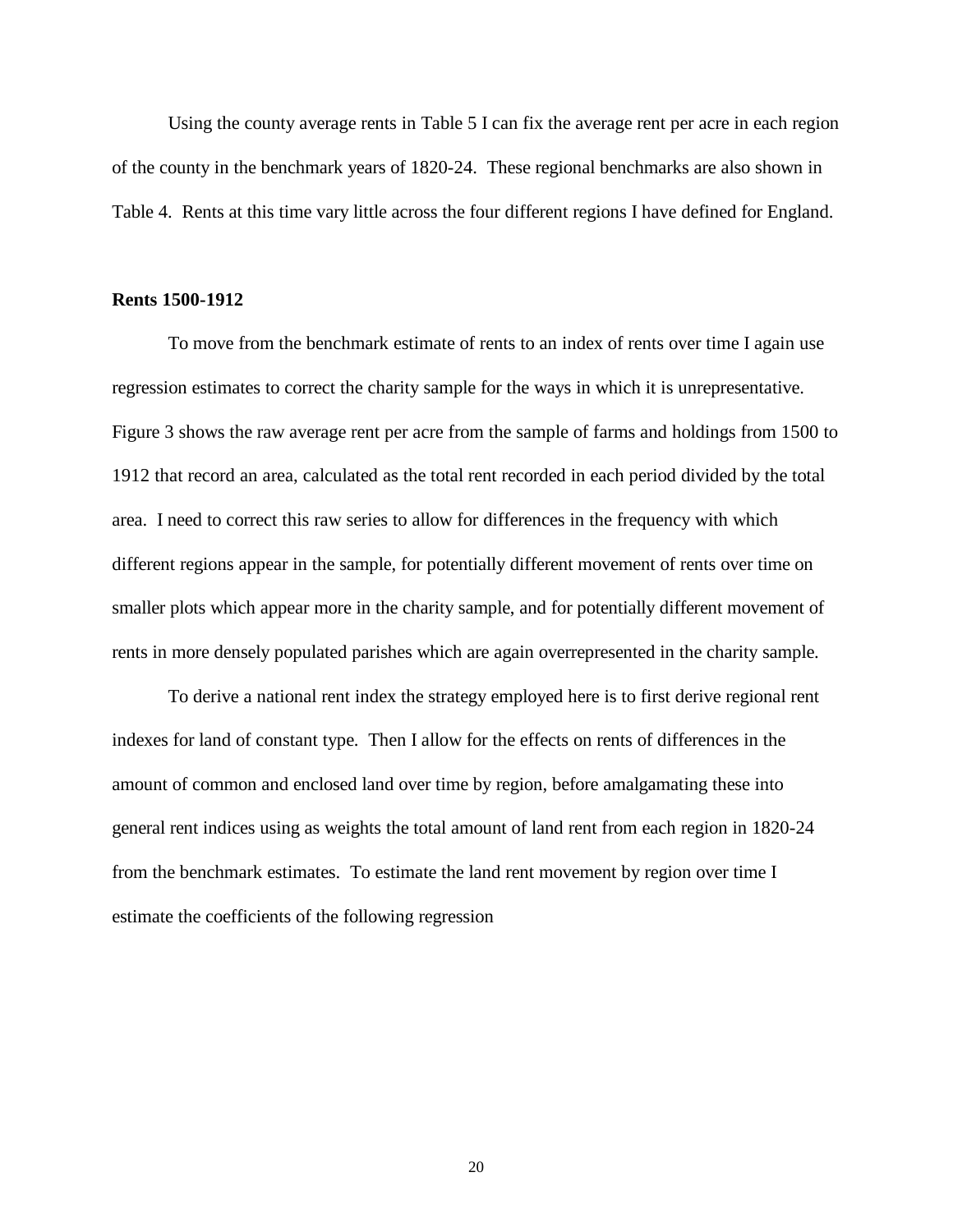Using the county average rents in Table 5 I can fix the average rent per acre in each region of the county in the benchmark years of 1820-24. These regional benchmarks are also shown in Table 4. Rents at this time vary little across the four different regions I have defined for England.

**Rents 1500-1912**

To move from the benchmark estimate of rents to an index of rents over time I again use regression estimates to correct the charity sample for the ways in which it is unrepresentative. Figure 3 shows the raw average rent per acre from the sample of farms and holdings from 1500 to 1912 that record an area, calculated as the total rent recorded in each period divided by the total area. I need to correct this raw series to allow for differences in the frequency with which different regions appear in the sample, for potentially different movement of rents over time on smaller plots which appear more in the charity sample, and for potentially different movement of rents in more densely populated parishes which are again overrepresented in the charity sample.

To derive a national rent index the strategy employed here is to first derive regional rent indexes for land of constant type. Then I allow for the effects on rents of differences in the amount of common and enclosed land over time by region, before amalgamating these into general rent indices using as weights the total amount of land rent from each region in 1820-24 from the benchmark estimates. To estimate the land rent movement by region over time I estimate the coefficients of the following regression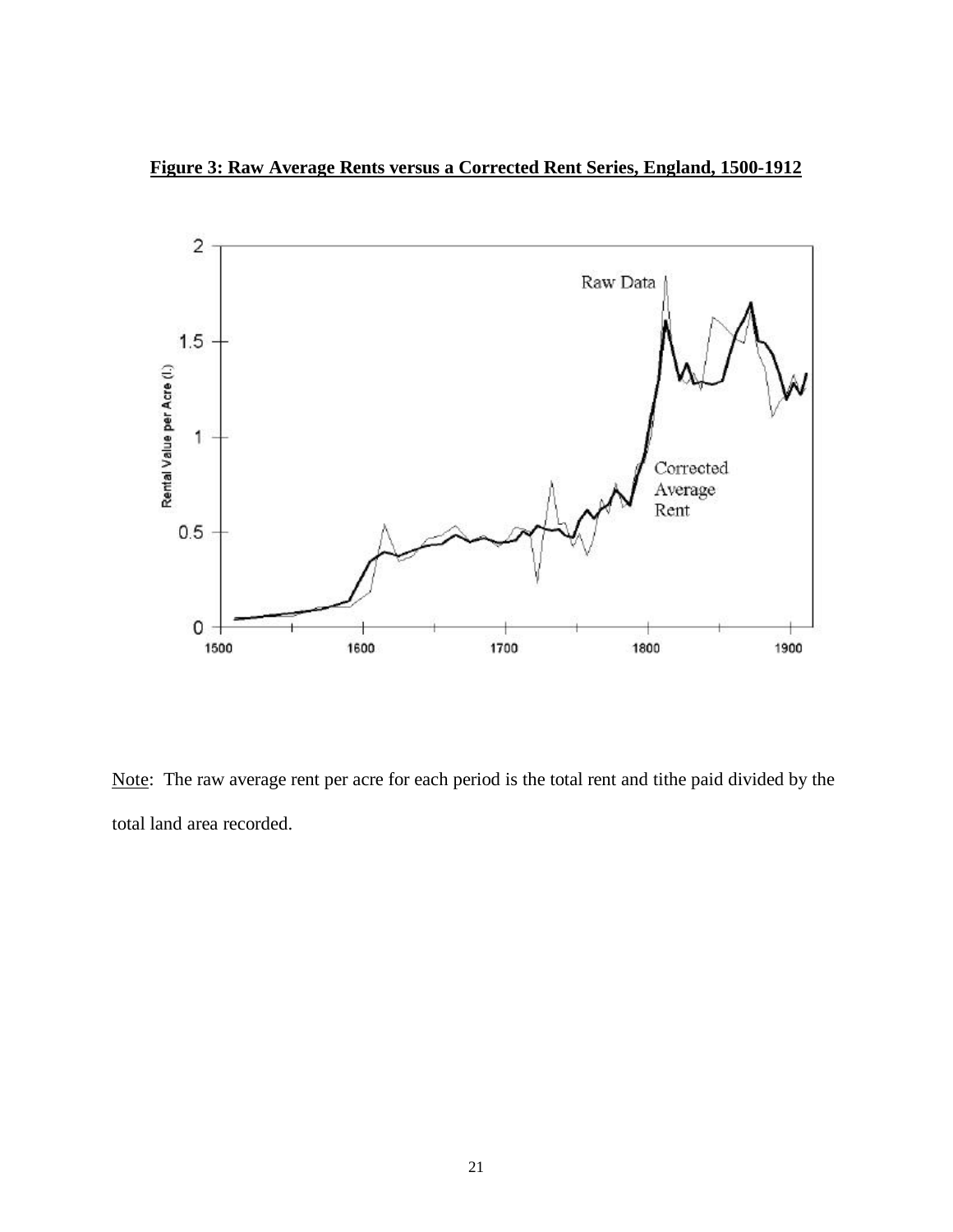**Figure 3: Raw Average Rents versus a Corrected Rent Series, England, 1500-1912**

Note: The raw average rent per acre for each period is the total rent and tithe paid divided by the total land area recorded.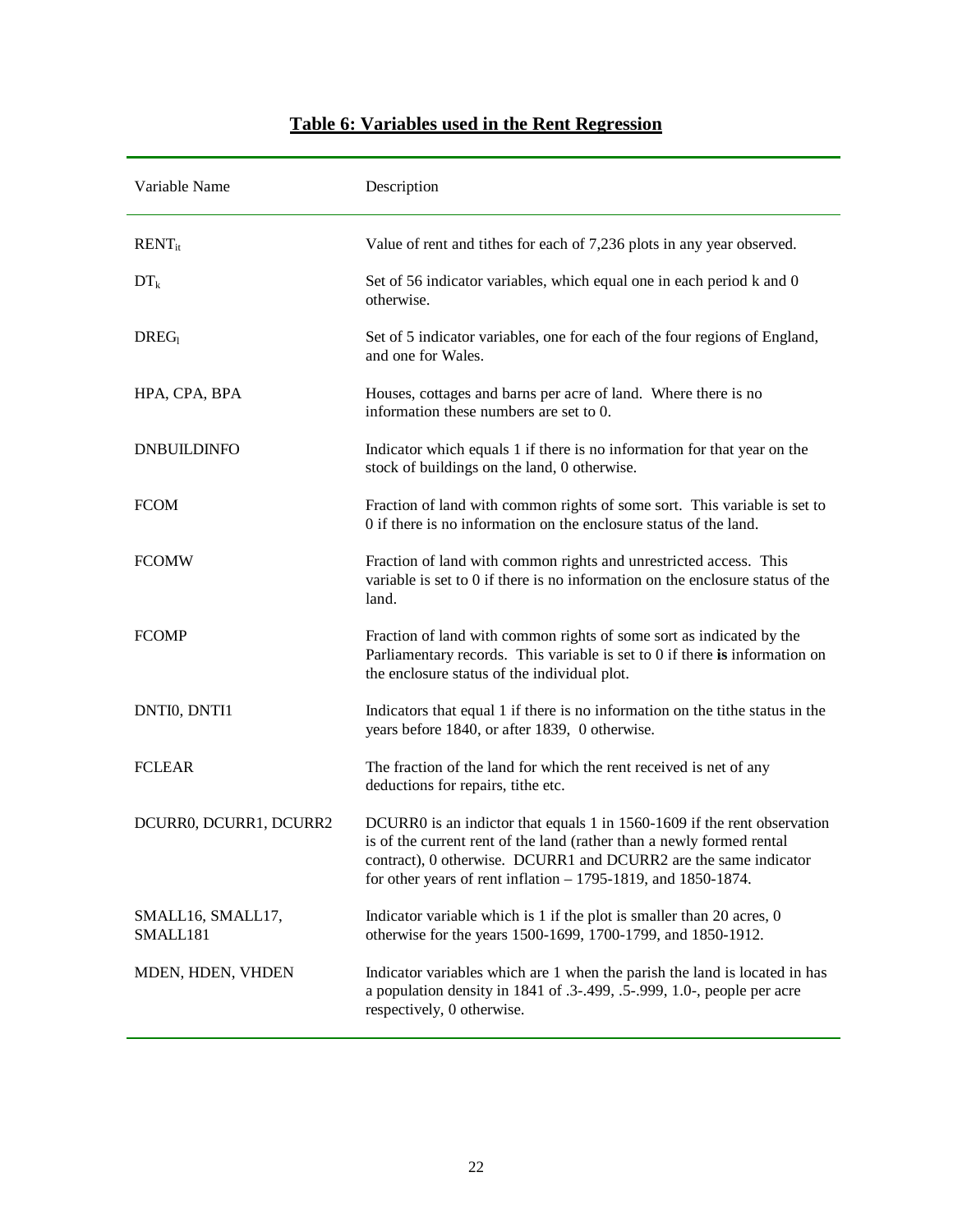## Table 6: Variables used in the Rent Regression

| Variable Name | Description |
|---|---|
| $RENT_{it}$ | Value of rent and tithes for each of 7,236 plots in any year observed. |
| $DT_k$ | Set of 56 indicator variables, which equal one in each period k and 0 otherwise. |
| $DREG_l$ | Set of 5 indicator variables, one for each of the four regions of England, and one for Wales. |
| HPA, CPA, BPA | Houses, cottages and barns per acre of land. Where there is no information these numbers are set to 0. |
| DNBUILDINFO | Indicator which equals 1 if there is no information for that year on the stock of buildings on the land, 0 otherwise. |
| FCOM | Fraction of land with common rights of some sort. This variable is set to 0 if there is no information on the enclosure status of the land. |
| FCOMW | Fraction of land with common rights and unrestricted access. This variable is set to 0 if there is no information on the enclosure status of the land. |
| FCOMP | Fraction of land with common rights of some sort as indicated by the Parliamentary records. This variable is set to 0 if there **is** information on the enclosure status of the individual plot. |
| DNTI0, DNTI1 | Indicators that equal 1 if there is no information on the tithe status in the years before 1840, or after 1839, 0 otherwise. |
| FCLEAR | The fraction of the land for which the rent received is net of any deductions for repairs, tithe etc. |
| DCURR0, DCURR1, DCURR2 | DCURR0 is an indictor that equals 1 in 1560-1609 if the rent observation is of the current rent of the land (rather than a newly formed rental contract), 0 otherwise. DCURR1 and DCURR2 are the same indicator for other years of rent inflation – 1795-1819, and 1850-1874. |
| SMALL16, SMALL17, SMALL181 | Indicator variable which is 1 if the plot is smaller than 20 acres, 0 otherwise for the years 1500-1699, 1700-1799, and 1850-1912. |
| MDEN, HDEN, VHDEN | Indicator variables which are 1 when the parish the land is located in has a population density in 1841 of .3-.499, .5-.999, 1.0-, people per acre respectively, 0 otherwise. |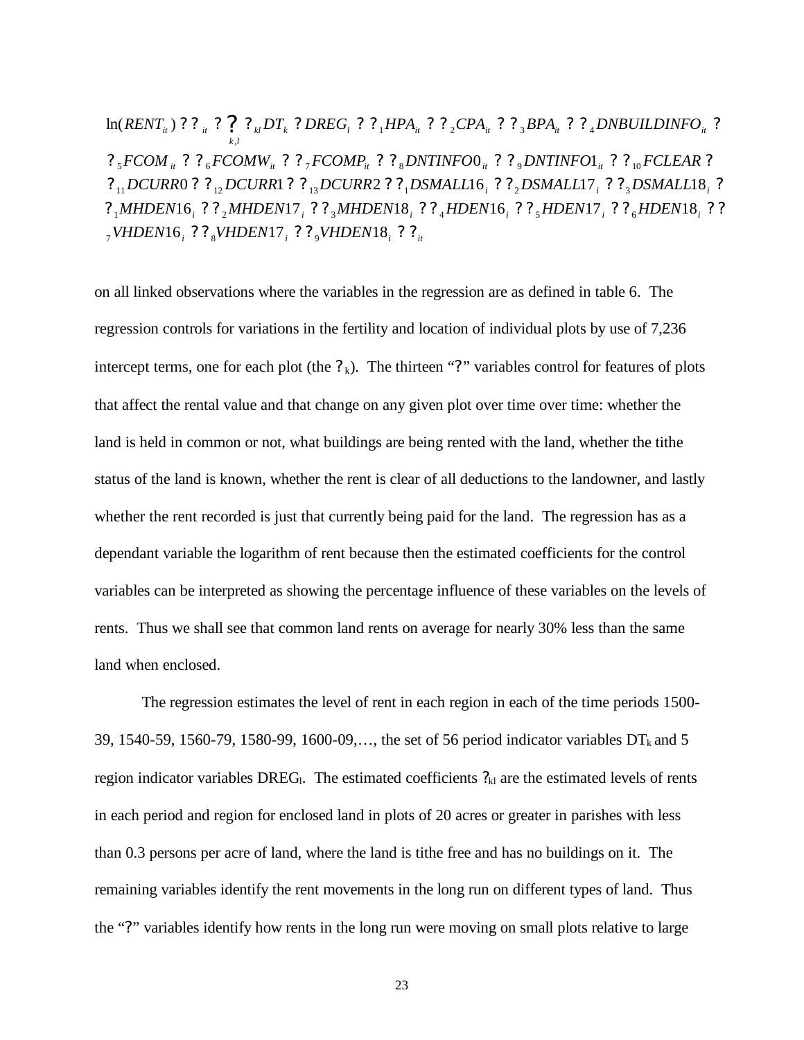$$
\begin{aligned}
\ln(RENT_{it}) \; ? \; ?_{it} \; ? \; ?_{k,l} \; ?_{kl} DT_k \; ? \; DREG_l \; ? \; ?_1 HPA_{it} \; ? \; ?_2 CPA_{it} \; ? \; ?_3 BPA_{it} \; ? \; ?_4 DNBUILDINFO_{it} \; ? \\
?_5 FCOM_{it} \; ? \; ?_6 FCOMW_{it} \; ? \; ?_7 FCOMP_{it} \; ? \; ?_8 DNTINFO0_{it} \; ? \; ?_9 DNTINFO1_{it} \; ? \; ?_{10} FCLEAR \; ? \\
?_{11} DCURR0 \; ? \; ?_{12} DCURR1 \; ? \; ?_{13} DCURR2 \; ? \; ?_1 DSMALL16_i \; ? \; ?_2 DSMALL17_i \; ? \; ?_3 DSMALL18_i \; ? \\
?_1 MHDEN16_i \; ? \; ?_2 MHDEN17_i \; ? \; ?_3 MHDEN18_i \; ? \; ?_4 HDEN16_i \; ? \; ?_5 HDEN17_i \; ? \; ?_6 HDEN18_i \; ? \\
?_7 VHDEN16_i \; ? \; ?_8 VHDEN17_i \; ? \; ?_9 VHDEN18_i \; ? \; ?_{it}
\end{aligned}
$$

on all linked observations where the variables in the regression are as defined in table 6. The regression controls for variations in the fertility and location of individual plots by use of 7,236 intercept terms, one for each plot (the $?_k$). The thirteen "?" variables control for features of plots that affect the rental value and that change on any given plot over time over time: whether the land is held in common or not, what buildings are being rented with the land, whether the tithe status of the land is known, whether the rent is clear of all deductions to the landowner, and lastly whether the rent recorded is just that currently being paid for the land. The regression has as a dependant variable the logarithm of rent because then the estimated coefficients for the control variables can be interpreted as showing the percentage influence of these variables on the levels of rents. Thus we shall see that common land rents on average for nearly 30% less than the same land when enclosed.

The regression estimates the level of rent in each region in each of the time periods 1500-39, 1540-59, 1560-79, 1580-99, 1600-09,…, the set of 56 period indicator variables $DT_k$ and 5 region indicator variables $DREG_l$. The estimated coefficients $?_{kl}$ are the estimated levels of rents in each period and region for enclosed land in plots of 20 acres or greater in parishes with less than 0.3 persons per acre of land, where the land is tithe free and has no buildings on it. The remaining variables identify the rent movements in the long run on different types of land. Thus the "?" variables identify how rents in the long run were moving on small plots relative to large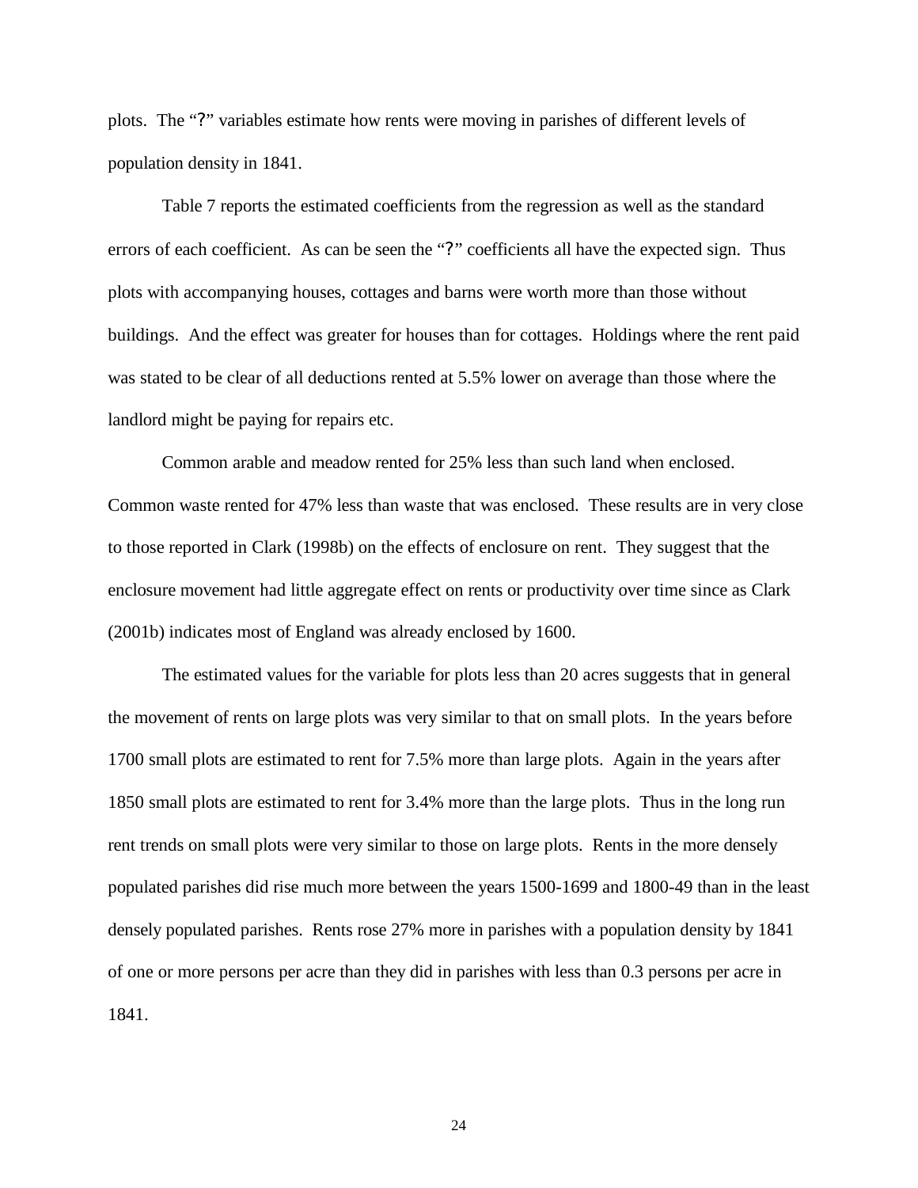plots. The "?" variables estimate how rents were moving in parishes of different levels of population density in 1841.

Table 7 reports the estimated coefficients from the regression as well as the standard errors of each coefficient. As can be seen the "?" coefficients all have the expected sign. Thus plots with accompanying houses, cottages and barns were worth more than those without buildings. And the effect was greater for houses than for cottages. Holdings where the rent paid was stated to be clear of all deductions rented at 5.5% lower on average than those where the landlord might be paying for repairs etc.

Common arable and meadow rented for 25% less than such land when enclosed. Common waste rented for 47% less than waste that was enclosed. These results are in very close to those reported in Clark (1998b) on the effects of enclosure on rent. They suggest that the enclosure movement had little aggregate effect on rents or productivity over time since as Clark (2001b) indicates most of England was already enclosed by 1600.

The estimated values for the variable for plots less than 20 acres suggests that in general the movement of rents on large plots was very similar to that on small plots. In the years before 1700 small plots are estimated to rent for 7.5% more than large plots. Again in the years after 1850 small plots are estimated to rent for 3.4% more than the large plots. Thus in the long run rent trends on small plots were very similar to those on large plots. Rents in the more densely populated parishes did rise much more between the years 1500-1699 and 1800-49 than in the least densely populated parishes. Rents rose 27% more in parishes with a population density by 1841 of one or more persons per acre than they did in parishes with less than 0.3 persons per acre in 1841.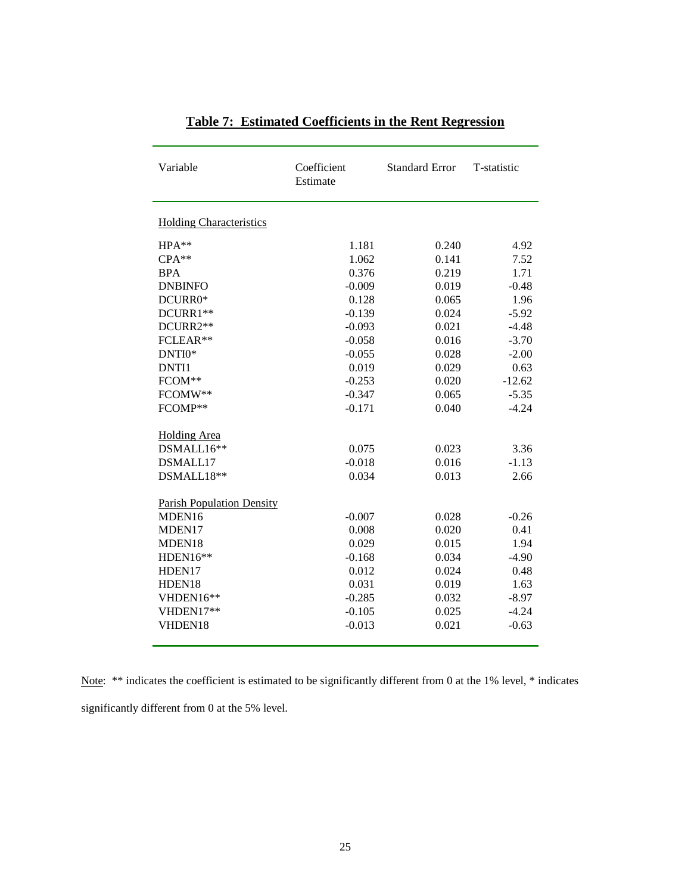## Table 7: Estimated Coefficients in the Rent Regression

| Variable | Coefficient Estimate | Standard Error | T-statistic |
|---|---|---|---|
| Holding Characteristics | | | |
| HPA** | 1.181 | 0.240 | 4.92 |
| CPA** | 1.062 | 0.141 | 7.52 |
| BPA | 0.376 | 0.219 | 1.71 |
| DNBINFO | -0.009 | 0.019 | -0.48 |
| DCURR0* | 0.128 | 0.065 | 1.96 |
| DCURR1** | -0.139 | 0.024 | -5.92 |
| DCURR2** | -0.093 | 0.021 | -4.48 |
| FCLEAR** | -0.058 | 0.016 | -3.70 |
| DNTI0* | -0.055 | 0.028 | -2.00 |
| DNTI1 | 0.019 | 0.029 | 0.63 |
| FCOM** | -0.253 | 0.020 | -12.62 |
| FCOMW** | -0.347 | 0.065 | -5.35 |
| FCOMP** | -0.171 | 0.040 | -4.24 |
| Holding Area | | | |
| DSMALL16** | 0.075 | 0.023 | 3.36 |
| DSMALL17 | -0.018 | 0.016 | -1.13 |
| DSMALL18** | 0.034 | 0.013 | 2.66 |
| Parish Population Density | | | |
| MDEN16 | -0.007 | 0.028 | -0.26 |
| MDEN17 | 0.008 | 0.020 | 0.41 |
| MDEN18 | 0.029 | 0.015 | 1.94 |
| HDEN16** | -0.168 | 0.034 | -4.90 |
| HDEN17 | 0.012 | 0.024 | 0.48 |
| HDEN18 | 0.031 | 0.019 | 1.63 |
| VHDEN16** | -0.285 | 0.032 | -8.97 |
| VHDEN17** | -0.105 | 0.025 | -4.24 |
| VHDEN18 | -0.013 | 0.021 | -0.63 |

Note: ** indicates the coefficient is estimated to be significantly different from 0 at the 1% level, * indicates significantly different from 0 at the 5% level.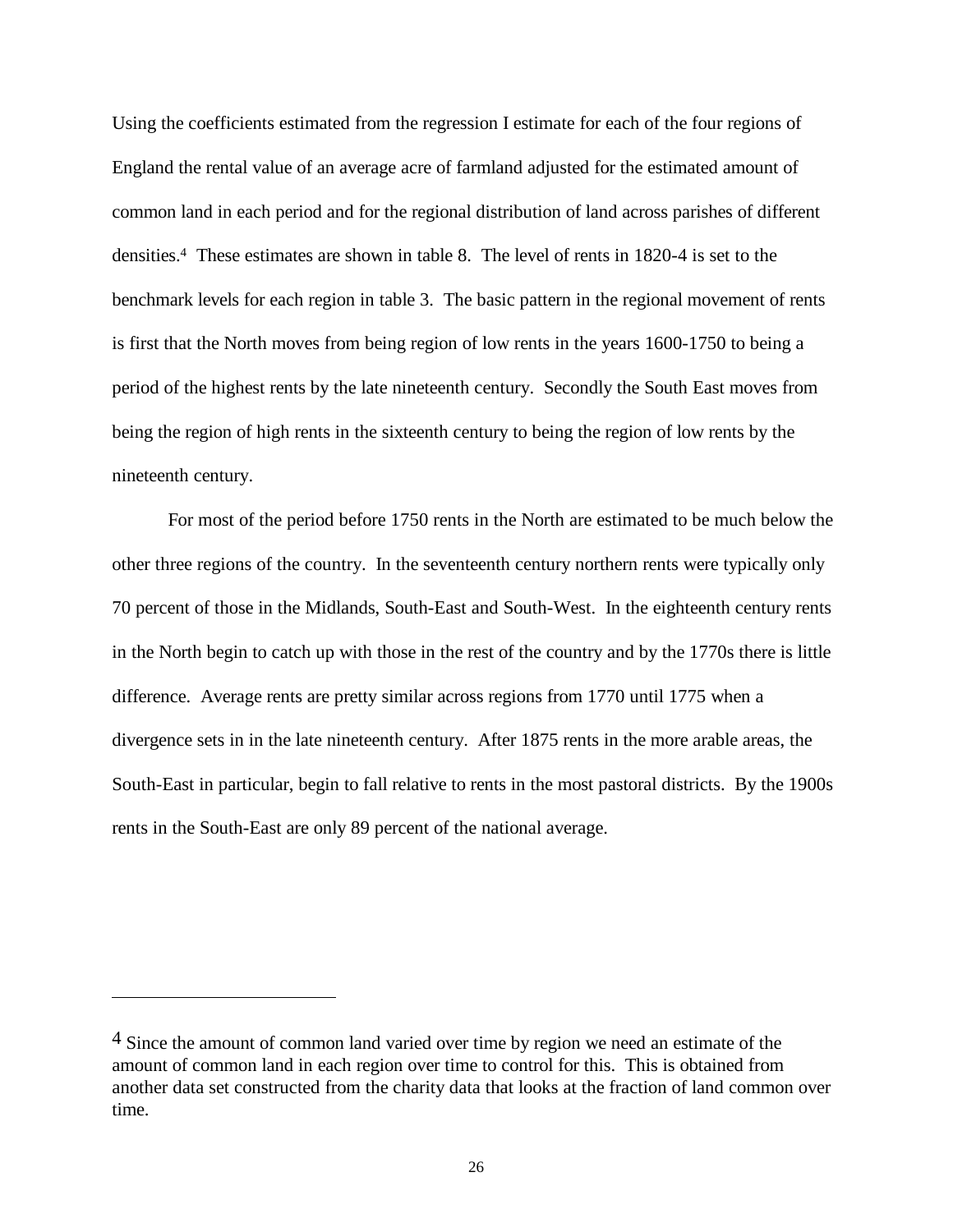Using the coefficients estimated from the regression I estimate for each of the four regions of England the rental value of an average acre of farmland adjusted for the estimated amount of common land in each period and for the regional distribution of land across parishes of different densities.[4] These estimates are shown in table 8. The level of rents in 1820-4 is set to the benchmark levels for each region in table 3. The basic pattern in the regional movement of rents is first that the North moves from being region of low rents in the years 1600-1750 to being a period of the highest rents by the late nineteenth century. Secondly the South East moves from being the region of high rents in the sixteenth century to being the region of low rents by the nineteenth century.

For most of the period before 1750 rents in the North are estimated to be much below the other three regions of the country. In the seventeenth century northern rents were typically only 70 percent of those in the Midlands, South-East and South-West. In the eighteenth century rents in the North begin to catch up with those in the rest of the country and by the 1770s there is little difference. Average rents are pretty similar across regions from 1770 until 1775 when a divergence sets in in the late nineteenth century. After 1875 rents in the more arable areas, the South-East in particular, begin to fall relative to rents in the most pastoral districts. By the 1900s rents in the South-East are only 89 percent of the national average.

---

[4] Since the amount of common land varied over time by region we need an estimate of the amount of common land in each region over time to control for this. This is obtained from another data set constructed from the charity data that looks at the fraction of land common over time.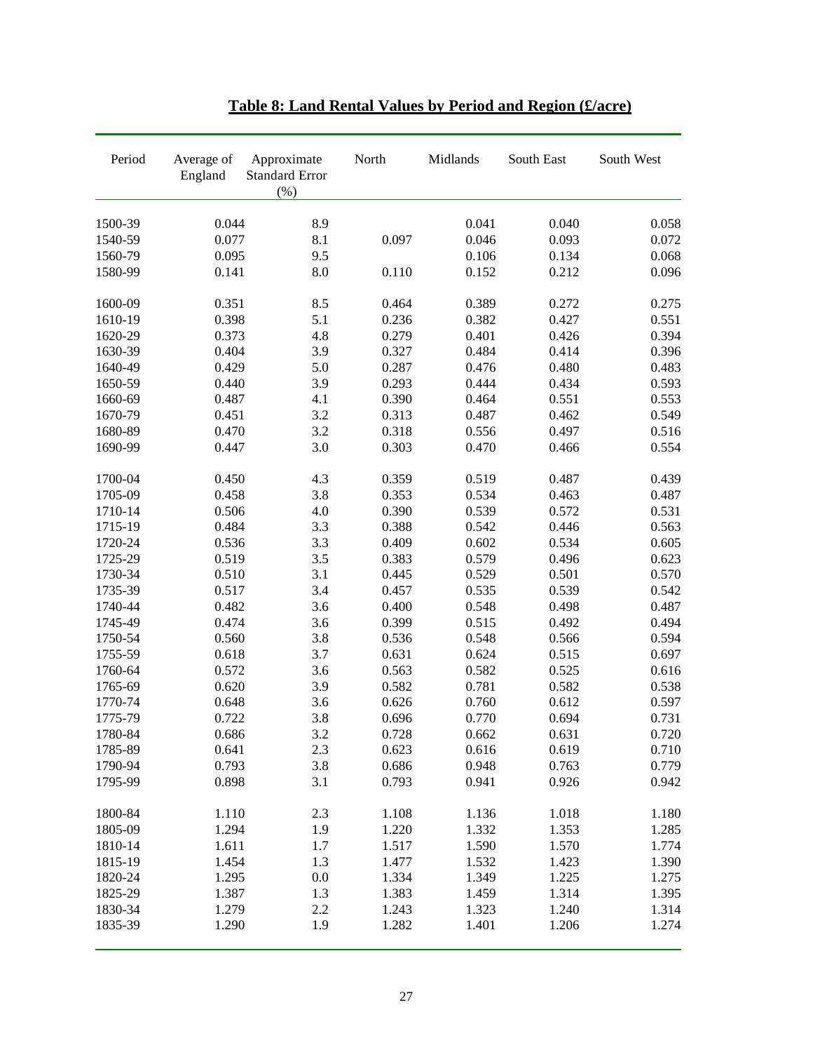**Table 8: Land Rental Values by Period and Region (£/acre)**

| Period | Average of England | Approximate Standard Error (%) | North | Midlands | South East | South West |
|---|---|---|---|---|---|---|
| 1500-39 | 0.044 | 8.9 | | 0.041 | 0.040 | 0.058 |
| 1540-59 | 0.077 | 8.1 | 0.097 | 0.046 | 0.093 | 0.072 |
| 1560-79 | 0.095 | 9.5 | | 0.106 | 0.134 | 0.068 |
| 1580-99 | 0.141 | 8.0 | 0.110 | 0.152 | 0.212 | 0.096 |
| 1600-09 | 0.351 | 8.5 | 0.464 | 0.389 | 0.272 | 0.275 |
| 1610-19 | 0.398 | 5.1 | 0.236 | 0.382 | 0.427 | 0.551 |
| 1620-29 | 0.373 | 4.8 | 0.279 | 0.401 | 0.426 | 0.394 |
| 1630-39 | 0.404 | 3.9 | 0.327 | 0.484 | 0.414 | 0.396 |
| 1640-49 | 0.429 | 5.0 | 0.287 | 0.476 | 0.480 | 0.483 |
| 1650-59 | 0.440 | 3.9 | 0.293 | 0.444 | 0.434 | 0.593 |
| 1660-69 | 0.487 | 4.1 | 0.390 | 0.464 | 0.551 | 0.553 |
| 1670-79 | 0.451 | 3.2 | 0.313 | 0.487 | 0.462 | 0.549 |
| 1680-89 | 0.470 | 3.2 | 0.318 | 0.556 | 0.497 | 0.516 |
| 1690-99 | 0.447 | 3.0 | 0.303 | 0.470 | 0.466 | 0.554 |
| 1700-04 | 0.450 | 4.3 | 0.359 | 0.519 | 0.487 | 0.439 |
| 1705-09 | 0.458 | 3.8 | 0.353 | 0.534 | 0.463 | 0.487 |
| 1710-14 | 0.506 | 4.0 | 0.390 | 0.539 | 0.572 | 0.531 |
| 1715-19 | 0.484 | 3.3 | 0.388 | 0.542 | 0.446 | 0.563 |
| 1720-24 | 0.536 | 3.3 | 0.409 | 0.602 | 0.534 | 0.605 |
| 1725-29 | 0.519 | 3.5 | 0.383 | 0.579 | 0.496 | 0.623 |
| 1730-34 | 0.510 | 3.1 | 0.445 | 0.529 | 0.501 | 0.570 |
| 1735-39 | 0.517 | 3.4 | 0.457 | 0.535 | 0.539 | 0.542 |
| 1740-44 | 0.482 | 3.6 | 0.400 | 0.548 | 0.498 | 0.487 |
| 1745-49 | 0.474 | 3.6 | 0.399 | 0.515 | 0.492 | 0.494 |
| 1750-54 | 0.560 | 3.8 | 0.536 | 0.548 | 0.566 | 0.594 |
| 1755-59 | 0.618 | 3.7 | 0.631 | 0.624 | 0.515 | 0.697 |
| 1760-64 | 0.572 | 3.6 | 0.563 | 0.582 | 0.525 | 0.616 |
| 1765-69 | 0.620 | 3.9 | 0.582 | 0.781 | 0.582 | 0.538 |
| 1770-74 | 0.648 | 3.6 | 0.626 | 0.760 | 0.612 | 0.597 |
| 1775-79 | 0.722 | 3.8 | 0.696 | 0.770 | 0.694 | 0.731 |
| 1780-84 | 0.686 | 3.2 | 0.728 | 0.662 | 0.631 | 0.720 |
| 1785-89 | 0.641 | 2.3 | 0.623 | 0.616 | 0.619 | 0.710 |
| 1790-94 | 0.793 | 3.8 | 0.686 | 0.948 | 0.763 | 0.779 |
| 1795-99 | 0.898 | 3.1 | 0.793 | 0.941 | 0.926 | 0.942 |
| 1800-84 | 1.110 | 2.3 | 1.108 | 1.136 | 1.018 | 1.180 |
| 1805-09 | 1.294 | 1.9 | 1.220 | 1.332 | 1.353 | 1.285 |
| 1810-14 | 1.611 | 1.7 | 1.517 | 1.590 | 1.570 | 1.774 |
| 1815-19 | 1.454 | 1.3 | 1.477 | 1.532 | 1.423 | 1.390 |
| 1820-24 | 1.295 | 0.0 | 1.334 | 1.349 | 1.225 | 1.275 |
| 1825-29 | 1.387 | 1.3 | 1.383 | 1.459 | 1.314 | 1.395 |
| 1830-34 | 1.279 | 2.2 | 1.243 | 1.323 | 1.240 | 1.314 |
| 1835-39 | 1.290 | 1.9 | 1.282 | 1.401 | 1.206 | 1.274 |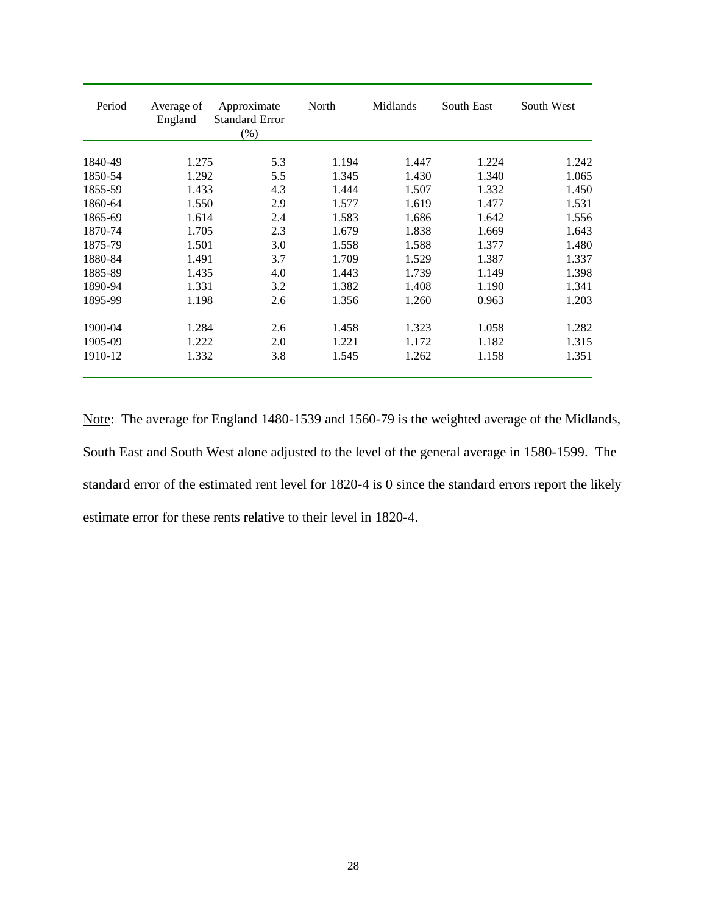| Period | Average of England | Approximate Standard Error (%) | North | Midlands | South East | South West |
|---|---|---|---|---|---|---|
| 1840-49 | 1.275 | 5.3 | 1.194 | 1.447 | 1.224 | 1.242 |
| 1850-54 | 1.292 | 5.5 | 1.345 | 1.430 | 1.340 | 1.065 |
| 1855-59 | 1.433 | 4.3 | 1.444 | 1.507 | 1.332 | 1.450 |
| 1860-64 | 1.550 | 2.9 | 1.577 | 1.619 | 1.477 | 1.531 |
| 1865-69 | 1.614 | 2.4 | 1.583 | 1.686 | 1.642 | 1.556 |
| 1870-74 | 1.705 | 2.3 | 1.679 | 1.838 | 1.669 | 1.643 |
| 1875-79 | 1.501 | 3.0 | 1.558 | 1.588 | 1.377 | 1.480 |
| 1880-84 | 1.491 | 3.7 | 1.709 | 1.529 | 1.387 | 1.337 |
| 1885-89 | 1.435 | 4.0 | 1.443 | 1.739 | 1.149 | 1.398 |
| 1890-94 | 1.331 | 3.2 | 1.382 | 1.408 | 1.190 | 1.341 |
| 1895-99 | 1.198 | 2.6 | 1.356 | 1.260 | 0.963 | 1.203 |
| 1900-04 | 1.284 | 2.6 | 1.458 | 1.323 | 1.058 | 1.282 |
| 1905-09 | 1.222 | 2.0 | 1.221 | 1.172 | 1.182 | 1.315 |
| 1910-12 | 1.332 | 3.8 | 1.545 | 1.262 | 1.158 | 1.351 |

Note: The average for England 1480-1539 and 1560-79 is the weighted average of the Midlands, South East and South West alone adjusted to the level of the general average in 1580-1599. The standard error of the estimated rent level for 1820-4 is 0 since the standard errors report the likely estimate error for these rents relative to their level in 1820-4.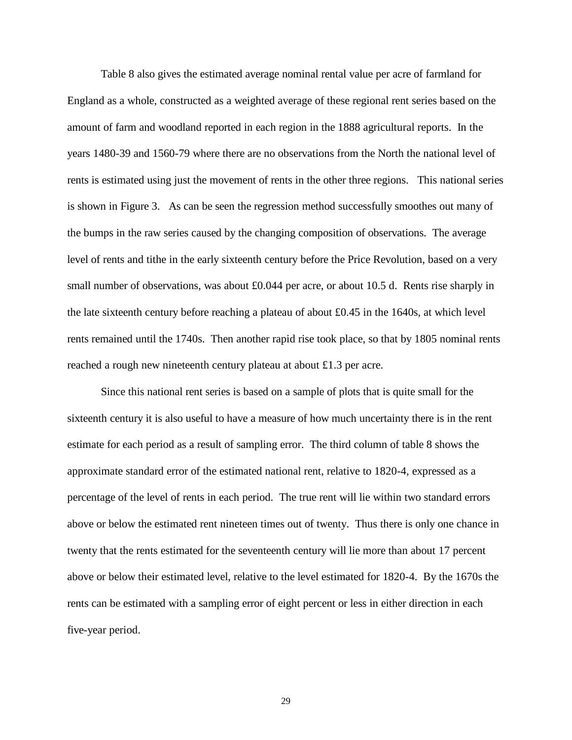Table 8 also gives the estimated average nominal rental value per acre of farmland for England as a whole, constructed as a weighted average of these regional rent series based on the amount of farm and woodland reported in each region in the 1888 agricultural reports. In the years 1480-39 and 1560-79 where there are no observations from the North the national level of rents is estimated using just the movement of rents in the other three regions. This national series is shown in Figure 3. As can be seen the regression method successfully smoothes out many of the bumps in the raw series caused by the changing composition of observations. The average level of rents and tithe in the early sixteenth century before the Price Revolution, based on a very small number of observations, was about £0.044 per acre, or about 10.5 d. Rents rise sharply in the late sixteenth century before reaching a plateau of about £0.45 in the 1640s, at which level rents remained until the 1740s. Then another rapid rise took place, so that by 1805 nominal rents reached a rough new nineteenth century plateau at about £1.3 per acre.

Since this national rent series is based on a sample of plots that is quite small for the sixteenth century it is also useful to have a measure of how much uncertainty there is in the rent estimate for each period as a result of sampling error. The third column of table 8 shows the approximate standard error of the estimated national rent, relative to 1820-4, expressed as a percentage of the level of rents in each period. The true rent will lie within two standard errors above or below the estimated rent nineteen times out of twenty. Thus there is only one chance in twenty that the rents estimated for the seventeenth century will lie more than about 17 percent above or below their estimated level, relative to the level estimated for 1820-4. By the 1670s the rents can be estimated with a sampling error of eight percent or less in either direction in each five-year period.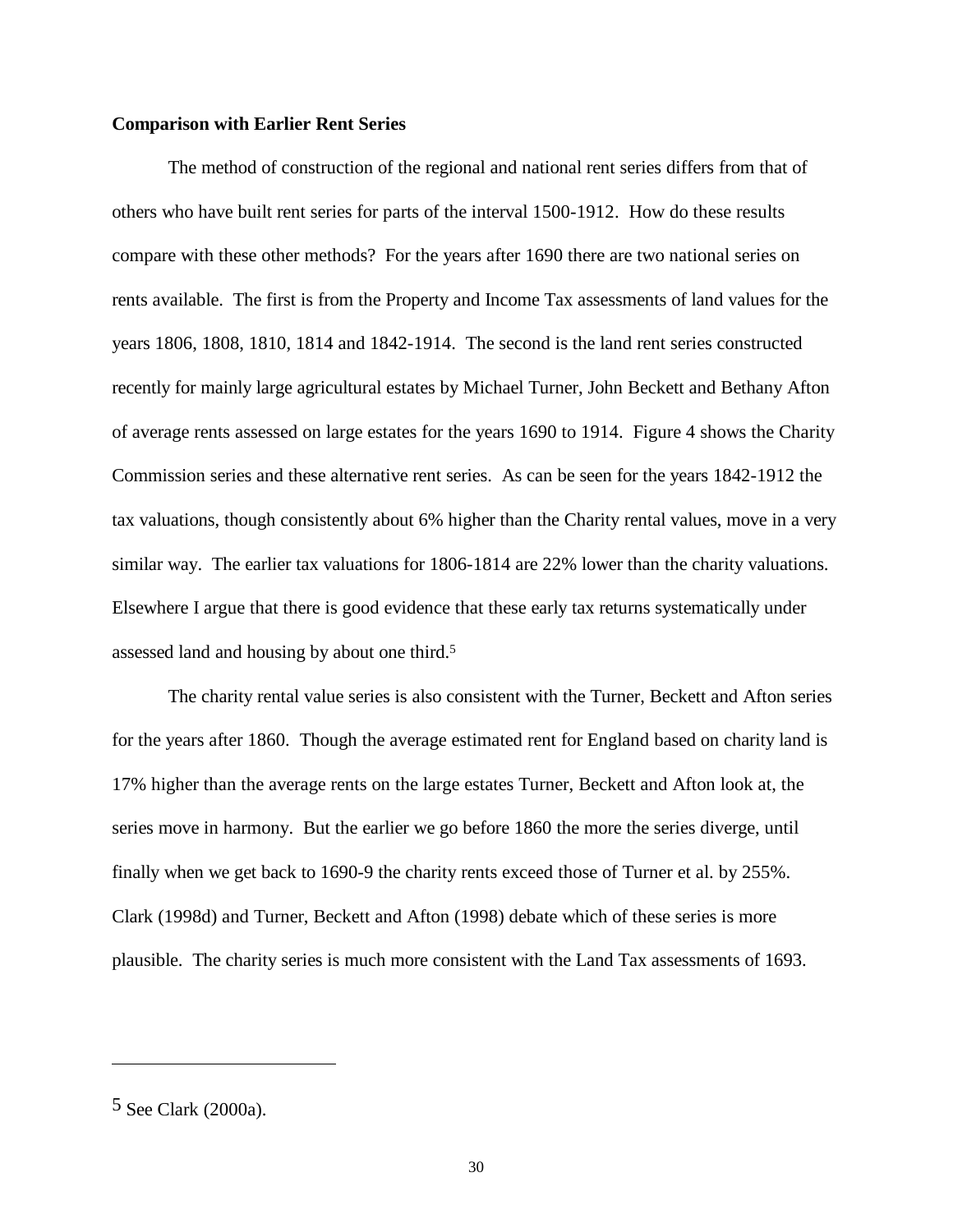**Comparison with Earlier Rent Series**

The method of construction of the regional and national rent series differs from that of others who have built rent series for parts of the interval 1500-1912. How do these results compare with these other methods? For the years after 1690 there are two national series on rents available. The first is from the Property and Income Tax assessments of land values for the years 1806, 1808, 1810, 1814 and 1842-1914. The second is the land rent series constructed recently for mainly large agricultural estates by Michael Turner, John Beckett and Bethany Afton of average rents assessed on large estates for the years 1690 to 1914. Figure 4 shows the Charity Commission series and these alternative rent series. As can be seen for the years 1842-1912 the tax valuations, though consistently about 6% higher than the Charity rental values, move in a very similar way. The earlier tax valuations for 1806-1814 are 22% lower than the charity valuations. Elsewhere I argue that there is good evidence that these early tax returns systematically under assessed land and housing by about one third.[5]

The charity rental value series is also consistent with the Turner, Beckett and Afton series for the years after 1860. Though the average estimated rent for England based on charity land is 17% higher than the average rents on the large estates Turner, Beckett and Afton look at, the series move in harmony. But the earlier we go before 1860 the more the series diverge, until finally when we get back to 1690-9 the charity rents exceed those of Turner et al. by 255%. Clark (1998d) and Turner, Beckett and Afton (1998) debate which of these series is more plausible. The charity series is much more consistent with the Land Tax assessments of 1693.

---

[5] See Clark (2000a).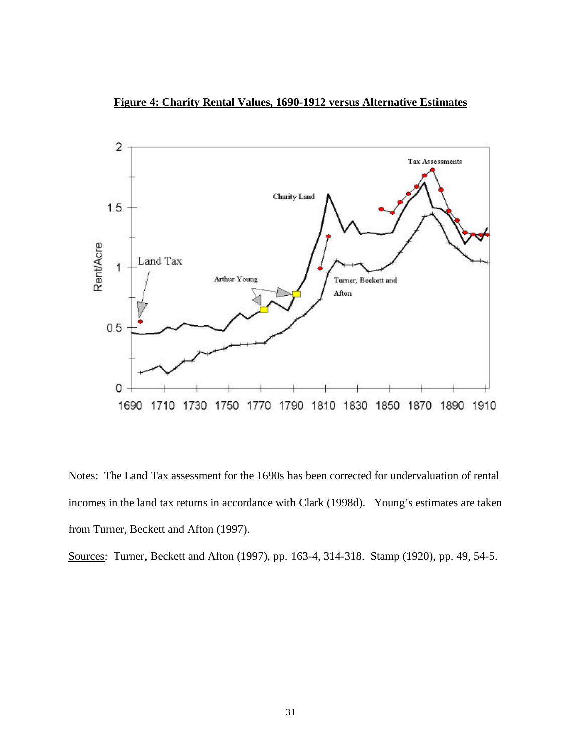**Figure 4: Charity Rental Values, 1690-1912 versus Alternative Estimates**

Notes: The Land Tax assessment for the 1690s has been corrected for undervaluation of rental incomes in the land tax returns in accordance with Clark (1998d). Young's estimates are taken from Turner, Beckett and Afton (1997).

Sources: Turner, Beckett and Afton (1997), pp. 163-4, 314-318. Stamp (1920), pp. 49, 54-5.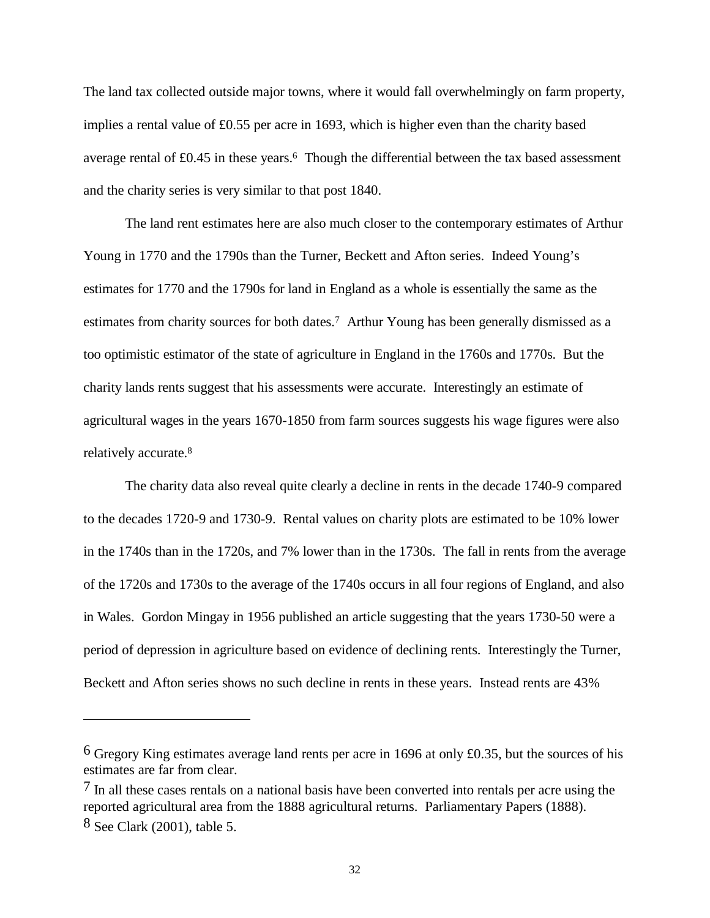The land tax collected outside major towns, where it would fall overwhelmingly on farm property, implies a rental value of £0.55 per acre in 1693, which is higher even than the charity based average rental of £0.45 in these years.[6] Though the differential between the tax based assessment and the charity series is very similar to that post 1840.

The land rent estimates here are also much closer to the contemporary estimates of Arthur Young in 1770 and the 1790s than the Turner, Beckett and Afton series. Indeed Young's estimates for 1770 and the 1790s for land in England as a whole is essentially the same as the estimates from charity sources for both dates.[7] Arthur Young has been generally dismissed as a too optimistic estimator of the state of agriculture in England in the 1760s and 1770s. But the charity lands rents suggest that his assessments were accurate. Interestingly an estimate of agricultural wages in the years 1670-1850 from farm sources suggests his wage figures were also relatively accurate.[8]

The charity data also reveal quite clearly a decline in rents in the decade 1740-9 compared to the decades 1720-9 and 1730-9. Rental values on charity plots are estimated to be 10% lower in the 1740s than in the 1720s, and 7% lower than in the 1730s. The fall in rents from the average of the 1720s and 1730s to the average of the 1740s occurs in all four regions of England, and also in Wales. Gordon Mingay in 1956 published an article suggesting that the years 1730-50 were a period of depression in agriculture based on evidence of declining rents. Interestingly the Turner, Beckett and Afton series shows no such decline in rents in these years. Instead rents are 43%

---

[6] Gregory King estimates average land rents per acre in 1696 at only £0.35, but the sources of his estimates are far from clear.

[7] In all these cases rentals on a national basis have been converted into rentals per acre using the reported agricultural area from the 1888 agricultural returns. Parliamentary Papers (1888).

[8] See Clark (2001), table 5.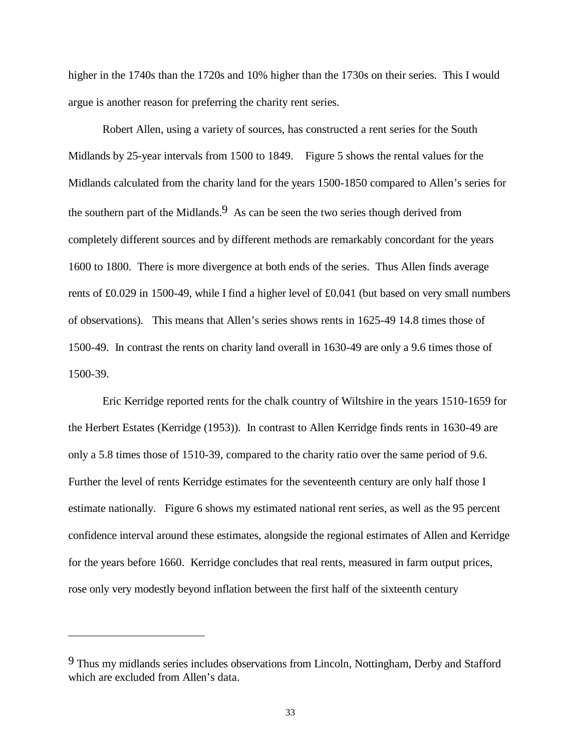higher in the 1740s than the 1720s and 10% higher than the 1730s on their series. This I would argue is another reason for preferring the charity rent series.

Robert Allen, using a variety of sources, has constructed a rent series for the South Midlands by 25-year intervals from 1500 to 1849. Figure 5 shows the rental values for the Midlands calculated from the charity land for the years 1500-1850 compared to Allen's series for the southern part of the Midlands.[9] As can be seen the two series though derived from completely different sources and by different methods are remarkably concordant for the years 1600 to 1800. There is more divergence at both ends of the series. Thus Allen finds average rents of £0.029 in 1500-49, while I find a higher level of £0.041 (but based on very small numbers of observations). This means that Allen's series shows rents in 1625-49 14.8 times those of 1500-49. In contrast the rents on charity land overall in 1630-49 are only a 9.6 times those of 1500-39.

Eric Kerridge reported rents for the chalk country of Wiltshire in the years 1510-1659 for the Herbert Estates (Kerridge (1953)). In contrast to Allen Kerridge finds rents in 1630-49 are only a 5.8 times those of 1510-39, compared to the charity ratio over the same period of 9.6. Further the level of rents Kerridge estimates for the seventeenth century are only half those I estimate nationally. Figure 6 shows my estimated national rent series, as well as the 95 percent confidence interval around these estimates, alongside the regional estimates of Allen and Kerridge for the years before 1660. Kerridge concludes that real rents, measured in farm output prices, rose only very modestly beyond inflation between the first half of the sixteenth century

---

[9] Thus my midlands series includes observations from Lincoln, Nottingham, Derby and Stafford which are excluded from Allen's data.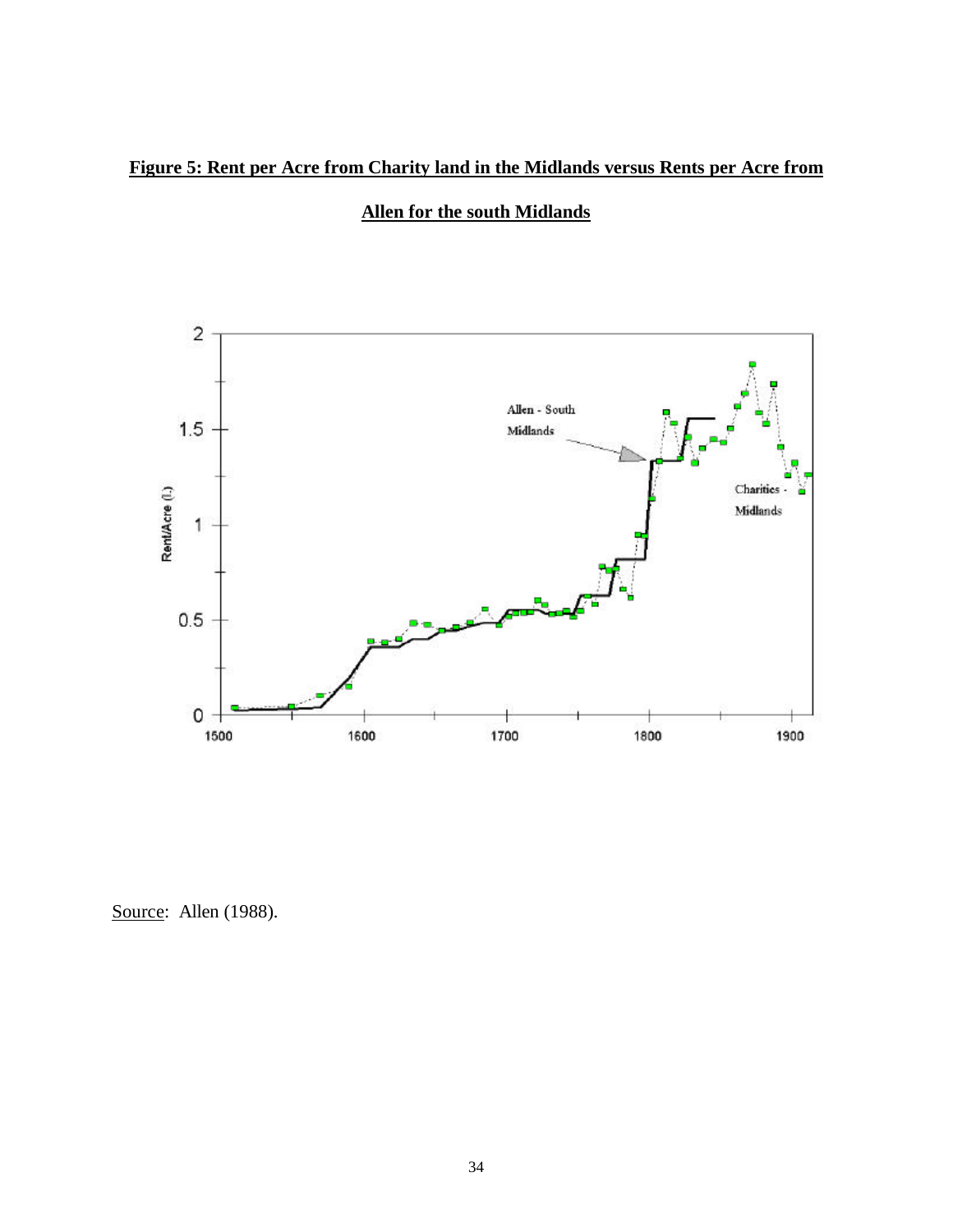**Figure 5: Rent per Acre from Charity land in the Midlands versus Rents per Acre from Allen for the south Midlands**

Source: Allen (1988).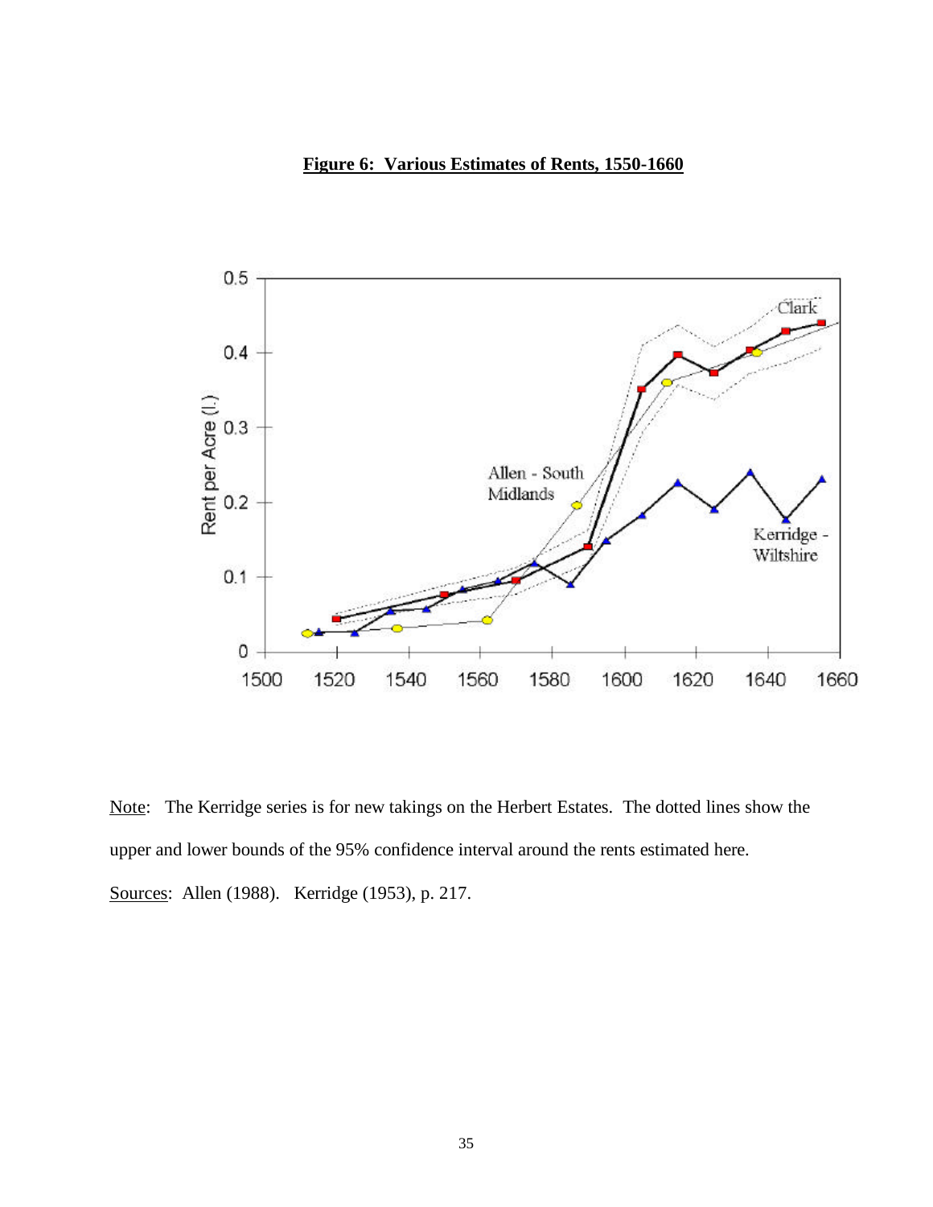**Figure 6: Various Estimates of Rents, 1550-1660**

Note: The Kerridge series is for new takings on the Herbert Estates. The dotted lines show the upper and lower bounds of the 95% confidence interval around the rents estimated here.

Sources: Allen (1988). Kerridge (1953), p. 217.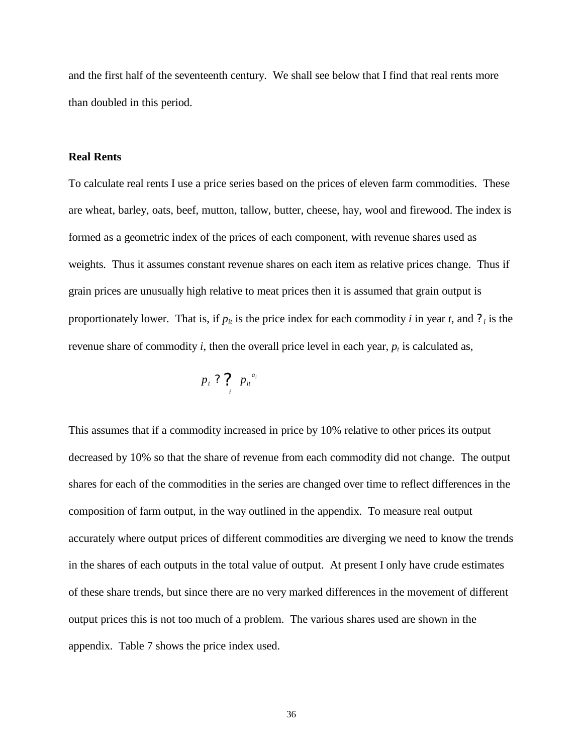and the first half of the seventeenth century. We shall see below that I find that real rents more than doubled in this period.

**Real Rents**

To calculate real rents I use a price series based on the prices of eleven farm commodities. These are wheat, barley, oats, beef, mutton, tallow, butter, cheese, hay, wool and firewood. The index is formed as a geometric index of the prices of each component, with revenue shares used as weights. Thus it assumes constant revenue shares on each item as relative prices change. Thus if grain prices are unusually high relative to meat prices then it is assumed that grain output is proportionately lower. That is, if $p_{it}$ is the price index for each commodity $i$ in year $t$, and $a_i$ is the revenue share of commodity $i$, then the overall price level in each year, $p_t$ is calculated as,

$$p_t = \prod_i p_{it}^{a_i}$$

This assumes that if a commodity increased in price by 10% relative to other prices its output decreased by 10% so that the share of revenue from each commodity did not change. The output shares for each of the commodities in the series are changed over time to reflect differences in the composition of farm output, in the way outlined in the appendix. To measure real output accurately where output prices of different commodities are diverging we need to know the trends in the shares of each outputs in the total value of output. At present I only have crude estimates of these share trends, but since there are no very marked differences in the movement of different output prices this is not too much of a problem. The various shares used are shown in the appendix. Table 7 shows the price index used.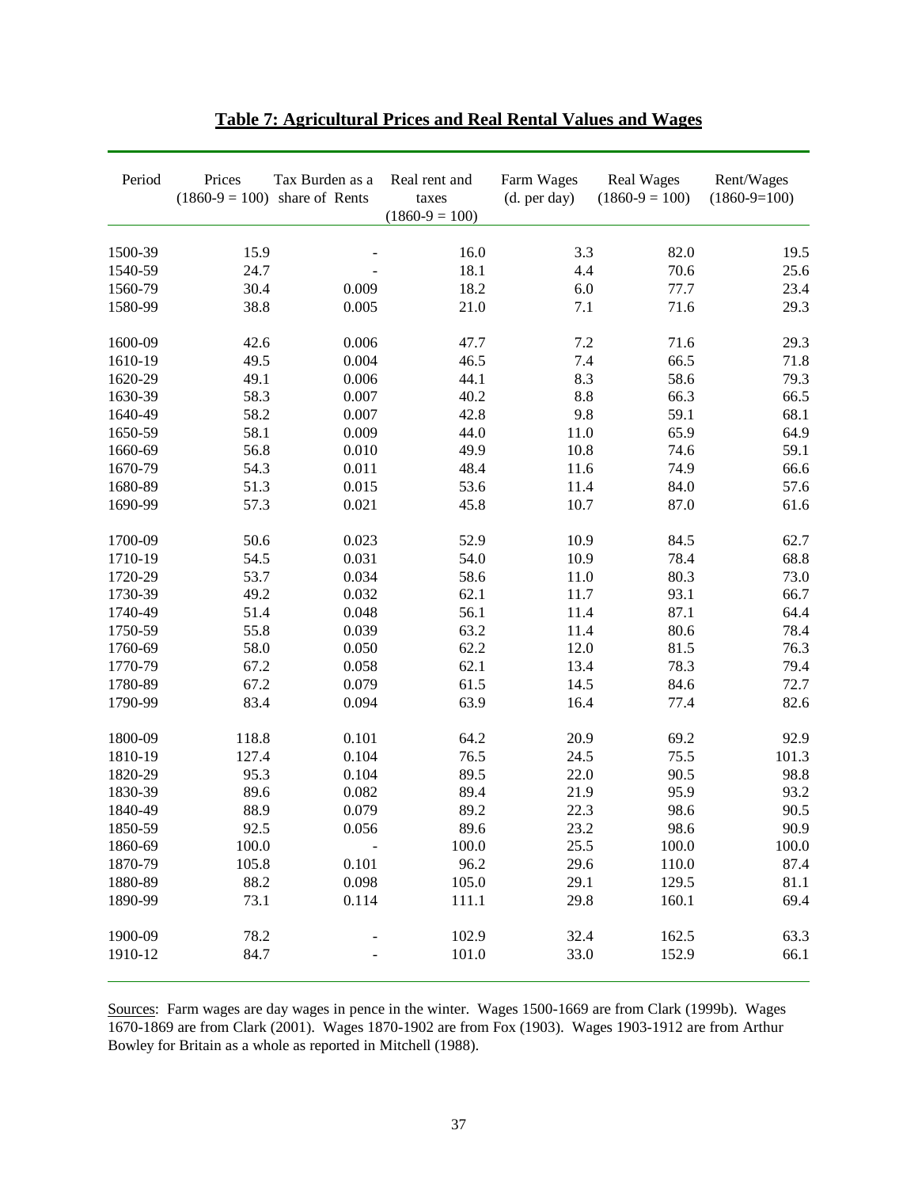## Table 7: Agricultural Prices and Real Rental Values and Wages

| Period | Prices (1860-9 = 100) | Tax Burden as a share of Rents | Real rent and taxes (1860-9 = 100) | Farm Wages (d. per day) | Real Wages (1860-9 = 100) | Rent/Wages (1860-9=100) |
|---|---|---|---|---|---|---|
| 1500-39 | 15.9 | - | 16.0 | 3.3 | 82.0 | 19.5 |
| 1540-59 | 24.7 | - | 18.1 | 4.4 | 70.6 | 25.6 |
| 1560-79 | 30.4 | 0.009 | 18.2 | 6.0 | 77.7 | 23.4 |
| 1580-99 | 38.8 | 0.005 | 21.0 | 7.1 | 71.6 | 29.3 |
| 1600-09 | 42.6 | 0.006 | 47.7 | 7.2 | 71.6 | 29.3 |
| 1610-19 | 49.5 | 0.004 | 46.5 | 7.4 | 66.5 | 71.8 |
| 1620-29 | 49.1 | 0.006 | 44.1 | 8.3 | 58.6 | 79.3 |
| 1630-39 | 58.3 | 0.007 | 40.2 | 8.8 | 66.3 | 66.5 |
| 1640-49 | 58.2 | 0.007 | 42.8 | 9.8 | 59.1 | 68.1 |
| 1650-59 | 58.1 | 0.009 | 44.0 | 11.0 | 65.9 | 64.9 |
| 1660-69 | 56.8 | 0.010 | 49.9 | 10.8 | 74.6 | 59.1 |
| 1670-79 | 54.3 | 0.011 | 48.4 | 11.6 | 74.9 | 66.6 |
| 1680-89 | 51.3 | 0.015 | 53.6 | 11.4 | 84.0 | 57.6 |
| 1690-99 | 57.3 | 0.021 | 45.8 | 10.7 | 87.0 | 61.6 |
| 1700-09 | 50.6 | 0.023 | 52.9 | 10.9 | 84.5 | 62.7 |
| 1710-19 | 54.5 | 0.031 | 54.0 | 10.9 | 78.4 | 68.8 |
| 1720-29 | 53.7 | 0.034 | 58.6 | 11.0 | 80.3 | 73.0 |
| 1730-39 | 49.2 | 0.032 | 62.1 | 11.7 | 93.1 | 66.7 |
| 1740-49 | 51.4 | 0.048 | 56.1 | 11.4 | 87.1 | 64.4 |
| 1750-59 | 55.8 | 0.039 | 63.2 | 11.4 | 80.6 | 78.4 |
| 1760-69 | 58.0 | 0.050 | 62.2 | 12.0 | 81.5 | 76.3 |
| 1770-79 | 67.2 | 0.058 | 62.1 | 13.4 | 78.3 | 79.4 |
| 1780-89 | 67.2 | 0.079 | 61.5 | 14.5 | 84.6 | 72.7 |
| 1790-99 | 83.4 | 0.094 | 63.9 | 16.4 | 77.4 | 82.6 |
| 1800-09 | 118.8 | 0.101 | 64.2 | 20.9 | 69.2 | 92.9 |
| 1810-19 | 127.4 | 0.104 | 76.5 | 24.5 | 75.5 | 101.3 |
| 1820-29 | 95.3 | 0.104 | 89.5 | 22.0 | 90.5 | 98.8 |
| 1830-39 | 89.6 | 0.082 | 89.4 | 21.9 | 95.9 | 93.2 |
| 1840-49 | 88.9 | 0.079 | 89.2 | 22.3 | 98.6 | 90.5 |
| 1850-59 | 92.5 | 0.056 | 89.6 | 23.2 | 98.6 | 90.9 |
| 1860-69 | 100.0 | - | 100.0 | 25.5 | 100.0 | 100.0 |
| 1870-79 | 105.8 | 0.101 | 96.2 | 29.6 | 110.0 | 87.4 |
| 1880-89 | 88.2 | 0.098 | 105.0 | 29.1 | 129.5 | 81.1 |
| 1890-99 | 73.1 | 0.114 | 111.1 | 29.8 | 160.1 | 69.4 |
| 1900-09 | 78.2 | - | 102.9 | 32.4 | 162.5 | 63.3 |
| 1910-12 | 84.7 | - | 101.0 | 33.0 | 152.9 | 66.1 |

Sources: Farm wages are day wages in pence in the winter. Wages 1500-1669 are from Clark (1999b). Wages 1670-1869 are from Clark (2001). Wages 1870-1902 are from Fox (1903). Wages 1903-1912 are from Arthur Bowley for Britain as a whole as reported in Mitchell (1988).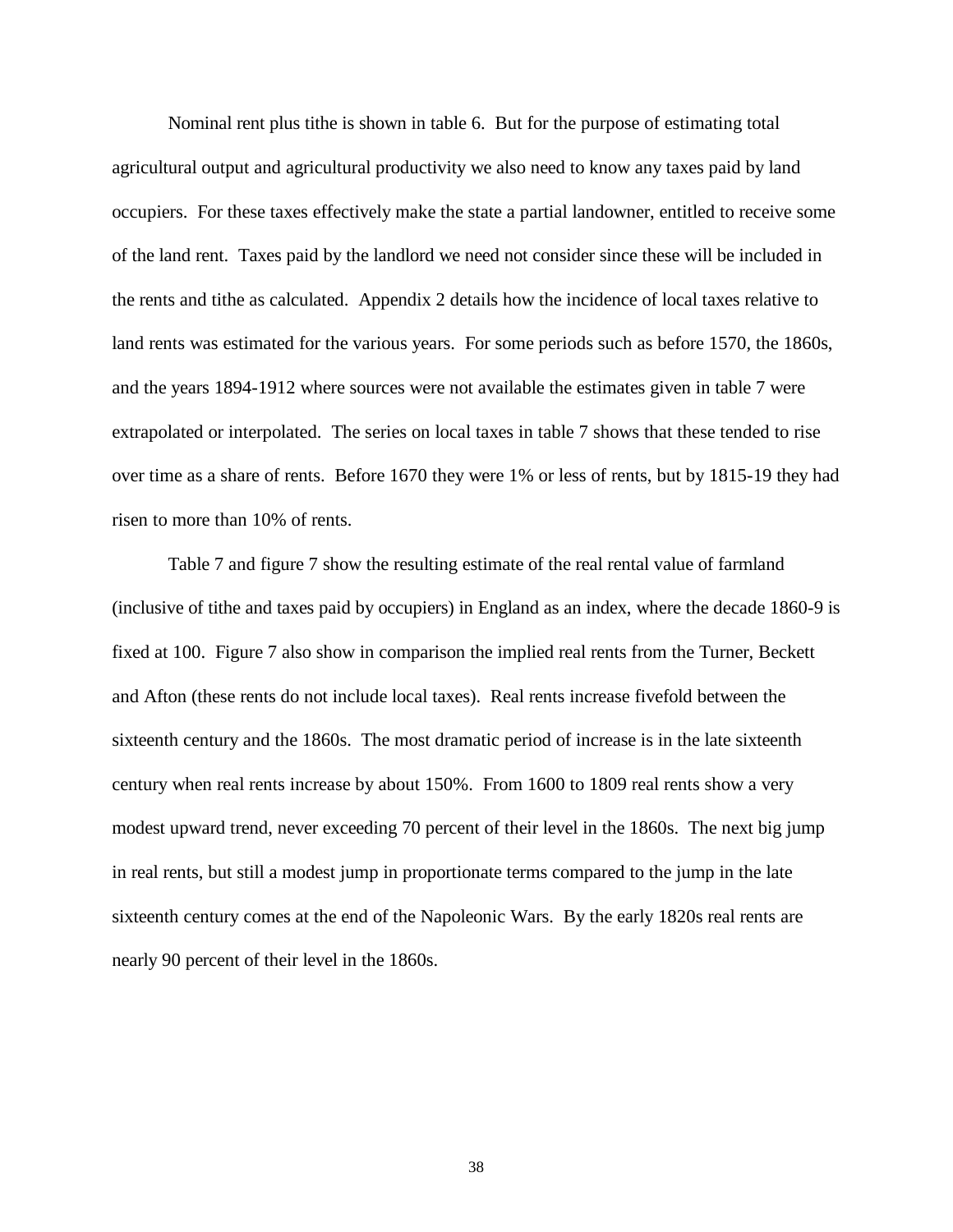Nominal rent plus tithe is shown in table 6. But for the purpose of estimating total agricultural output and agricultural productivity we also need to know any taxes paid by land occupiers. For these taxes effectively make the state a partial landowner, entitled to receive some of the land rent. Taxes paid by the landlord we need not consider since these will be included in the rents and tithe as calculated. Appendix 2 details how the incidence of local taxes relative to land rents was estimated for the various years. For some periods such as before 1570, the 1860s, and the years 1894-1912 where sources were not available the estimates given in table 7 were extrapolated or interpolated. The series on local taxes in table 7 shows that these tended to rise over time as a share of rents. Before 1670 they were 1% or less of rents, but by 1815-19 they had risen to more than 10% of rents.

Table 7 and figure 7 show the resulting estimate of the real rental value of farmland (inclusive of tithe and taxes paid by occupiers) in England as an index, where the decade 1860-9 is fixed at 100. Figure 7 also show in comparison the implied real rents from the Turner, Beckett and Afton (these rents do not include local taxes). Real rents increase fivefold between the sixteenth century and the 1860s. The most dramatic period of increase is in the late sixteenth century when real rents increase by about 150%. From 1600 to 1809 real rents show a very modest upward trend, never exceeding 70 percent of their level in the 1860s. The next big jump in real rents, but still a modest jump in proportionate terms compared to the jump in the late sixteenth century comes at the end of the Napoleonic Wars. By the early 1820s real rents are nearly 90 percent of their level in the 1860s.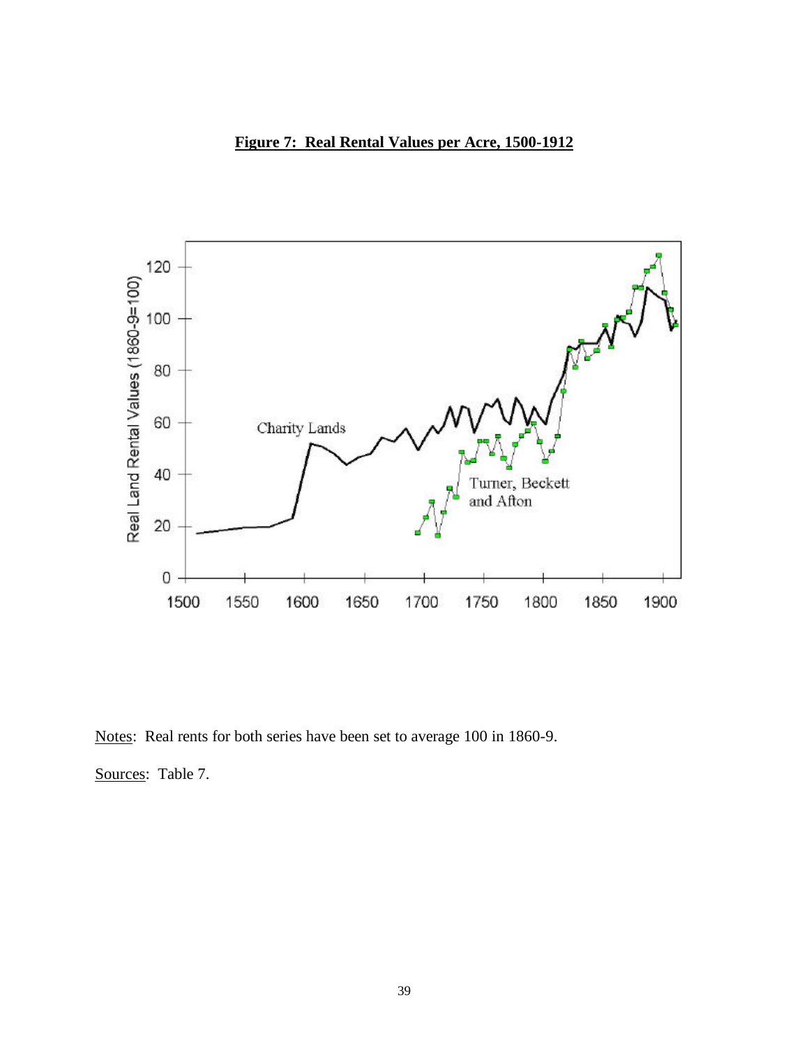**Figure 7: Real Rental Values per Acre, 1500-1912**

Notes: Real rents for both series have been set to average 100 in 1860-9.

Sources: Table 7.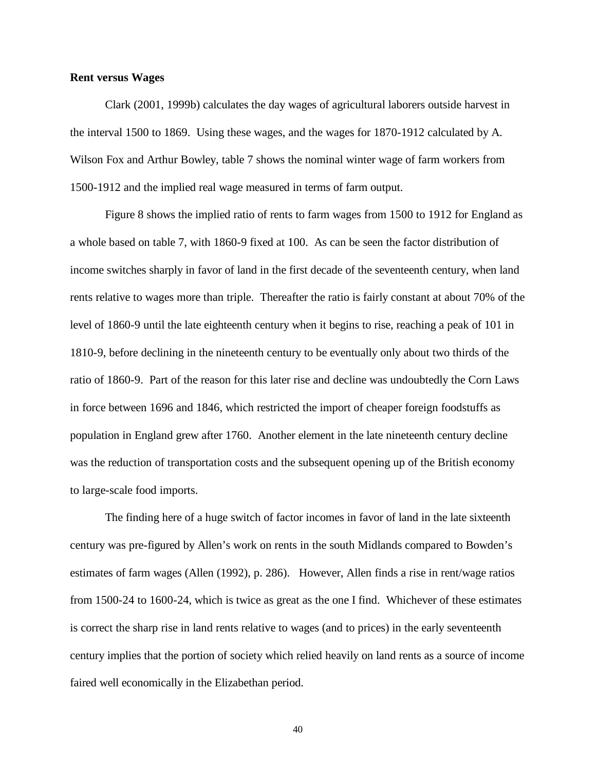**Rent versus Wages**

Clark (2001, 1999b) calculates the day wages of agricultural laborers outside harvest in the interval 1500 to 1869. Using these wages, and the wages for 1870-1912 calculated by A. Wilson Fox and Arthur Bowley, table 7 shows the nominal winter wage of farm workers from 1500-1912 and the implied real wage measured in terms of farm output.

Figure 8 shows the implied ratio of rents to farm wages from 1500 to 1912 for England as a whole based on table 7, with 1860-9 fixed at 100. As can be seen the factor distribution of income switches sharply in favor of land in the first decade of the seventeenth century, when land rents relative to wages more than triple. Thereafter the ratio is fairly constant at about 70% of the level of 1860-9 until the late eighteenth century when it begins to rise, reaching a peak of 101 in 1810-9, before declining in the nineteenth century to be eventually only about two thirds of the ratio of 1860-9. Part of the reason for this later rise and decline was undoubtedly the Corn Laws in force between 1696 and 1846, which restricted the import of cheaper foreign foodstuffs as population in England grew after 1760. Another element in the late nineteenth century decline was the reduction of transportation costs and the subsequent opening up of the British economy to large-scale food imports.

The finding here of a huge switch of factor incomes in favor of land in the late sixteenth century was pre-figured by Allen's work on rents in the south Midlands compared to Bowden's estimates of farm wages (Allen (1992), p. 286). However, Allen finds a rise in rent/wage ratios from 1500-24 to 1600-24, which is twice as great as the one I find. Whichever of these estimates is correct the sharp rise in land rents relative to wages (and to prices) in the early seventeenth century implies that the portion of society which relied heavily on land rents as a source of income faired well economically in the Elizabethan period.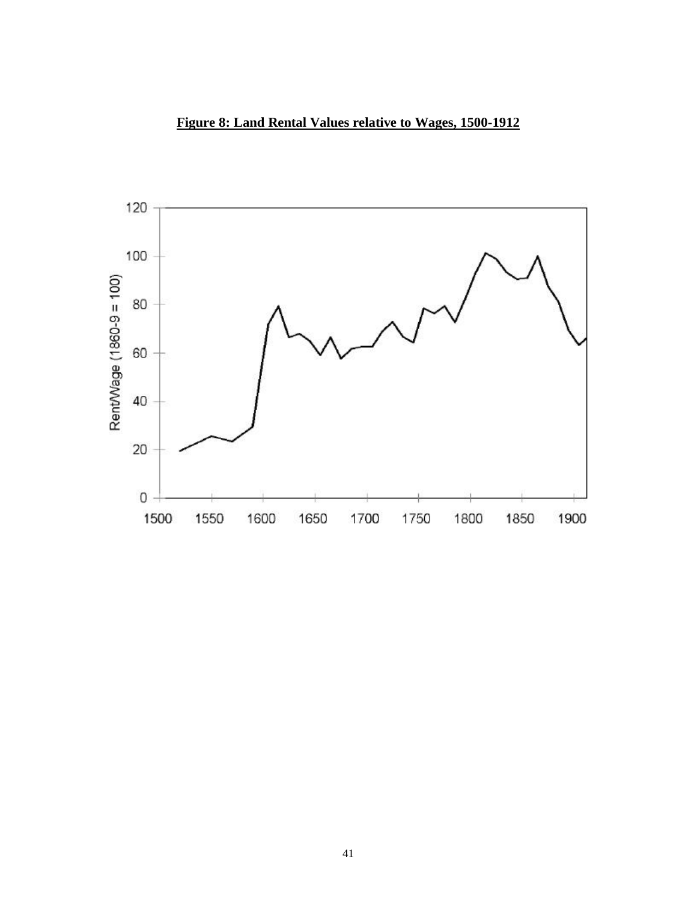**Figure 8: Land Rental Values relative to Wages, 1500-1912**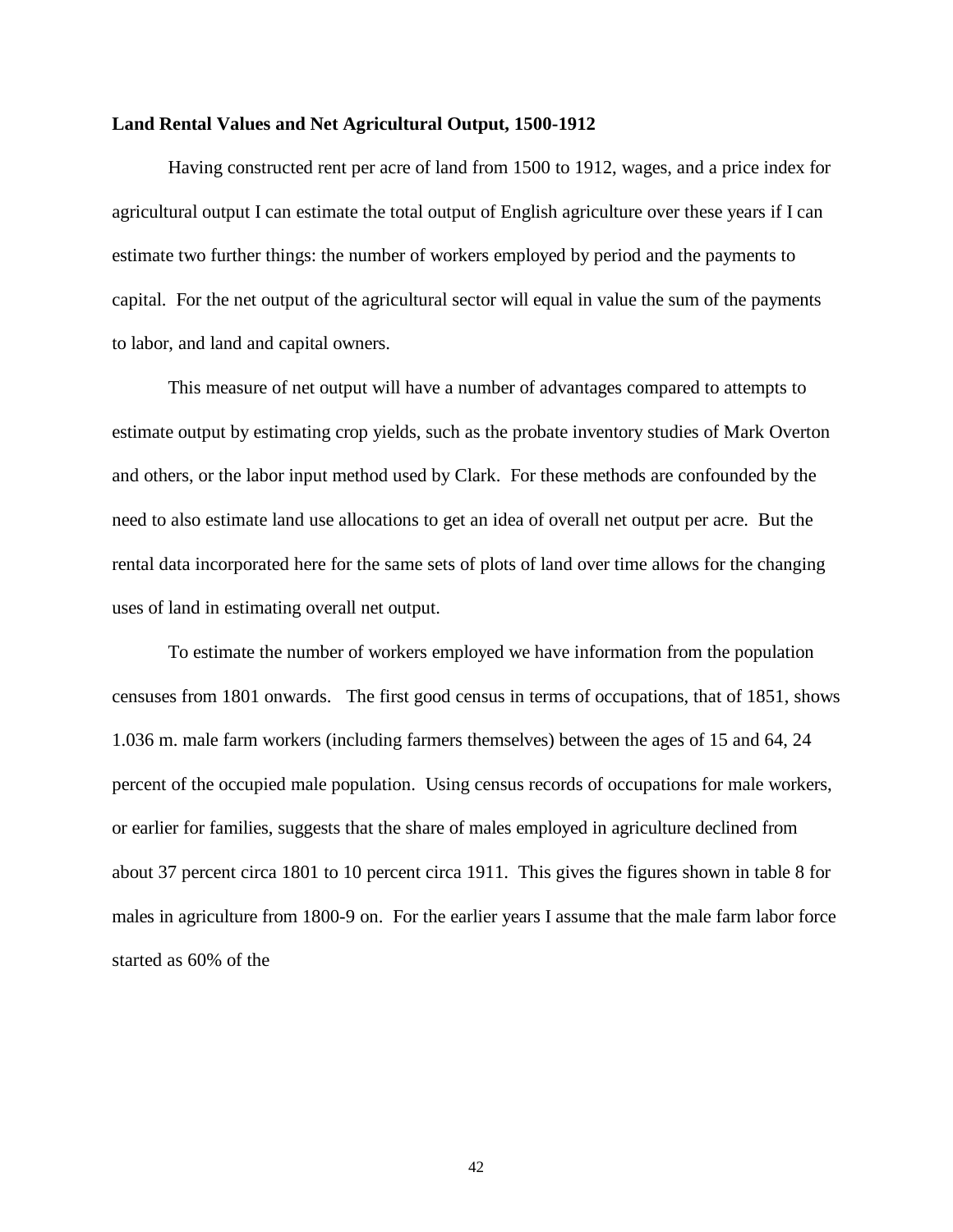**Land Rental Values and Net Agricultural Output, 1500-1912**

Having constructed rent per acre of land from 1500 to 1912, wages, and a price index for agricultural output I can estimate the total output of English agriculture over these years if I can estimate two further things: the number of workers employed by period and the payments to capital. For the net output of the agricultural sector will equal in value the sum of the payments to labor, and land and capital owners.

This measure of net output will have a number of advantages compared to attempts to estimate output by estimating crop yields, such as the probate inventory studies of Mark Overton and others, or the labor input method used by Clark. For these methods are confounded by the need to also estimate land use allocations to get an idea of overall net output per acre. But the rental data incorporated here for the same sets of plots of land over time allows for the changing uses of land in estimating overall net output.

To estimate the number of workers employed we have information from the population censuses from 1801 onwards. The first good census in terms of occupations, that of 1851, shows 1.036 m. male farm workers (including farmers themselves) between the ages of 15 and 64, 24 percent of the occupied male population. Using census records of occupations for male workers, or earlier for families, suggests that the share of males employed in agriculture declined from about 37 percent circa 1801 to 10 percent circa 1911. This gives the figures shown in table 8 for males in agriculture from 1800-9 on. For the earlier years I assume that the male farm labor force started as 60% of the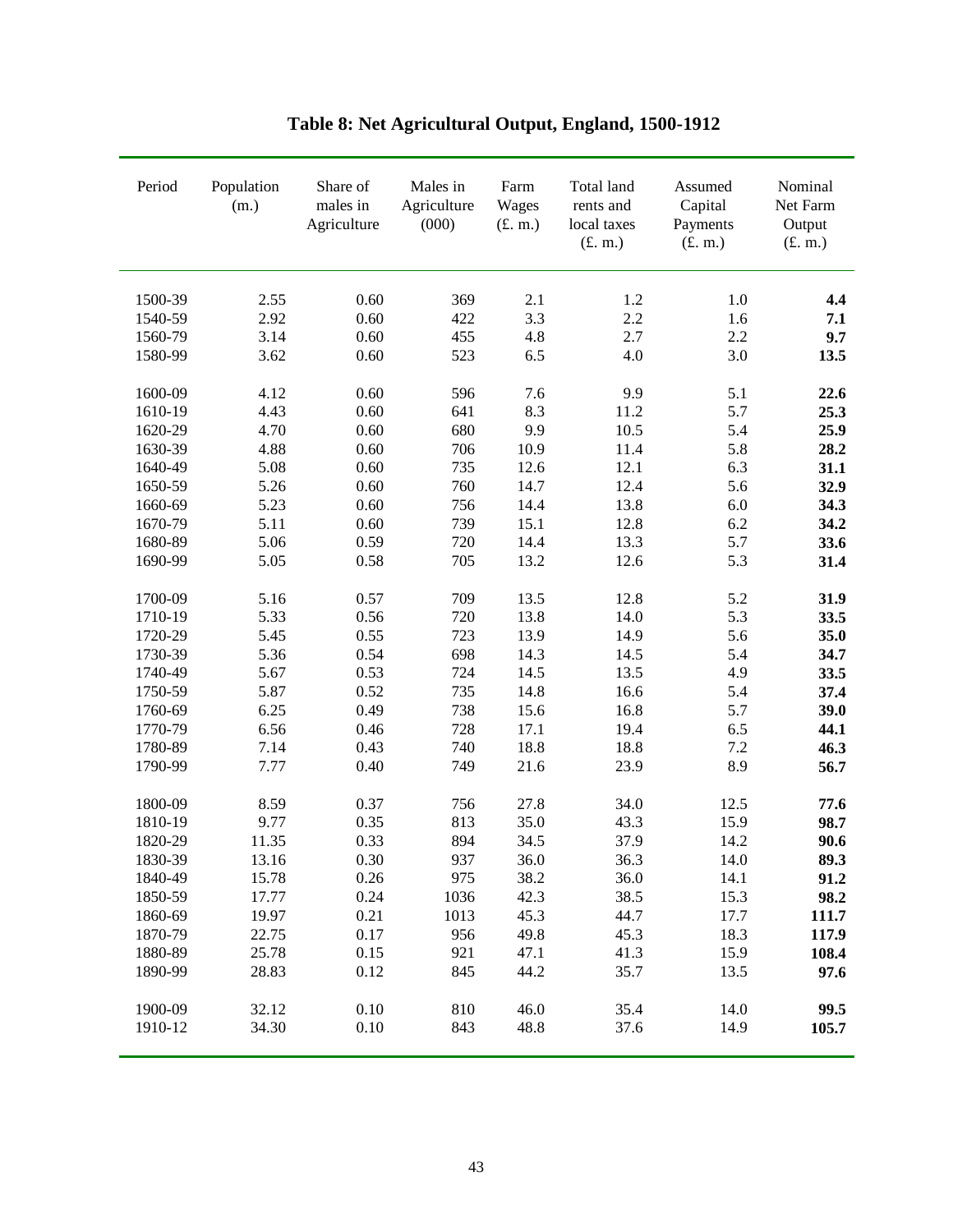# Table 8: Net Agricultural Output, England, 1500-1912

| Period | Population (m.) | Share of males in Agriculture | Males in Agriculture (000) | Farm Wages (£. m.) | Total land rents and local taxes (£. m.) | Assumed Capital Payments (£. m.) | Nominal Net Farm Output (£. m.) |
|---|---|---|---|---|---|---|---|
| 1500-39 | 2.55 | 0.60 | 369 | 2.1 | 1.2 | 1.0 | **4.4** |
| 1540-59 | 2.92 | 0.60 | 422 | 3.3 | 2.2 | 1.6 | **7.1** |
| 1560-79 | 3.14 | 0.60 | 455 | 4.8 | 2.7 | 2.2 | **9.7** |
| 1580-99 | 3.62 | 0.60 | 523 | 6.5 | 4.0 | 3.0 | **13.5** |
| 1600-09 | 4.12 | 0.60 | 596 | 7.6 | 9.9 | 5.1 | **22.6** |
| 1610-19 | 4.43 | 0.60 | 641 | 8.3 | 11.2 | 5.7 | **25.3** |
| 1620-29 | 4.70 | 0.60 | 680 | 9.9 | 10.5 | 5.4 | **25.9** |
| 1630-39 | 4.88 | 0.60 | 706 | 10.9 | 11.4 | 5.8 | **28.2** |
| 1640-49 | 5.08 | 0.60 | 735 | 12.6 | 12.1 | 6.3 | **31.1** |
| 1650-59 | 5.26 | 0.60 | 760 | 14.7 | 12.4 | 5.6 | **32.9** |
| 1660-69 | 5.23 | 0.60 | 756 | 14.4 | 13.8 | 6.0 | **34.3** |
| 1670-79 | 5.11 | 0.60 | 739 | 15.1 | 12.8 | 6.2 | **34.2** |
| 1680-89 | 5.06 | 0.59 | 720 | 14.4 | 13.3 | 5.7 | **33.6** |
| 1690-99 | 5.05 | 0.58 | 705 | 13.2 | 12.6 | 5.3 | **31.4** |
| 1700-09 | 5.16 | 0.57 | 709 | 13.5 | 12.8 | 5.2 | **31.9** |
| 1710-19 | 5.33 | 0.56 | 720 | 13.8 | 14.0 | 5.3 | **33.5** |
| 1720-29 | 5.45 | 0.55 | 723 | 13.9 | 14.9 | 5.6 | **35.0** |
| 1730-39 | 5.36 | 0.54 | 698 | 14.3 | 14.5 | 5.4 | **34.7** |
| 1740-49 | 5.67 | 0.53 | 724 | 14.5 | 13.5 | 4.9 | **33.5** |
| 1750-59 | 5.87 | 0.52 | 735 | 14.8 | 16.6 | 5.4 | **37.4** |
| 1760-69 | 6.25 | 0.49 | 738 | 15.6 | 16.8 | 5.7 | **39.0** |
| 1770-79 | 6.56 | 0.46 | 728 | 17.1 | 19.4 | 6.5 | **44.1** |
| 1780-89 | 7.14 | 0.43 | 740 | 18.8 | 18.8 | 7.2 | **46.3** |
| 1790-99 | 7.77 | 0.40 | 749 | 21.6 | 23.9 | 8.9 | **56.7** |
| 1800-09 | 8.59 | 0.37 | 756 | 27.8 | 34.0 | 12.5 | **77.6** |
| 1810-19 | 9.77 | 0.35 | 813 | 35.0 | 43.3 | 15.9 | **98.7** |
| 1820-29 | 11.35 | 0.33 | 894 | 34.5 | 37.9 | 14.2 | **90.6** |
| 1830-39 | 13.16 | 0.30 | 937 | 36.0 | 36.3 | 14.0 | **89.3** |
| 1840-49 | 15.78 | 0.26 | 975 | 38.2 | 36.0 | 14.1 | **91.2** |
| 1850-59 | 17.77 | 0.24 | 1036 | 42.3 | 38.5 | 15.3 | **98.2** |
| 1860-69 | 19.97 | 0.21 | 1013 | 45.3 | 44.7 | 17.7 | **111.7** |
| 1870-79 | 22.75 | 0.17 | 956 | 49.8 | 45.3 | 18.3 | **117.9** |
| 1880-89 | 25.78 | 0.15 | 921 | 47.1 | 41.3 | 15.9 | **108.4** |
| 1890-99 | 28.83 | 0.12 | 845 | 44.2 | 35.7 | 13.5 | **97.6** |
| 1900-09 | 32.12 | 0.10 | 810 | 46.0 | 35.4 | 14.0 | **99.5** |
| 1910-12 | 34.30 | 0.10 | 843 | 48.8 | 37.6 | 14.9 | **105.7** |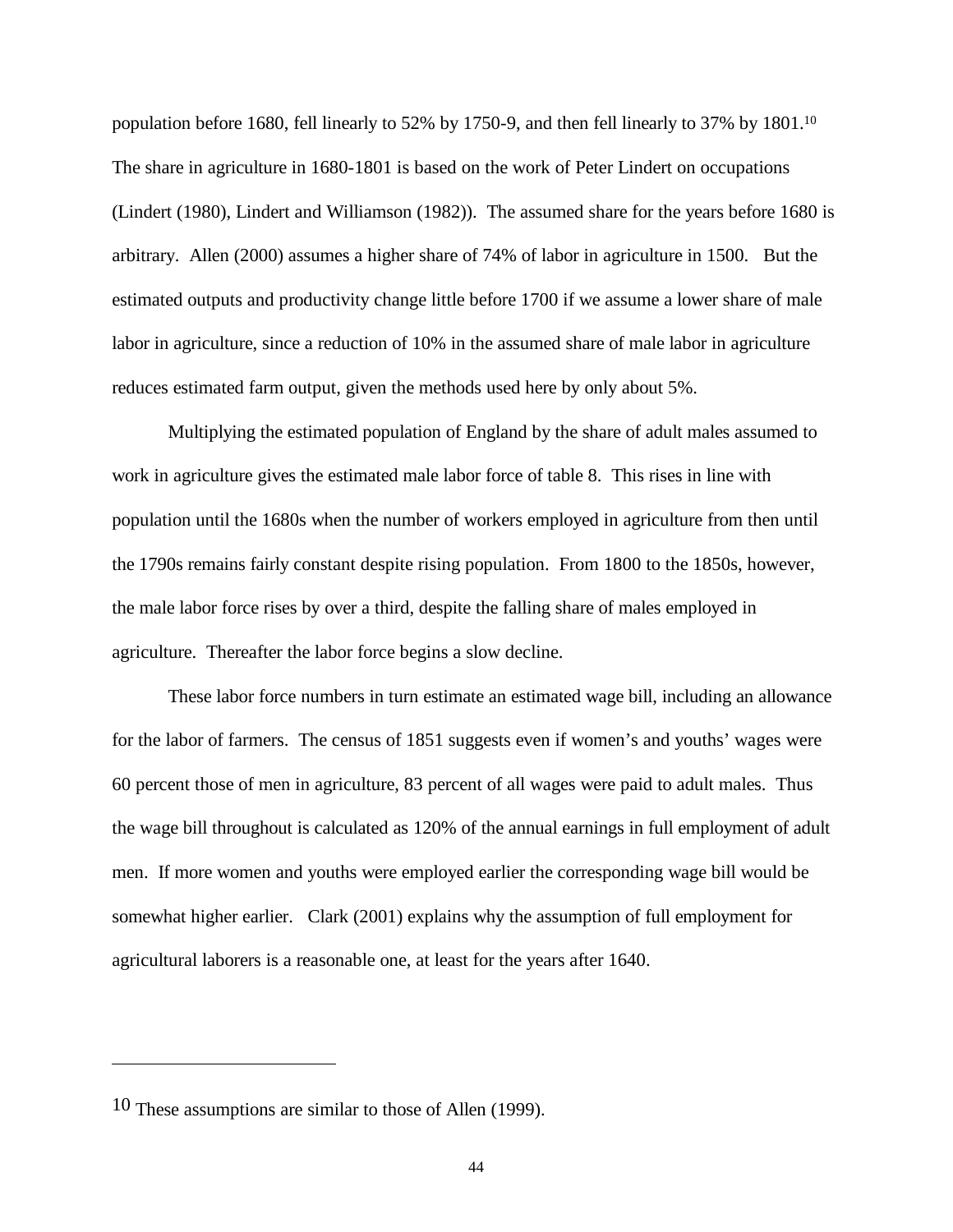population before 1680, fell linearly to 52% by 1750-9, and then fell linearly to 37% by 1801.[10] The share in agriculture in 1680-1801 is based on the work of Peter Lindert on occupations (Lindert (1980), Lindert and Williamson (1982)). The assumed share for the years before 1680 is arbitrary. Allen (2000) assumes a higher share of 74% of labor in agriculture in 1500. But the estimated outputs and productivity change little before 1700 if we assume a lower share of male labor in agriculture, since a reduction of 10% in the assumed share of male labor in agriculture reduces estimated farm output, given the methods used here by only about 5%.

Multiplying the estimated population of England by the share of adult males assumed to work in agriculture gives the estimated male labor force of table 8. This rises in line with population until the 1680s when the number of workers employed in agriculture from then until the 1790s remains fairly constant despite rising population. From 1800 to the 1850s, however, the male labor force rises by over a third, despite the falling share of males employed in agriculture. Thereafter the labor force begins a slow decline.

These labor force numbers in turn estimate an estimated wage bill, including an allowance for the labor of farmers. The census of 1851 suggests even if women's and youths' wages were 60 percent those of men in agriculture, 83 percent of all wages were paid to adult males. Thus the wage bill throughout is calculated as 120% of the annual earnings in full employment of adult men. If more women and youths were employed earlier the corresponding wage bill would be somewhat higher earlier. Clark (2001) explains why the assumption of full employment for agricultural laborers is a reasonable one, at least for the years after 1640.

---

[10] These assumptions are similar to those of Allen (1999).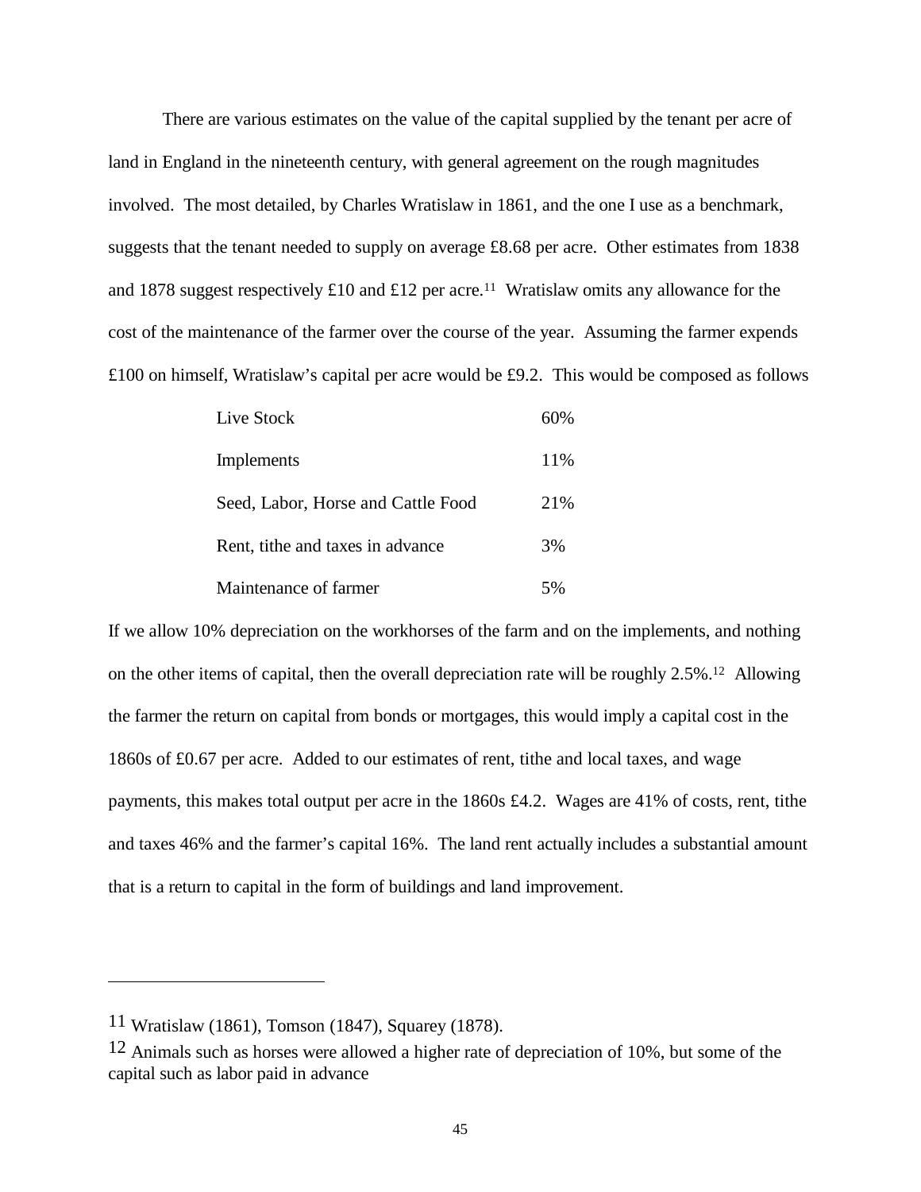There are various estimates on the value of the capital supplied by the tenant per acre of land in England in the nineteenth century, with general agreement on the rough magnitudes involved. The most detailed, by Charles Wratislaw in 1861, and the one I use as a benchmark, suggests that the tenant needed to supply on average £8.68 per acre. Other estimates from 1838 and 1878 suggest respectively £10 and £12 per acre.[11] Wratislaw omits any allowance for the cost of the maintenance of the farmer over the course of the year. Assuming the farmer expends £100 on himself, Wratislaw's capital per acre would be £9.2. This would be composed as follows

| | |
|---|---|
| Live Stock | 60% |
| Implements | 11% |
| Seed, Labor, Horse and Cattle Food | 21% |
| Rent, tithe and taxes in advance | 3% |
| Maintenance of farmer | 5% |

If we allow 10% depreciation on the workhorses of the farm and on the implements, and nothing on the other items of capital, then the overall depreciation rate will be roughly 2.5%.[12] Allowing the farmer the return on capital from bonds or mortgages, this would imply a capital cost in the 1860s of £0.67 per acre. Added to our estimates of rent, tithe and local taxes, and wage payments, this makes total output per acre in the 1860s £4.2. Wages are 41% of costs, rent, tithe and taxes 46% and the farmer's capital 16%. The land rent actually includes a substantial amount that is a return to capital in the form of buildings and land improvement.

---

[11] Wratislaw (1861), Tomson (1847), Squarey (1878).

[12] Animals such as horses were allowed a higher rate of depreciation of 10%, but some of the capital such as labor paid in advance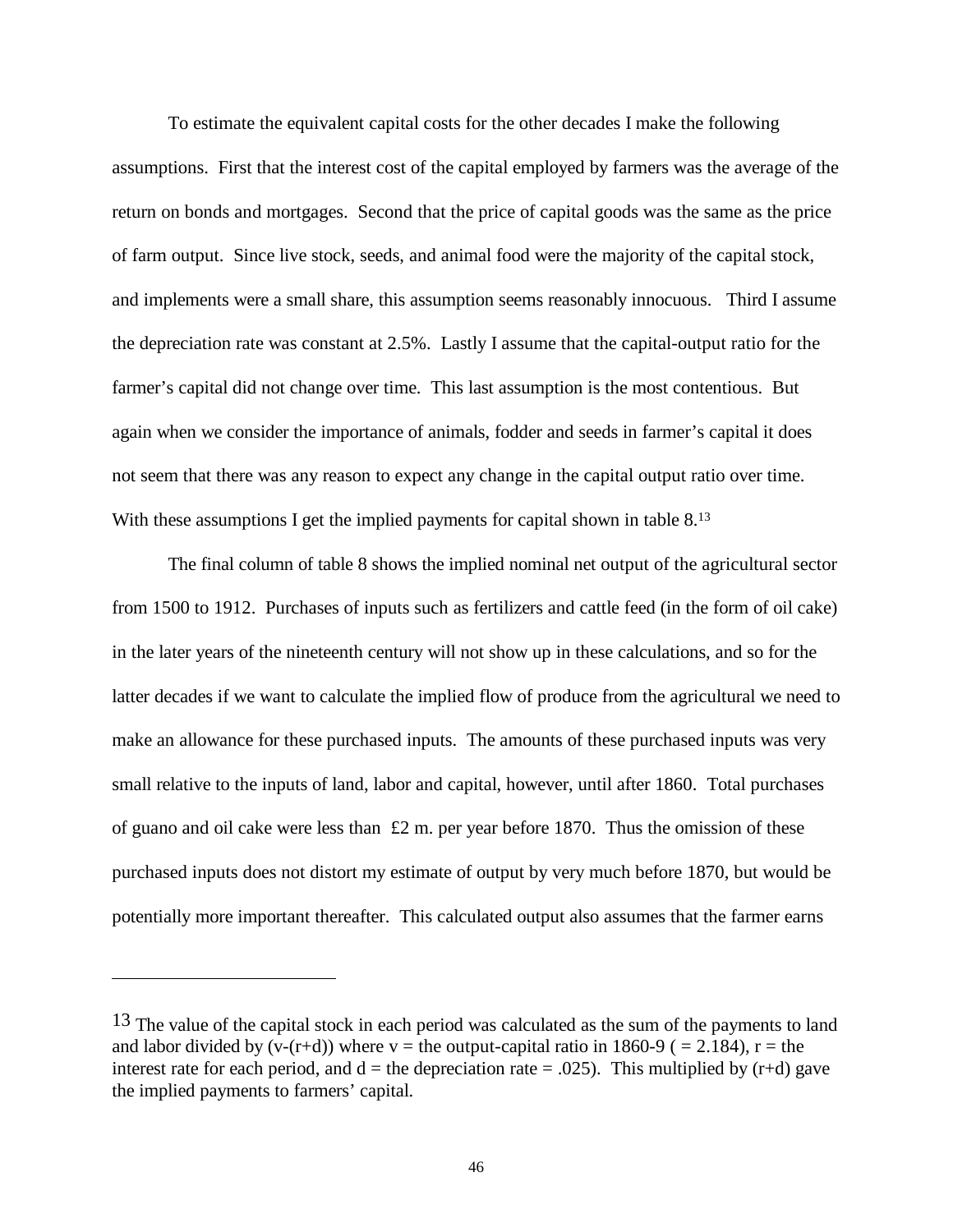To estimate the equivalent capital costs for the other decades I make the following assumptions. First that the interest cost of the capital employed by farmers was the average of the return on bonds and mortgages. Second that the price of capital goods was the same as the price of farm output. Since live stock, seeds, and animal food were the majority of the capital stock, and implements were a small share, this assumption seems reasonably innocuous. Third I assume the depreciation rate was constant at 2.5%. Lastly I assume that the capital-output ratio for the farmer's capital did not change over time. This last assumption is the most contentious. But again when we consider the importance of animals, fodder and seeds in farmer's capital it does not seem that there was any reason to expect any change in the capital output ratio over time. With these assumptions I get the implied payments for capital shown in table 8.[13]

The final column of table 8 shows the implied nominal net output of the agricultural sector from 1500 to 1912. Purchases of inputs such as fertilizers and cattle feed (in the form of oil cake) in the later years of the nineteenth century will not show up in these calculations, and so for the latter decades if we want to calculate the implied flow of produce from the agricultural we need to make an allowance for these purchased inputs. The amounts of these purchased inputs was very small relative to the inputs of land, labor and capital, however, until after 1860. Total purchases of guano and oil cake were less than £2 m. per year before 1870. Thus the omission of these purchased inputs does not distort my estimate of output by very much before 1870, but would be potentially more important thereafter. This calculated output also assumes that the farmer earns

---

[13] The value of the capital stock in each period was calculated as the sum of the payments to land and labor divided by $(v-(r+d))$ where $v$ = the output-capital ratio in 1860-9 ( = 2.184), $r$ = the interest rate for each period, and $d$ = the depreciation rate = .025). This multiplied by $(r+d)$ gave the implied payments to farmers' capital.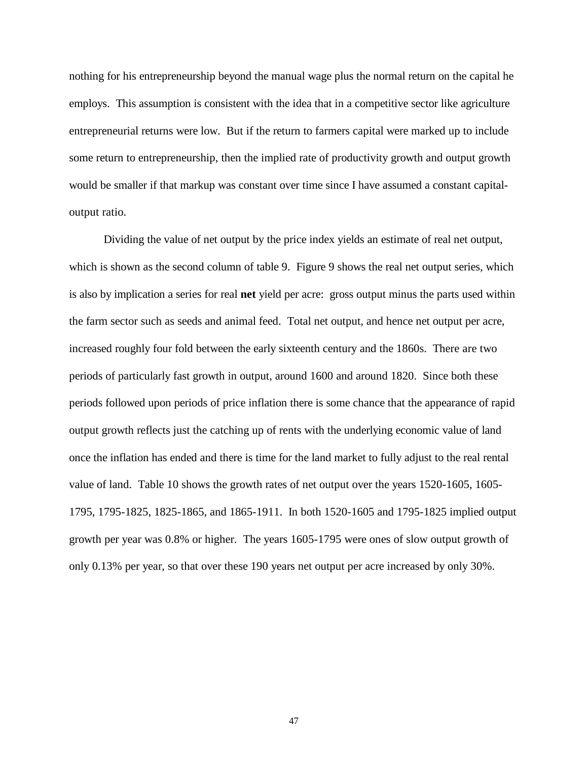nothing for his entrepreneurship beyond the manual wage plus the normal return on the capital he employs. This assumption is consistent with the idea that in a competitive sector like agriculture entrepreneurial returns were low. But if the return to farmers capital were marked up to include some return to entrepreneurship, then the implied rate of productivity growth and output growth would be smaller if that markup was constant over time since I have assumed a constant capital-output ratio.

Dividing the value of net output by the price index yields an estimate of real net output, which is shown as the second column of table 9. Figure 9 shows the real net output series, which is also by implication a series for real **net** yield per acre: gross output minus the parts used within the farm sector such as seeds and animal feed. Total net output, and hence net output per acre, increased roughly four fold between the early sixteenth century and the 1860s. There are two periods of particularly fast growth in output, around 1600 and around 1820. Since both these periods followed upon periods of price inflation there is some chance that the appearance of rapid output growth reflects just the catching up of rents with the underlying economic value of land once the inflation has ended and there is time for the land market to fully adjust to the real rental value of land. Table 10 shows the growth rates of net output over the years 1520-1605, 1605-1795, 1795-1825, 1825-1865, and 1865-1911. In both 1520-1605 and 1795-1825 implied output growth per year was 0.8% or higher. The years 1605-1795 were ones of slow output growth of only 0.13% per year, so that over these 190 years net output per acre increased by only 30%.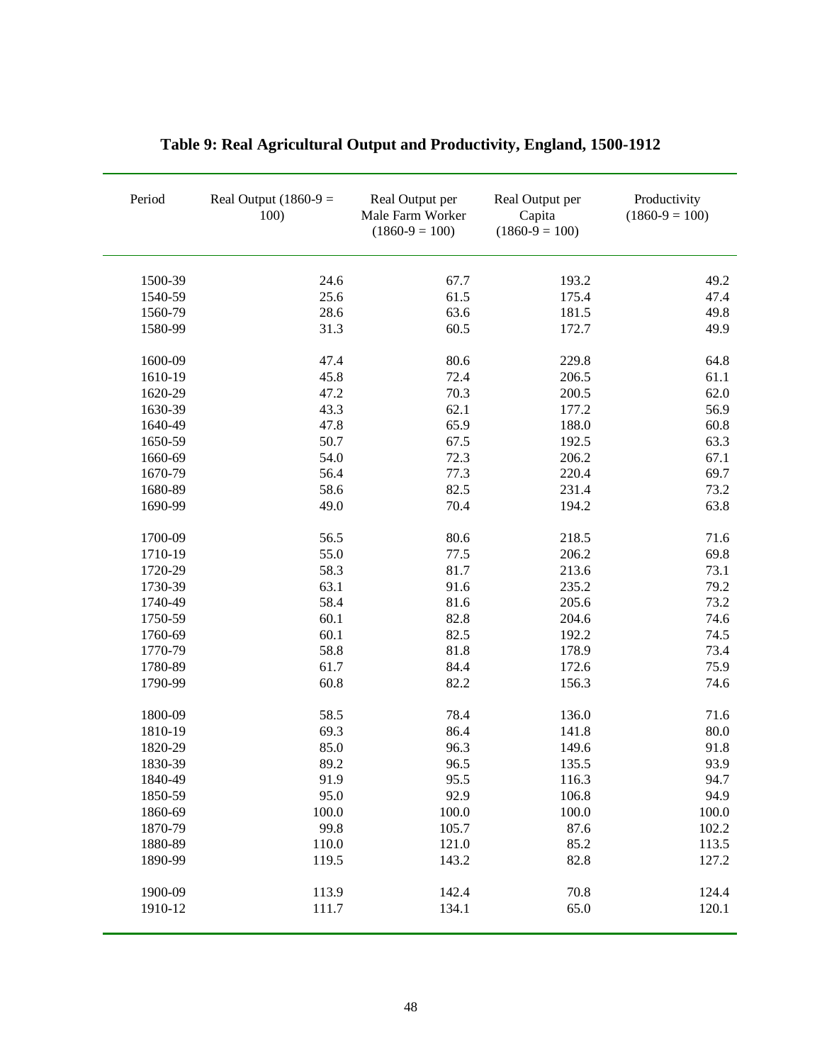**Table 9: Real Agricultural Output and Productivity, England, 1500-1912**

| Period | Real Output (1860-9 = 100) | Real Output per Male Farm Worker (1860-9 = 100) | Real Output per Capita (1860-9 = 100) | Productivity (1860-9 = 100) |
|---|---|---|---|---|
| 1500-39 | 24.6 | 67.7 | 193.2 | 49.2 |
| 1540-59 | 25.6 | 61.5 | 175.4 | 47.4 |
| 1560-79 | 28.6 | 63.6 | 181.5 | 49.8 |
| 1580-99 | 31.3 | 60.5 | 172.7 | 49.9 |
| 1600-09 | 47.4 | 80.6 | 229.8 | 64.8 |
| 1610-19 | 45.8 | 72.4 | 206.5 | 61.1 |
| 1620-29 | 47.2 | 70.3 | 200.5 | 62.0 |
| 1630-39 | 43.3 | 62.1 | 177.2 | 56.9 |
| 1640-49 | 47.8 | 65.9 | 188.0 | 60.8 |
| 1650-59 | 50.7 | 67.5 | 192.5 | 63.3 |
| 1660-69 | 54.0 | 72.3 | 206.2 | 67.1 |
| 1670-79 | 56.4 | 77.3 | 220.4 | 69.7 |
| 1680-89 | 58.6 | 82.5 | 231.4 | 73.2 |
| 1690-99 | 49.0 | 70.4 | 194.2 | 63.8 |
| 1700-09 | 56.5 | 80.6 | 218.5 | 71.6 |
| 1710-19 | 55.0 | 77.5 | 206.2 | 69.8 |
| 1720-29 | 58.3 | 81.7 | 213.6 | 73.1 |
| 1730-39 | 63.1 | 91.6 | 235.2 | 79.2 |
| 1740-49 | 58.4 | 81.6 | 205.6 | 73.2 |
| 1750-59 | 60.1 | 82.8 | 204.6 | 74.6 |
| 1760-69 | 60.1 | 82.5 | 192.2 | 74.5 |
| 1770-79 | 58.8 | 81.8 | 178.9 | 73.4 |
| 1780-89 | 61.7 | 84.4 | 172.6 | 75.9 |
| 1790-99 | 60.8 | 82.2 | 156.3 | 74.6 |
| 1800-09 | 58.5 | 78.4 | 136.0 | 71.6 |
| 1810-19 | 69.3 | 86.4 | 141.8 | 80.0 |
| 1820-29 | 85.0 | 96.3 | 149.6 | 91.8 |
| 1830-39 | 89.2 | 96.5 | 135.5 | 93.9 |
| 1840-49 | 91.9 | 95.5 | 116.3 | 94.7 |
| 1850-59 | 95.0 | 92.9 | 106.8 | 94.9 |
| 1860-69 | 100.0 | 100.0 | 100.0 | 100.0 |
| 1870-79 | 99.8 | 105.7 | 87.6 | 102.2 |
| 1880-89 | 110.0 | 121.0 | 85.2 | 113.5 |
| 1890-99 | 119.5 | 143.2 | 82.8 | 127.2 |
| 1900-09 | 113.9 | 142.4 | 70.8 | 124.4 |
| 1910-12 | 111.7 | 134.1 | 65.0 | 120.1 |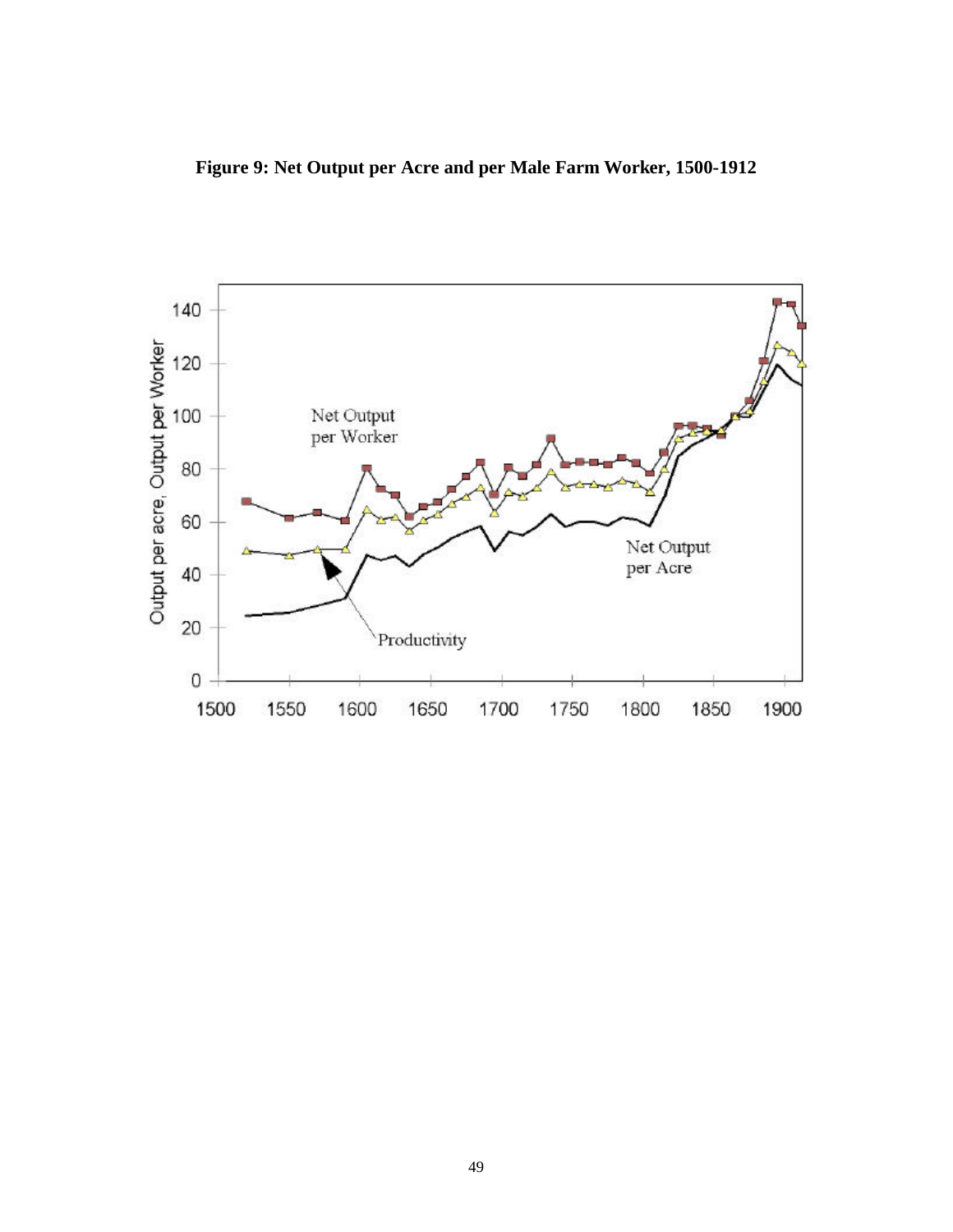**Figure 9: Net Output per Acre and per Male Farm Worker, 1500-1912**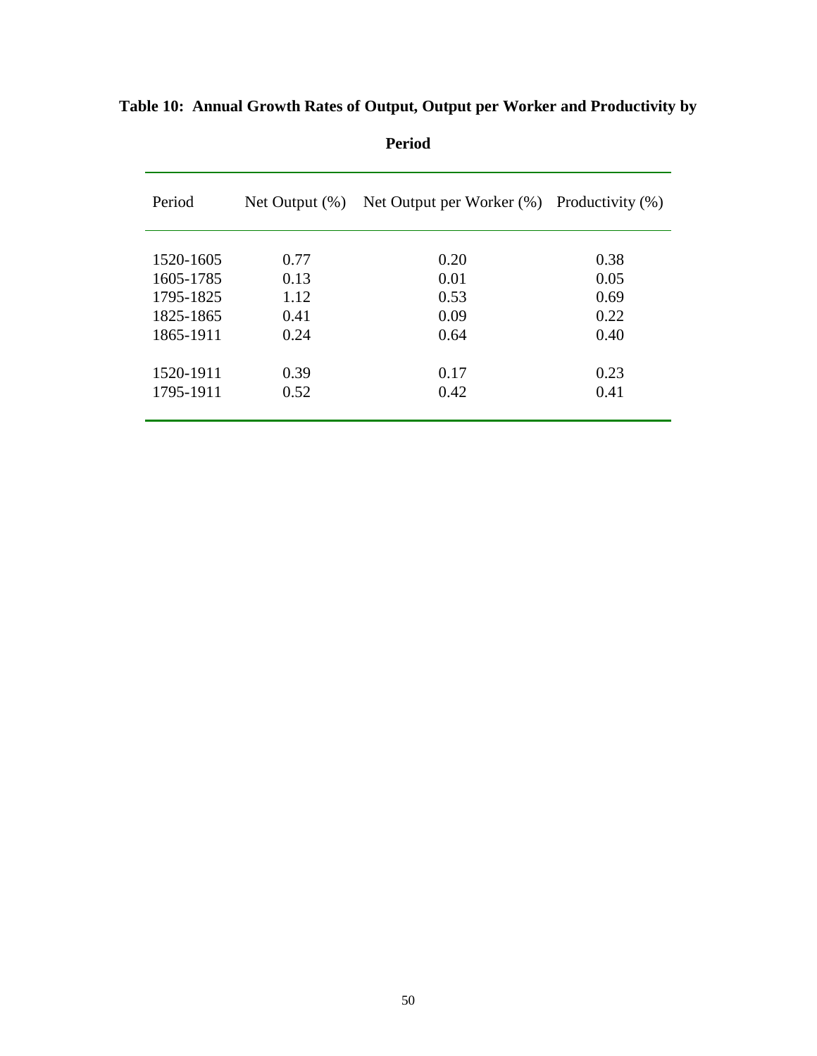**Table 10: Annual Growth Rates of Output, Output per Worker and Productivity by Period**

| Period | Net Output (%) | Net Output per Worker (%) | Productivity (%) |
|---|---|---|---|
| 1520-1605 | 0.77 | 0.20 | 0.38 |
| 1605-1785 | 0.13 | 0.01 | 0.05 |
| 1795-1825 | 1.12 | 0.53 | 0.69 |
| 1825-1865 | 0.41 | 0.09 | 0.22 |
| 1865-1911 | 0.24 | 0.64 | 0.40 |
| | | | |
| 1520-1911 | 0.39 | 0.17 | 0.23 |
| 1795-1911 | 0.52 | 0.42 | 0.41 |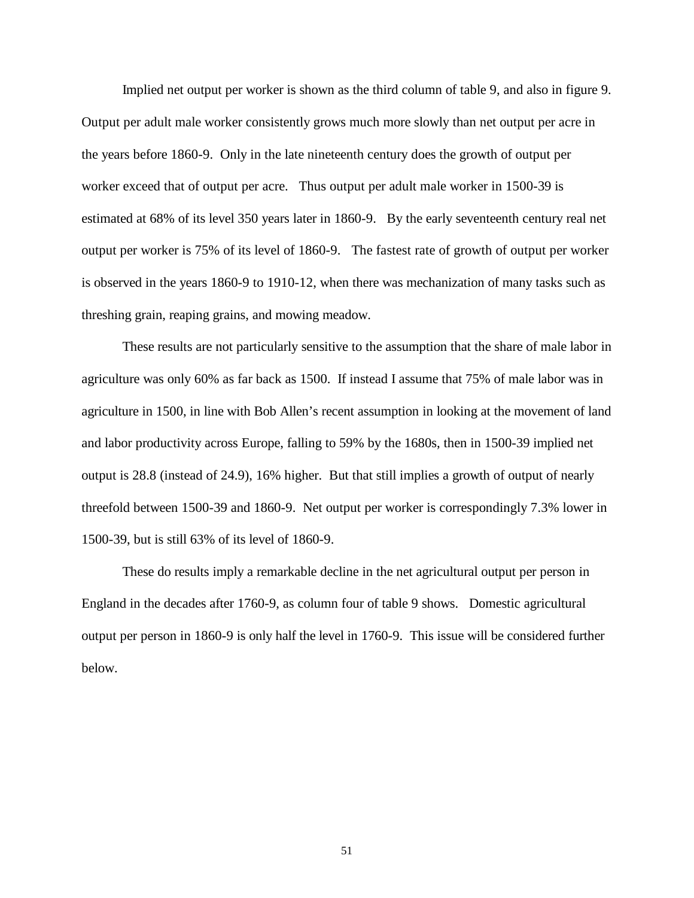Implied net output per worker is shown as the third column of table 9, and also in figure 9. Output per adult male worker consistently grows much more slowly than net output per acre in the years before 1860-9. Only in the late nineteenth century does the growth of output per worker exceed that of output per acre. Thus output per adult male worker in 1500-39 is estimated at 68% of its level 350 years later in 1860-9. By the early seventeenth century real net output per worker is 75% of its level of 1860-9. The fastest rate of growth of output per worker is observed in the years 1860-9 to 1910-12, when there was mechanization of many tasks such as threshing grain, reaping grains, and mowing meadow.

These results are not particularly sensitive to the assumption that the share of male labor in agriculture was only 60% as far back as 1500. If instead I assume that 75% of male labor was in agriculture in 1500, in line with Bob Allen's recent assumption in looking at the movement of land and labor productivity across Europe, falling to 59% by the 1680s, then in 1500-39 implied net output is 28.8 (instead of 24.9), 16% higher. But that still implies a growth of output of nearly threefold between 1500-39 and 1860-9. Net output per worker is correspondingly 7.3% lower in 1500-39, but is still 63% of its level of 1860-9.

These do results imply a remarkable decline in the net agricultural output per person in England in the decades after 1760-9, as column four of table 9 shows. Domestic agricultural output per person in 1860-9 is only half the level in 1760-9. This issue will be considered further below.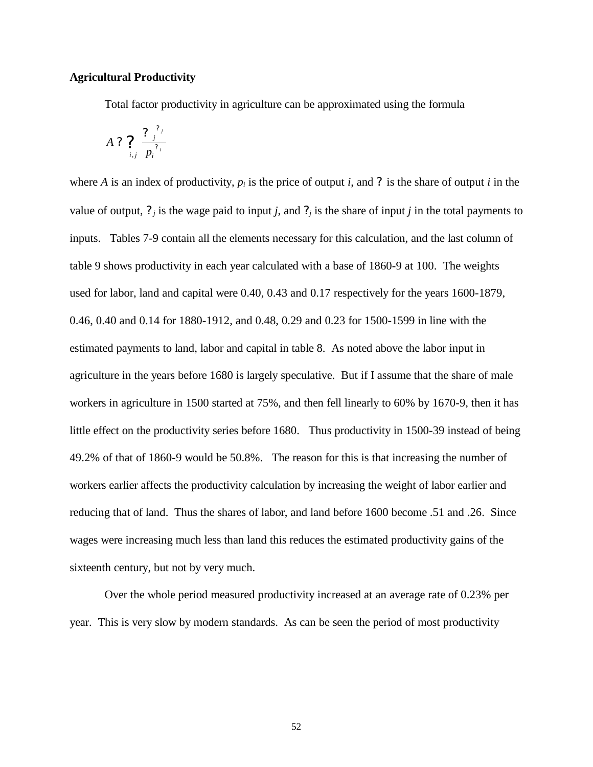**Agricultural Productivity**

Total factor productivity in agriculture can be approximated using the formula

$$A ? ?_{i,j} \frac{?_j^{?_j}}{p_i^{?_i}}$$

where $A$ is an index of productivity, $p_i$ is the price of output $i$, and ? is the share of output $i$ in the value of output, $?_j$ is the wage paid to input $j$, and $?_j$ is the share of input $j$ in the total payments to inputs. Tables 7-9 contain all the elements necessary for this calculation, and the last column of table 9 shows productivity in each year calculated with a base of 1860-9 at 100. The weights used for labor, land and capital were 0.40, 0.43 and 0.17 respectively for the years 1600-1879, 0.46, 0.40 and 0.14 for 1880-1912, and 0.48, 0.29 and 0.23 for 1500-1599 in line with the estimated payments to land, labor and capital in table 8. As noted above the labor input in agriculture in the years before 1680 is largely speculative. But if I assume that the share of male workers in agriculture in 1500 started at 75%, and then fell linearly to 60% by 1670-9, then it has little effect on the productivity series before 1680. Thus productivity in 1500-39 instead of being 49.2% of that of 1860-9 would be 50.8%. The reason for this is that increasing the number of workers earlier affects the productivity calculation by increasing the weight of labor earlier and reducing that of land. Thus the shares of labor, and land before 1600 become .51 and .26. Since wages were increasing much less than land this reduces the estimated productivity gains of the sixteenth century, but not by very much.

Over the whole period measured productivity increased at an average rate of 0.23% per year. This is very slow by modern standards. As can be seen the period of most productivity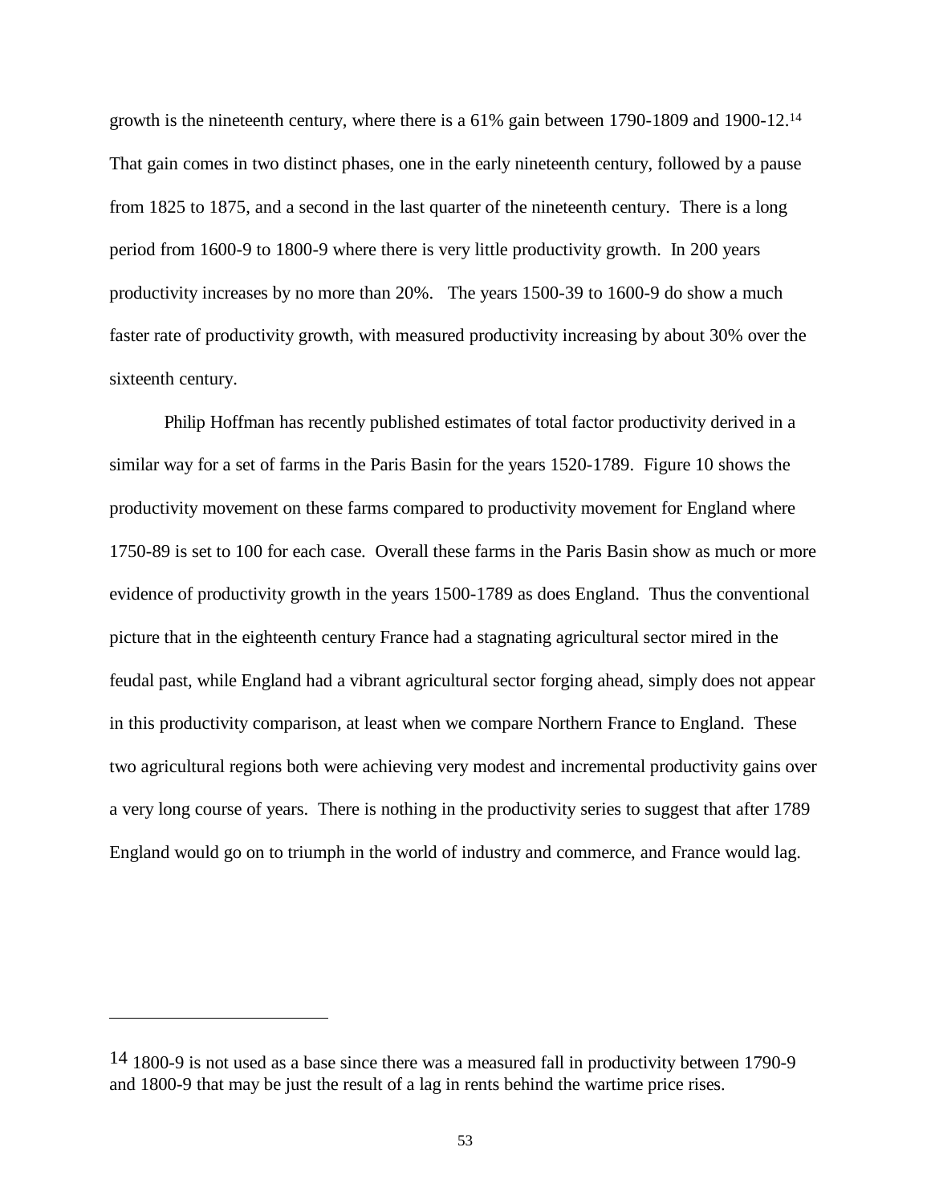growth is the nineteenth century, where there is a 61% gain between 1790-1809 and 1900-12.[14] That gain comes in two distinct phases, one in the early nineteenth century, followed by a pause from 1825 to 1875, and a second in the last quarter of the nineteenth century. There is a long period from 1600-9 to 1800-9 where there is very little productivity growth. In 200 years productivity increases by no more than 20%. The years 1500-39 to 1600-9 do show a much faster rate of productivity growth, with measured productivity increasing by about 30% over the sixteenth century.

Philip Hoffman has recently published estimates of total factor productivity derived in a similar way for a set of farms in the Paris Basin for the years 1520-1789. Figure 10 shows the productivity movement on these farms compared to productivity movement for England where 1750-89 is set to 100 for each case. Overall these farms in the Paris Basin show as much or more evidence of productivity growth in the years 1500-1789 as does England. Thus the conventional picture that in the eighteenth century France had a stagnating agricultural sector mired in the feudal past, while England had a vibrant agricultural sector forging ahead, simply does not appear in this productivity comparison, at least when we compare Northern France to England. These two agricultural regions both were achieving very modest and incremental productivity gains over a very long course of years. There is nothing in the productivity series to suggest that after 1789 England would go on to triumph in the world of industry and commerce, and France would lag.

---

[14] 1800-9 is not used as a base since there was a measured fall in productivity between 1790-9 and 1800-9 that may be just the result of a lag in rents behind the wartime price rises.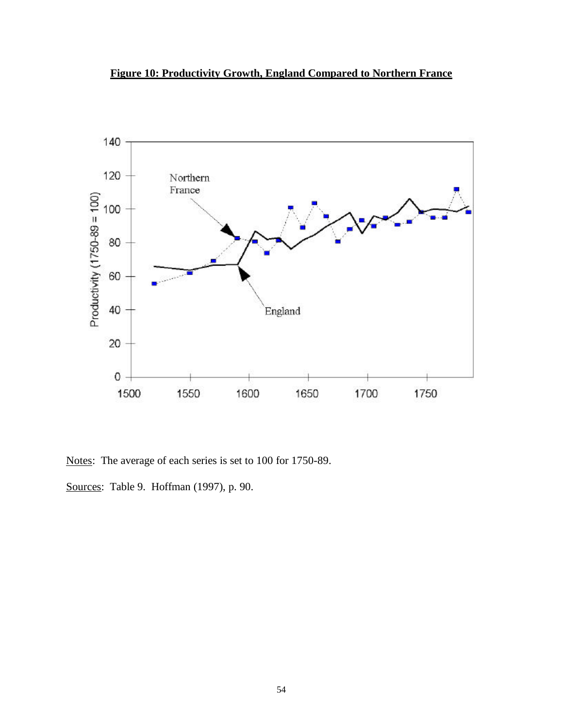**Figure 10: Productivity Growth, England Compared to Northern France**

Notes: The average of each series is set to 100 for 1750-89.

Sources: Table 9. Hoffman (1997), p. 90.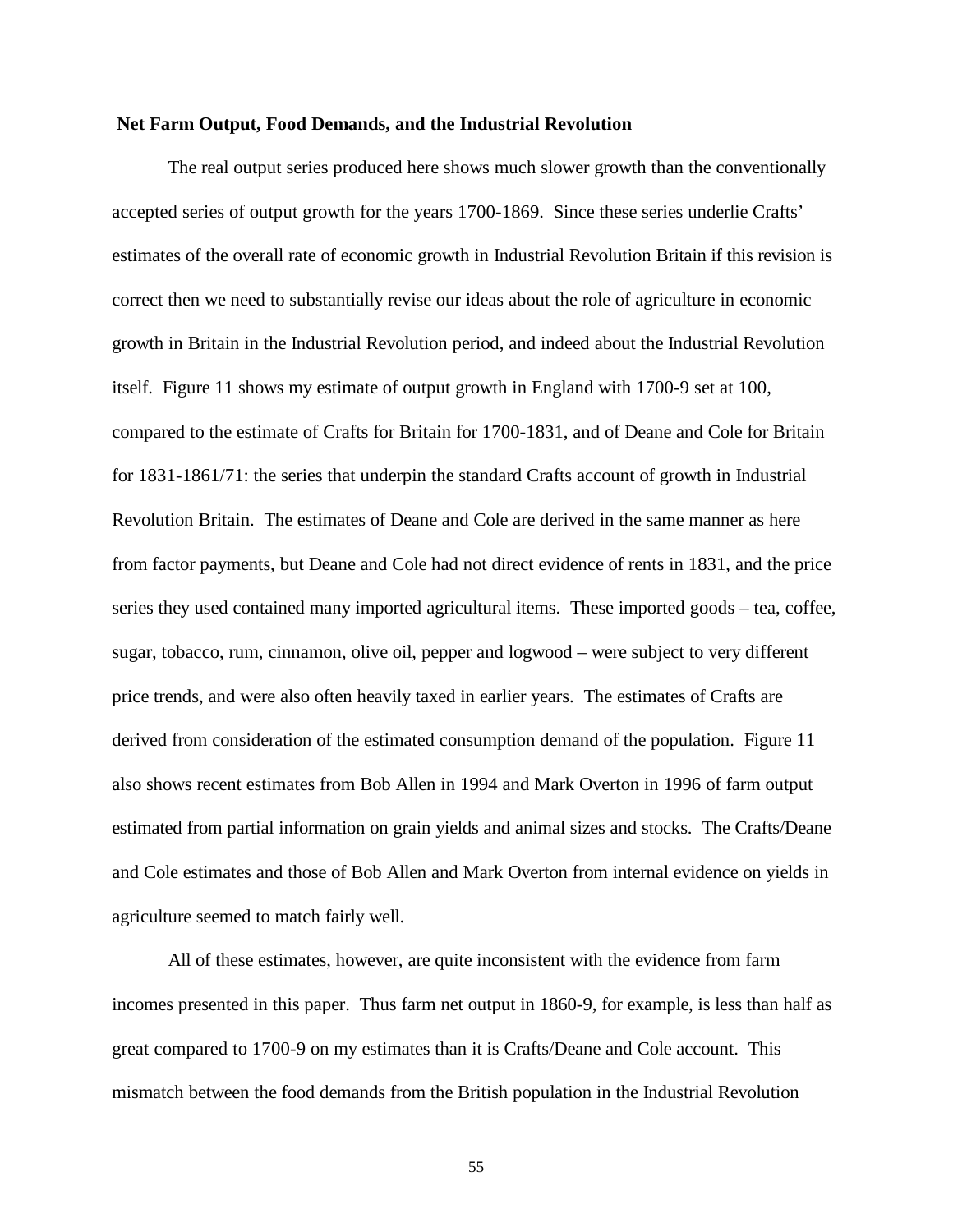## Net Farm Output, Food Demands, and the Industrial Revolution

The real output series produced here shows much slower growth than the conventionally accepted series of output growth for the years 1700-1869. Since these series underlie Crafts' estimates of the overall rate of economic growth in Industrial Revolution Britain if this revision is correct then we need to substantially revise our ideas about the role of agriculture in economic growth in Britain in the Industrial Revolution period, and indeed about the Industrial Revolution itself. Figure 11 shows my estimate of output growth in England with 1700-9 set at 100, compared to the estimate of Crafts for Britain for 1700-1831, and of Deane and Cole for Britain for 1831-1861/71: the series that underpin the standard Crafts account of growth in Industrial Revolution Britain. The estimates of Deane and Cole are derived in the same manner as here from factor payments, but Deane and Cole had not direct evidence of rents in 1831, and the price series they used contained many imported agricultural items. These imported goods – tea, coffee, sugar, tobacco, rum, cinnamon, olive oil, pepper and logwood – were subject to very different price trends, and were also often heavily taxed in earlier years. The estimates of Crafts are derived from consideration of the estimated consumption demand of the population. Figure 11 also shows recent estimates from Bob Allen in 1994 and Mark Overton in 1996 of farm output estimated from partial information on grain yields and animal sizes and stocks. The Crafts/Deane and Cole estimates and those of Bob Allen and Mark Overton from internal evidence on yields in agriculture seemed to match fairly well.

All of these estimates, however, are quite inconsistent with the evidence from farm incomes presented in this paper. Thus farm net output in 1860-9, for example, is less than half as great compared to 1700-9 on my estimates than it is Crafts/Deane and Cole account. This mismatch between the food demands from the British population in the Industrial Revolution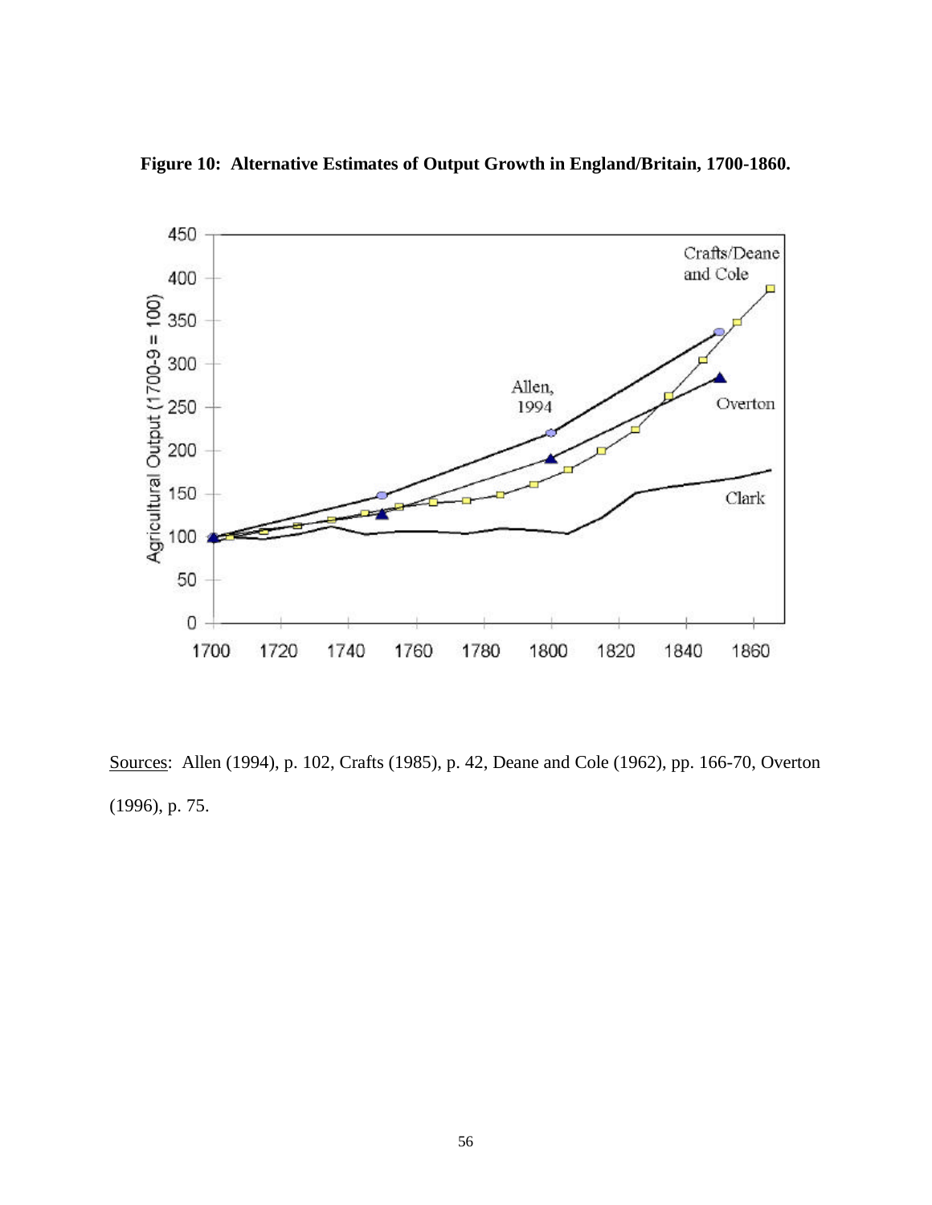**Figure 10: Alternative Estimates of Output Growth in England/Britain, 1700-1860.**

Sources: Allen (1994), p. 102, Crafts (1985), p. 42, Deane and Cole (1962), pp. 166-70, Overton (1996), p. 75.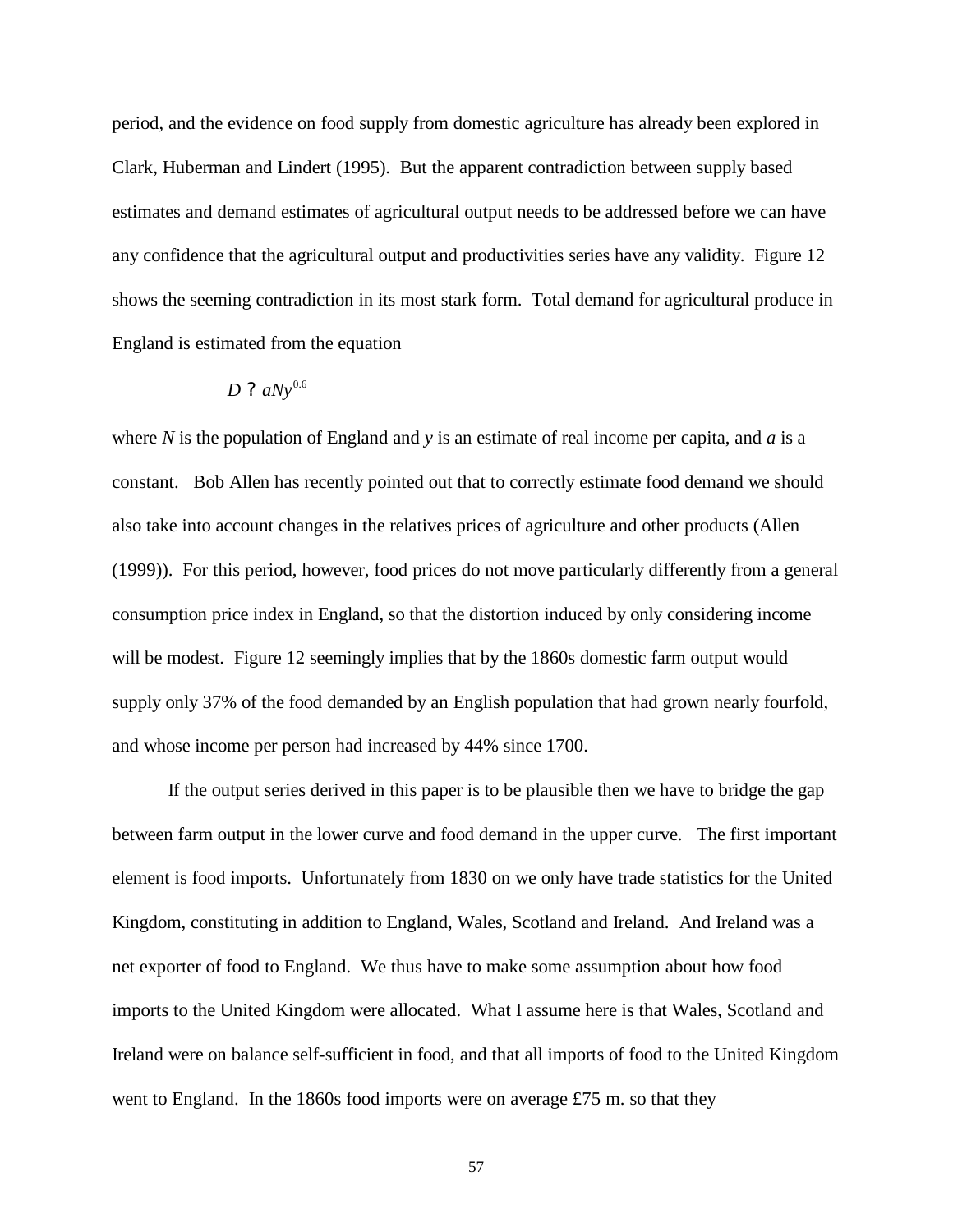period, and the evidence on food supply from domestic agriculture has already been explored in Clark, Huberman and Lindert (1995). But the apparent contradiction between supply based estimates and demand estimates of agricultural output needs to be addressed before we can have any confidence that the agricultural output and productivities series have any validity. Figure 12 shows the seeming contradiction in its most stark form. Total demand for agricultural produce in England is estimated from the equation

$$D ? aNy^{0.6}$$

where $N$ is the population of England and $y$ is an estimate of real income per capita, and $a$ is a constant. Bob Allen has recently pointed out that to correctly estimate food demand we should also take into account changes in the relatives prices of agriculture and other products (Allen (1999)). For this period, however, food prices do not move particularly differently from a general consumption price index in England, so that the distortion induced by only considering income will be modest. Figure 12 seemingly implies that by the 1860s domestic farm output would supply only 37% of the food demanded by an English population that had grown nearly fourfold, and whose income per person had increased by 44% since 1700.

If the output series derived in this paper is to be plausible then we have to bridge the gap between farm output in the lower curve and food demand in the upper curve. The first important element is food imports. Unfortunately from 1830 on we only have trade statistics for the United Kingdom, constituting in addition to England, Wales, Scotland and Ireland. And Ireland was a net exporter of food to England. We thus have to make some assumption about how food imports to the United Kingdom were allocated. What I assume here is that Wales, Scotland and Ireland were on balance self-sufficient in food, and that all imports of food to the United Kingdom went to England. In the 1860s food imports were on average £75 m. so that they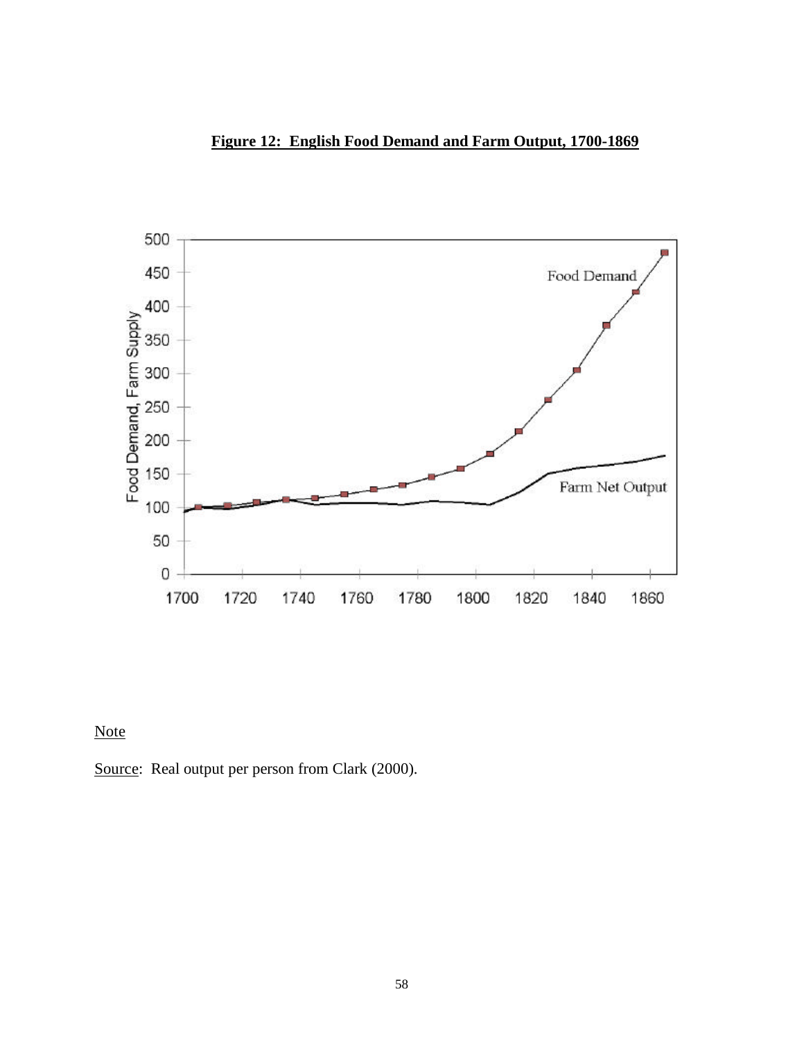**Figure 12: English Food Demand and Farm Output, 1700-1869**

Note

Source: Real output per person from Clark (2000).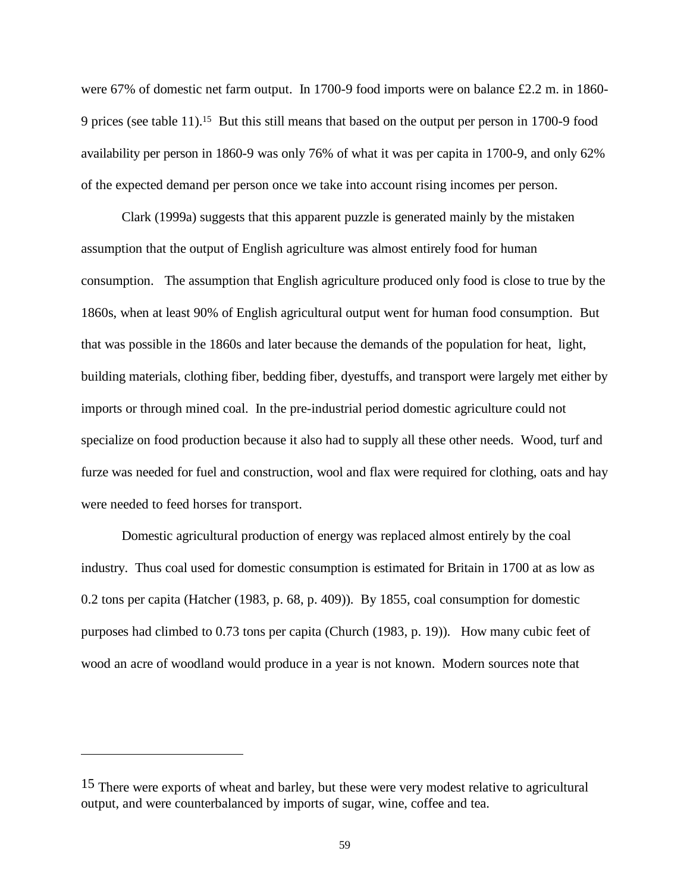were 67% of domestic net farm output. In 1700-9 food imports were on balance £2.2 m. in 1860-9 prices (see table 11).[15] But this still means that based on the output per person in 1700-9 food availability per person in 1860-9 was only 76% of what it was per capita in 1700-9, and only 62% of the expected demand per person once we take into account rising incomes per person.

Clark (1999a) suggests that this apparent puzzle is generated mainly by the mistaken assumption that the output of English agriculture was almost entirely food for human consumption. The assumption that English agriculture produced only food is close to true by the 1860s, when at least 90% of English agricultural output went for human food consumption. But that was possible in the 1860s and later because the demands of the population for heat, light, building materials, clothing fiber, bedding fiber, dyestuffs, and transport were largely met either by imports or through mined coal. In the pre-industrial period domestic agriculture could not specialize on food production because it also had to supply all these other needs. Wood, turf and furze was needed for fuel and construction, wool and flax were required for clothing, oats and hay were needed to feed horses for transport.

Domestic agricultural production of energy was replaced almost entirely by the coal industry. Thus coal used for domestic consumption is estimated for Britain in 1700 at as low as 0.2 tons per capita (Hatcher (1983, p. 68, p. 409)). By 1855, coal consumption for domestic purposes had climbed to 0.73 tons per capita (Church (1983, p. 19)). How many cubic feet of wood an acre of woodland would produce in a year is not known. Modern sources note that

---

[15] There were exports of wheat and barley, but these were very modest relative to agricultural output, and were counterbalanced by imports of sugar, wine, coffee and tea.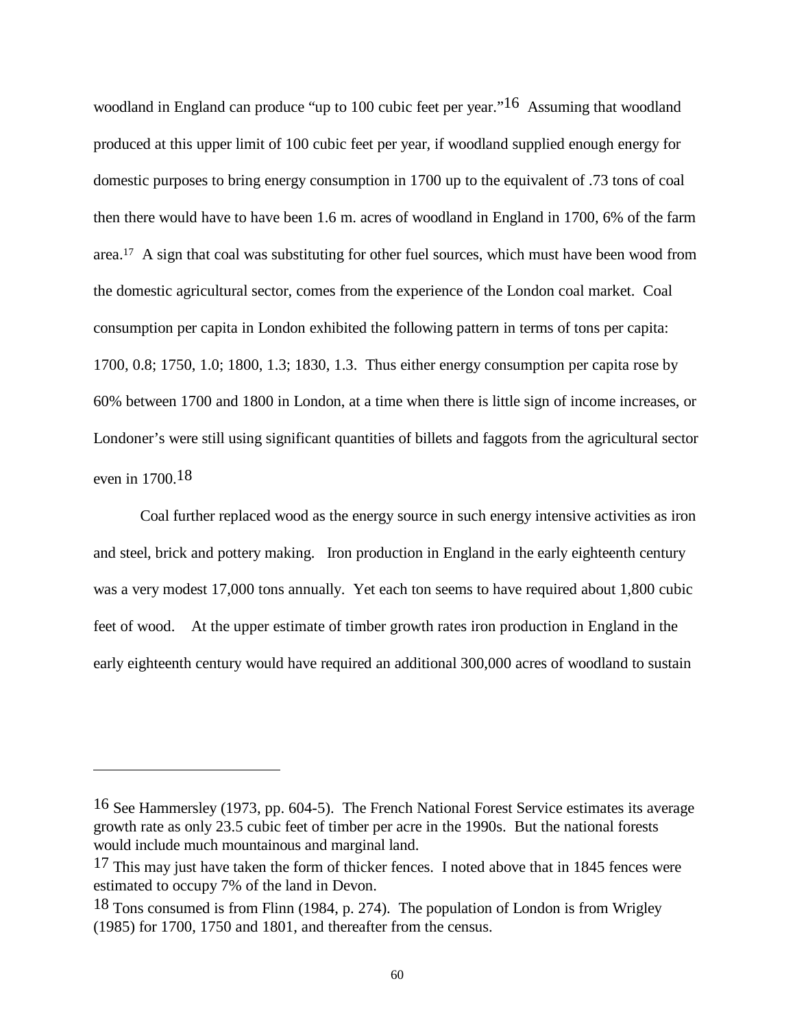woodland in England can produce "up to 100 cubic feet per year."[16] Assuming that woodland produced at this upper limit of 100 cubic feet per year, if woodland supplied enough energy for domestic purposes to bring energy consumption in 1700 up to the equivalent of .73 tons of coal then there would have to have been 1.6 m. acres of woodland in England in 1700, 6% of the farm area.[17] A sign that coal was substituting for other fuel sources, which must have been wood from the domestic agricultural sector, comes from the experience of the London coal market. Coal consumption per capita in London exhibited the following pattern in terms of tons per capita: 1700, 0.8; 1750, 1.0; 1800, 1.3; 1830, 1.3. Thus either energy consumption per capita rose by 60% between 1700 and 1800 in London, at a time when there is little sign of income increases, or Londoner's were still using significant quantities of billets and faggots from the agricultural sector even in 1700.[18]

Coal further replaced wood as the energy source in such energy intensive activities as iron and steel, brick and pottery making. Iron production in England in the early eighteenth century was a very modest 17,000 tons annually. Yet each ton seems to have required about 1,800 cubic feet of wood. At the upper estimate of timber growth rates iron production in England in the early eighteenth century would have required an additional 300,000 acres of woodland to sustain

---

[16] See Hammersley (1973, pp. 604-5). The French National Forest Service estimates its average growth rate as only 23.5 cubic feet of timber per acre in the 1990s. But the national forests would include much mountainous and marginal land.

[17] This may just have taken the form of thicker fences. I noted above that in 1845 fences were estimated to occupy 7% of the land in Devon.

[18] Tons consumed is from Flinn (1984, p. 274). The population of London is from Wrigley (1985) for 1700, 1750 and 1801, and thereafter from the census.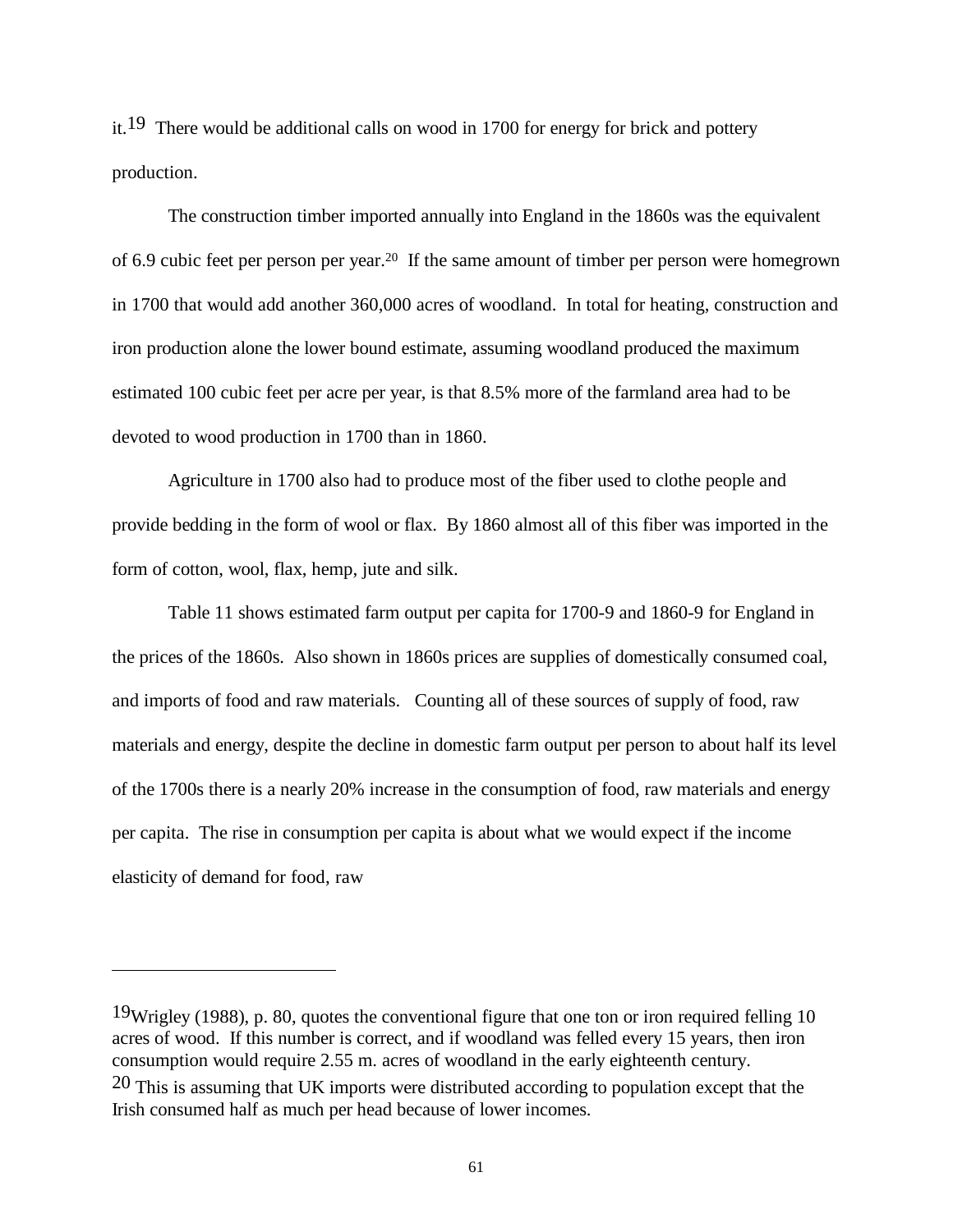it.[19] There would be additional calls on wood in 1700 for energy for brick and pottery production.

The construction timber imported annually into England in the 1860s was the equivalent of 6.9 cubic feet per person per year.[20] If the same amount of timber per person were homegrown in 1700 that would add another 360,000 acres of woodland. In total for heating, construction and iron production alone the lower bound estimate, assuming woodland produced the maximum estimated 100 cubic feet per acre per year, is that 8.5% more of the farmland area had to be devoted to wood production in 1700 than in 1860.

Agriculture in 1700 also had to produce most of the fiber used to clothe people and provide bedding in the form of wool or flax. By 1860 almost all of this fiber was imported in the form of cotton, wool, flax, hemp, jute and silk.

Table 11 shows estimated farm output per capita for 1700-9 and 1860-9 for England in the prices of the 1860s. Also shown in 1860s prices are supplies of domestically consumed coal, and imports of food and raw materials. Counting all of these sources of supply of food, raw materials and energy, despite the decline in domestic farm output per person to about half its level of the 1700s there is a nearly 20% increase in the consumption of food, raw materials and energy per capita. The rise in consumption per capita is about what we would expect if the income elasticity of demand for food, raw

---

[19] Wrigley (1988), p. 80, quotes the conventional figure that one ton or iron required felling 10 acres of wood. If this number is correct, and if woodland was felled every 15 years, then iron consumption would require 2.55 m. acres of woodland in the early eighteenth century.

[20] This is assuming that UK imports were distributed according to population except that the Irish consumed half as much per head because of lower incomes.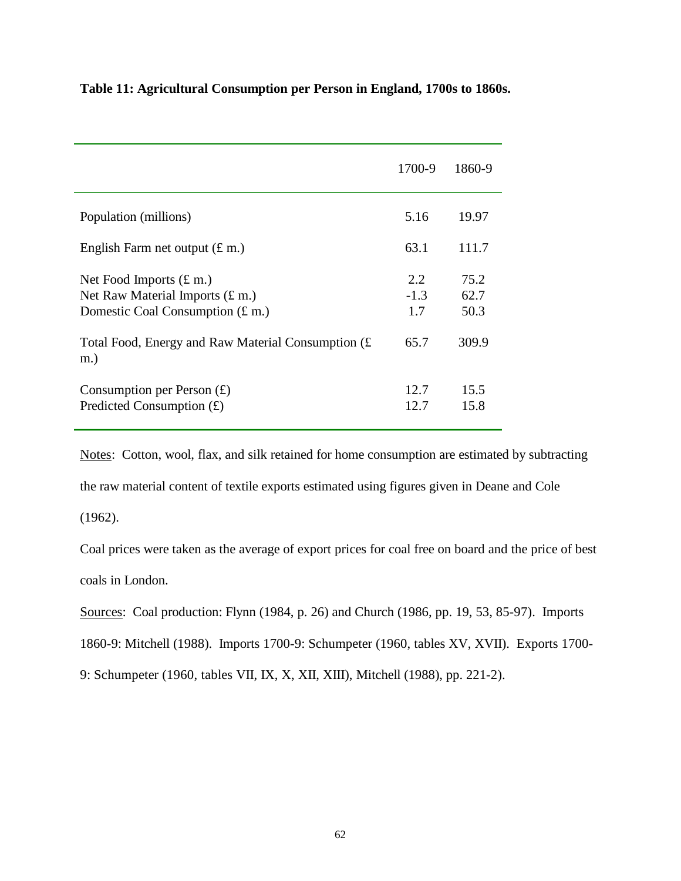**Table 11: Agricultural Consumption per Person in England, 1700s to 1860s.**

| | 1700-9 | 1860-9 |
|---|---|---|
| Population (millions) | 5.16 | 19.97 |
| English Farm net output (£ m.) | 63.1 | 111.7 |
| Net Food Imports (£ m.) | 2.2 | 75.2 |
| Net Raw Material Imports (£ m.) | -1.3 | 62.7 |
| Domestic Coal Consumption (£ m.) | 1.7 | 50.3 |
| Total Food, Energy and Raw Material Consumption (£ m.) | 65.7 | 309.9 |
| Consumption per Person (£) | 12.7 | 15.5 |
| Predicted Consumption (£) | 12.7 | 15.8 |

Notes: Cotton, wool, flax, and silk retained for home consumption are estimated by subtracting the raw material content of textile exports estimated using figures given in Deane and Cole (1962).

Coal prices were taken as the average of export prices for coal free on board and the price of best coals in London.

Sources: Coal production: Flynn (1984, p. 26) and Church (1986, pp. 19, 53, 85-97). Imports 1860-9: Mitchell (1988). Imports 1700-9: Schumpeter (1960, tables XV, XVII). Exports 1700-9: Schumpeter (1960, tables VII, IX, X, XII, XIII), Mitchell (1988), pp. 221-2).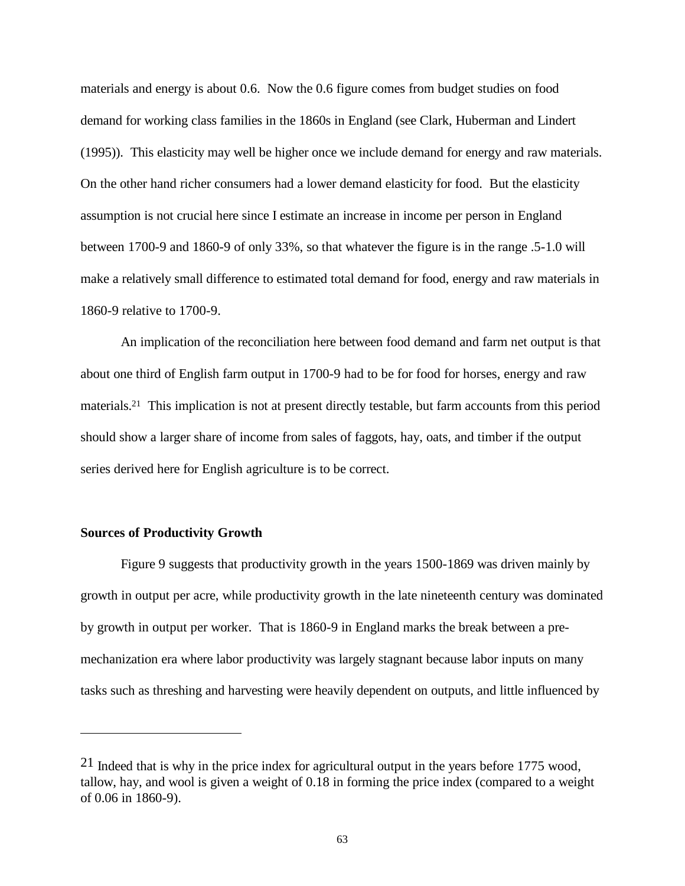materials and energy is about 0.6. Now the 0.6 figure comes from budget studies on food demand for working class families in the 1860s in England (see Clark, Huberman and Lindert (1995)). This elasticity may well be higher once we include demand for energy and raw materials. On the other hand richer consumers had a lower demand elasticity for food. But the elasticity assumption is not crucial here since I estimate an increase in income per person in England between 1700-9 and 1860-9 of only 33%, so that whatever the figure is in the range .5-1.0 will make a relatively small difference to estimated total demand for food, energy and raw materials in 1860-9 relative to 1700-9.

An implication of the reconciliation here between food demand and farm net output is that about one third of English farm output in 1700-9 had to be for food for horses, energy and raw materials.[21] This implication is not at present directly testable, but farm accounts from this period should show a larger share of income from sales of faggots, hay, oats, and timber if the output series derived here for English agriculture is to be correct.

**Sources of Productivity Growth**

Figure 9 suggests that productivity growth in the years 1500-1869 was driven mainly by growth in output per acre, while productivity growth in the late nineteenth century was dominated by growth in output per worker. That is 1860-9 in England marks the break between a pre-mechanization era where labor productivity was largely stagnant because labor inputs on many tasks such as threshing and harvesting were heavily dependent on outputs, and little influenced by

---

[21] Indeed that is why in the price index for agricultural output in the years before 1775 wood, tallow, hay, and wool is given a weight of 0.18 in forming the price index (compared to a weight of 0.06 in 1860-9).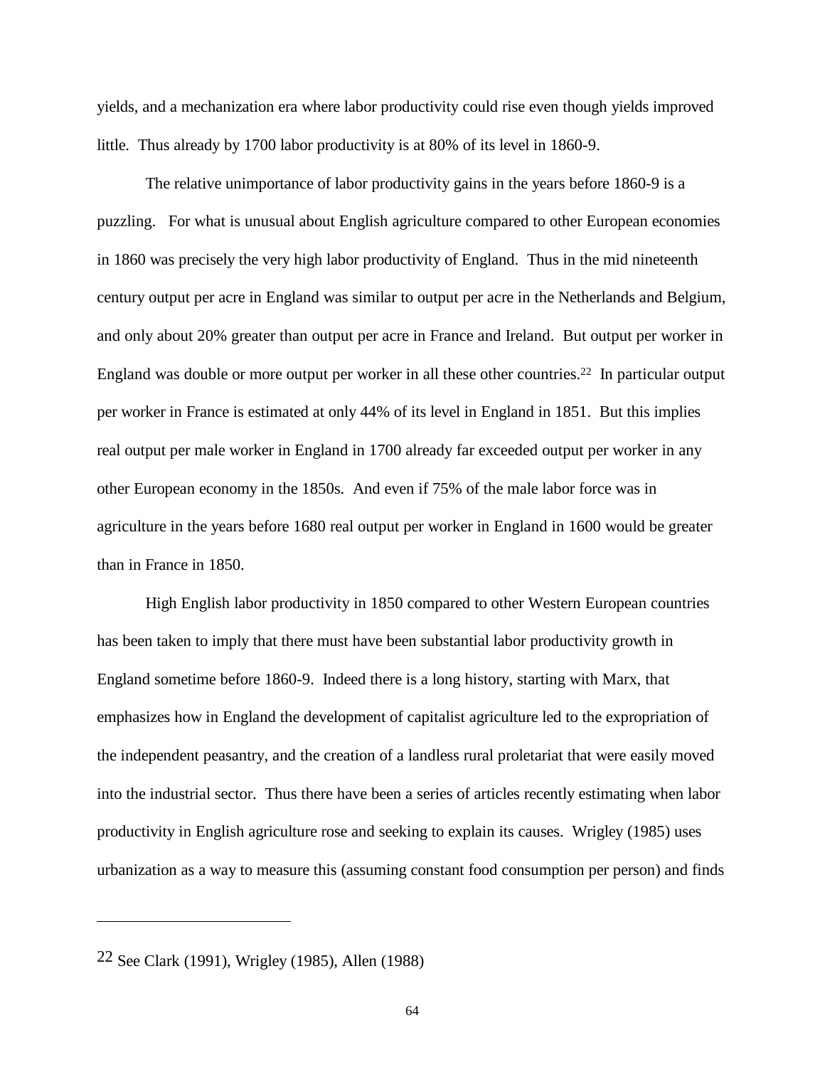yields, and a mechanization era where labor productivity could rise even though yields improved little. Thus already by 1700 labor productivity is at 80% of its level in 1860-9.

The relative unimportance of labor productivity gains in the years before 1860-9 is a puzzling. For what is unusual about English agriculture compared to other European economies in 1860 was precisely the very high labor productivity of England. Thus in the mid nineteenth century output per acre in England was similar to output per acre in the Netherlands and Belgium, and only about 20% greater than output per acre in France and Ireland. But output per worker in England was double or more output per worker in all these other countries.[22] In particular output per worker in France is estimated at only 44% of its level in England in 1851. But this implies real output per male worker in England in 1700 already far exceeded output per worker in any other European economy in the 1850s. And even if 75% of the male labor force was in agriculture in the years before 1680 real output per worker in England in 1600 would be greater than in France in 1850.

High English labor productivity in 1850 compared to other Western European countries has been taken to imply that there must have been substantial labor productivity growth in England sometime before 1860-9. Indeed there is a long history, starting with Marx, that emphasizes how in England the development of capitalist agriculture led to the expropriation of the independent peasantry, and the creation of a landless rural proletariat that were easily moved into the industrial sector. Thus there have been a series of articles recently estimating when labor productivity in English agriculture rose and seeking to explain its causes. Wrigley (1985) uses urbanization as a way to measure this (assuming constant food consumption per person) and finds

---

[22] See Clark (1991), Wrigley (1985), Allen (1988)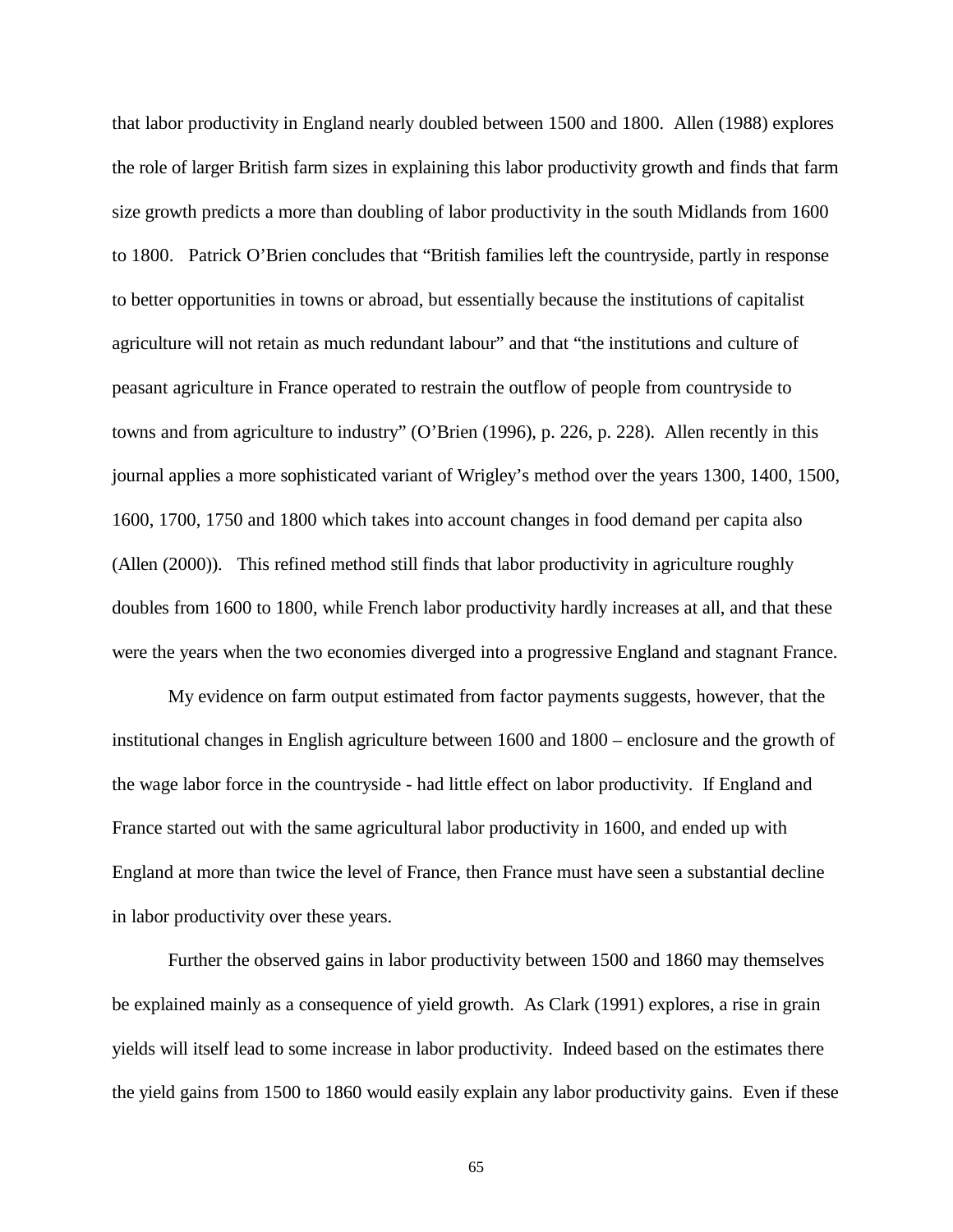that labor productivity in England nearly doubled between 1500 and 1800. Allen (1988) explores the role of larger British farm sizes in explaining this labor productivity growth and finds that farm size growth predicts a more than doubling of labor productivity in the south Midlands from 1600 to 1800. Patrick O'Brien concludes that "British families left the countryside, partly in response to better opportunities in towns or abroad, but essentially because the institutions of capitalist agriculture will not retain as much redundant labour" and that "the institutions and culture of peasant agriculture in France operated to restrain the outflow of people from countryside to towns and from agriculture to industry" (O'Brien (1996), p. 226, p. 228). Allen recently in this journal applies a more sophisticated variant of Wrigley's method over the years 1300, 1400, 1500, 1600, 1700, 1750 and 1800 which takes into account changes in food demand per capita also (Allen (2000)). This refined method still finds that labor productivity in agriculture roughly doubles from 1600 to 1800, while French labor productivity hardly increases at all, and that these were the years when the two economies diverged into a progressive England and stagnant France.

My evidence on farm output estimated from factor payments suggests, however, that the institutional changes in English agriculture between 1600 and 1800 – enclosure and the growth of the wage labor force in the countryside - had little effect on labor productivity. If England and France started out with the same agricultural labor productivity in 1600, and ended up with England at more than twice the level of France, then France must have seen a substantial decline in labor productivity over these years.

Further the observed gains in labor productivity between 1500 and 1860 may themselves be explained mainly as a consequence of yield growth. As Clark (1991) explores, a rise in grain yields will itself lead to some increase in labor productivity. Indeed based on the estimates there the yield gains from 1500 to 1860 would easily explain any labor productivity gains. Even if these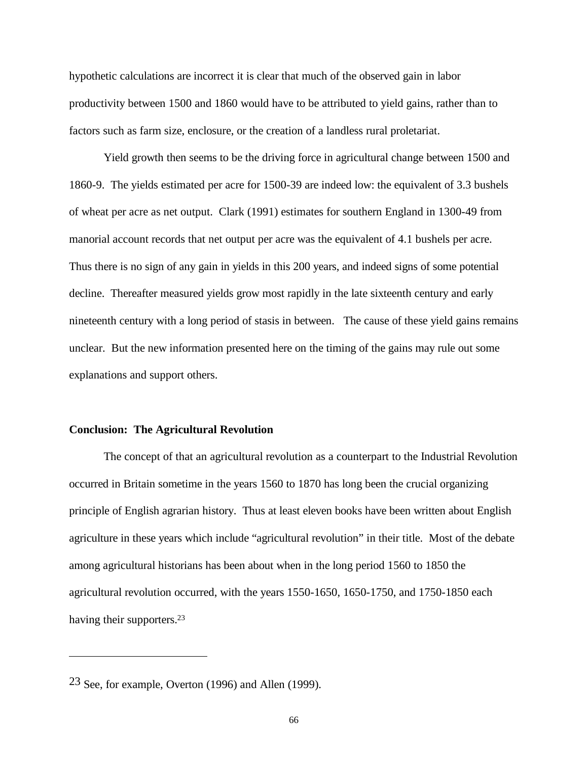hypothetic calculations are incorrect it is clear that much of the observed gain in labor productivity between 1500 and 1860 would have to be attributed to yield gains, rather than to factors such as farm size, enclosure, or the creation of a landless rural proletariat.

Yield growth then seems to be the driving force in agricultural change between 1500 and 1860-9. The yields estimated per acre for 1500-39 are indeed low: the equivalent of 3.3 bushels of wheat per acre as net output. Clark (1991) estimates for southern England in 1300-49 from manorial account records that net output per acre was the equivalent of 4.1 bushels per acre. Thus there is no sign of any gain in yields in this 200 years, and indeed signs of some potential decline. Thereafter measured yields grow most rapidly in the late sixteenth century and early nineteenth century with a long period of stasis in between. The cause of these yield gains remains unclear. But the new information presented here on the timing of the gains may rule out some explanations and support others.

**Conclusion: The Agricultural Revolution**

The concept of that an agricultural revolution as a counterpart to the Industrial Revolution occurred in Britain sometime in the years 1560 to 1870 has long been the crucial organizing principle of English agrarian history. Thus at least eleven books have been written about English agriculture in these years which include "agricultural revolution" in their title. Most of the debate among agricultural historians has been about when in the long period 1560 to 1850 the agricultural revolution occurred, with the years 1550-1650, 1650-1750, and 1750-1850 each having their supporters.[23]

---

[23] See, for example, Overton (1996) and Allen (1999).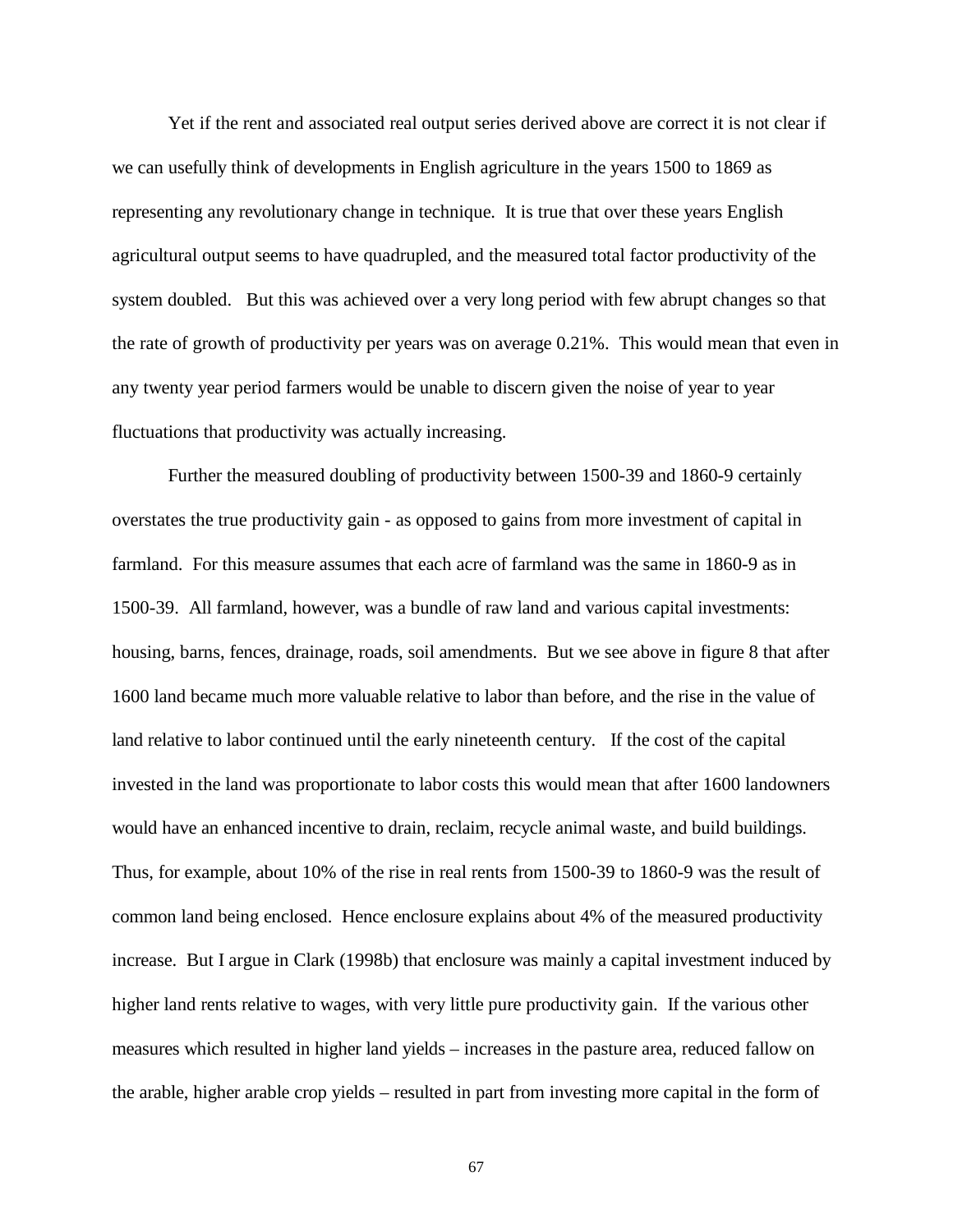Yet if the rent and associated real output series derived above are correct it is not clear if we can usefully think of developments in English agriculture in the years 1500 to 1869 as representing any revolutionary change in technique. It is true that over these years English agricultural output seems to have quadrupled, and the measured total factor productivity of the system doubled. But this was achieved over a very long period with few abrupt changes so that the rate of growth of productivity per years was on average 0.21%. This would mean that even in any twenty year period farmers would be unable to discern given the noise of year to year fluctuations that productivity was actually increasing.

Further the measured doubling of productivity between 1500-39 and 1860-9 certainly overstates the true productivity gain - as opposed to gains from more investment of capital in farmland. For this measure assumes that each acre of farmland was the same in 1860-9 as in 1500-39. All farmland, however, was a bundle of raw land and various capital investments: housing, barns, fences, drainage, roads, soil amendments. But we see above in figure 8 that after 1600 land became much more valuable relative to labor than before, and the rise in the value of land relative to labor continued until the early nineteenth century. If the cost of the capital invested in the land was proportionate to labor costs this would mean that after 1600 landowners would have an enhanced incentive to drain, reclaim, recycle animal waste, and build buildings. Thus, for example, about 10% of the rise in real rents from 1500-39 to 1860-9 was the result of common land being enclosed. Hence enclosure explains about 4% of the measured productivity increase. But I argue in Clark (1998b) that enclosure was mainly a capital investment induced by higher land rents relative to wages, with very little pure productivity gain. If the various other measures which resulted in higher land yields – increases in the pasture area, reduced fallow on the arable, higher arable crop yields – resulted in part from investing more capital in the form of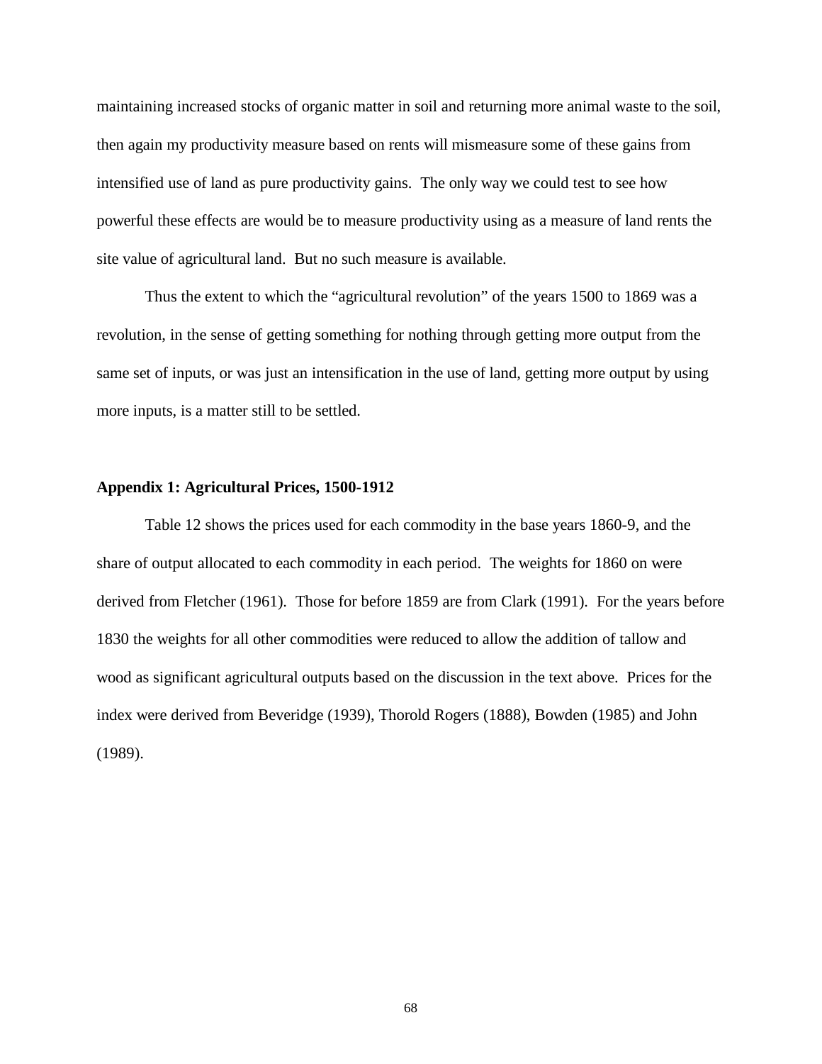maintaining increased stocks of organic matter in soil and returning more animal waste to the soil, then again my productivity measure based on rents will mismeasure some of these gains from intensified use of land as pure productivity gains. The only way we could test to see how powerful these effects are would be to measure productivity using as a measure of land rents the site value of agricultural land. But no such measure is available.

Thus the extent to which the "agricultural revolution" of the years 1500 to 1869 was a revolution, in the sense of getting something for nothing through getting more output from the same set of inputs, or was just an intensification in the use of land, getting more output by using more inputs, is a matter still to be settled.

## Appendix 1: Agricultural Prices, 1500-1912

Table 12 shows the prices used for each commodity in the base years 1860-9, and the share of output allocated to each commodity in each period. The weights for 1860 on were derived from Fletcher (1961). Those for before 1859 are from Clark (1991). For the years before 1830 the weights for all other commodities were reduced to allow the addition of tallow and wood as significant agricultural outputs based on the discussion in the text above. Prices for the index were derived from Beveridge (1939), Thorold Rogers (1888), Bowden (1985) and John (1989).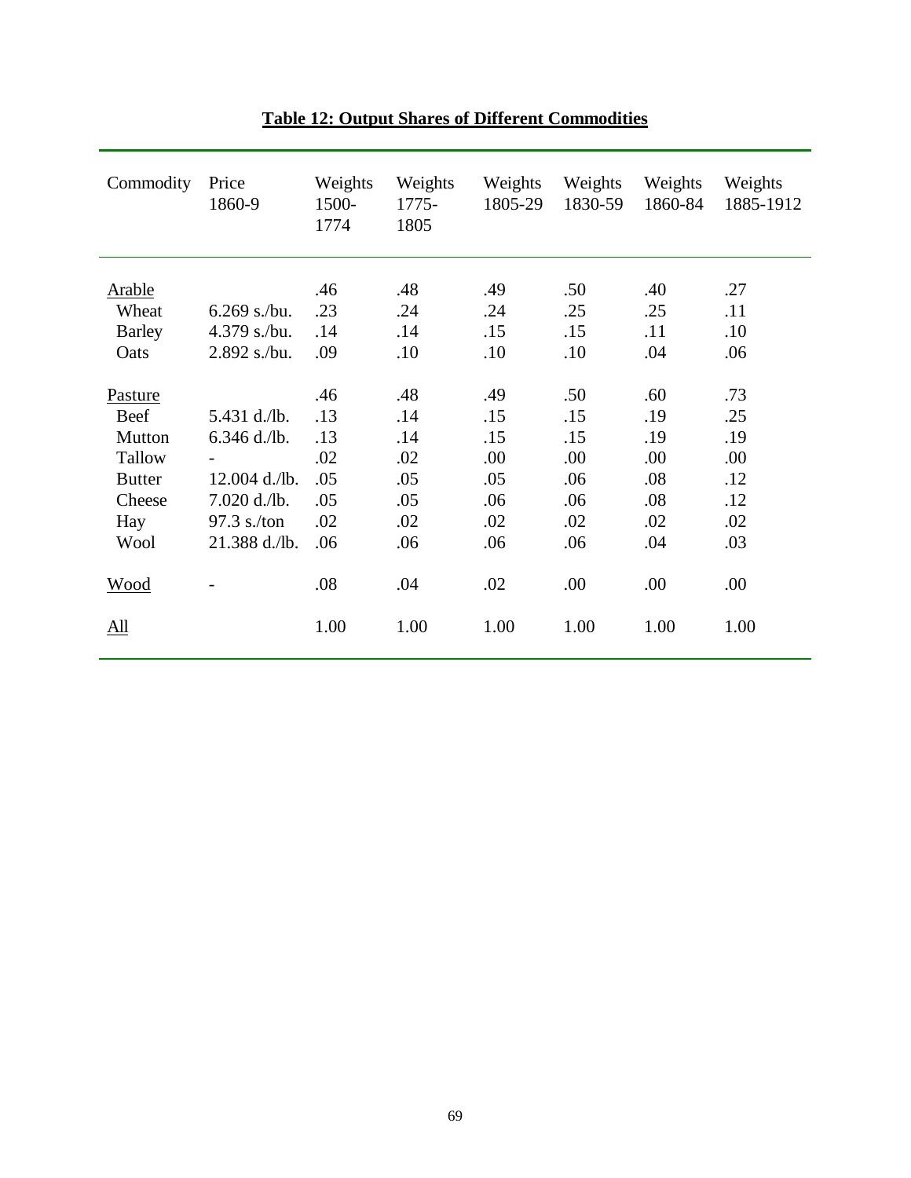**Table 12: Output Shares of Different Commodities**

| Commodity | Price 1860-9 | Weights 1500-1774 | Weights 1775-1805 | Weights 1805-29 | Weights 1830-59 | Weights 1860-84 | Weights 1885-1912 |
|---|---|---|---|---|---|---|---|
| Arable | | .46 | .48 | .49 | .50 | .40 | .27 |
| Wheat | 6.269 s./bu. | .23 | .24 | .24 | .25 | .25 | .11 |
| Barley | 4.379 s./bu. | .14 | .14 | .15 | .15 | .11 | .10 |
| Oats | 2.892 s./bu. | .09 | .10 | .10 | .10 | .04 | .06 |
| Pasture | | .46 | .48 | .49 | .50 | .60 | .73 |
| Beef | 5.431 d./lb. | .13 | .14 | .15 | .15 | .19 | .25 |
| Mutton | 6.346 d./lb. | .13 | .14 | .15 | .15 | .19 | .19 |
| Tallow | - | .02 | .02 | .00 | .00 | .00 | .00 |
| Butter | 12.004 d./lb. | .05 | .05 | .05 | .06 | .08 | .12 |
| Cheese | 7.020 d./lb. | .05 | .05 | .06 | .06 | .08 | .12 |
| Hay | 97.3 s./ton | .02 | .02 | .02 | .02 | .02 | .02 |
| Wool | 21.388 d./lb. | .06 | .06 | .06 | .06 | .04 | .03 |
| Wood | - | .08 | .04 | .02 | .00 | .00 | .00 |
| All | | 1.00 | 1.00 | 1.00 | 1.00 | 1.00 | 1.00 |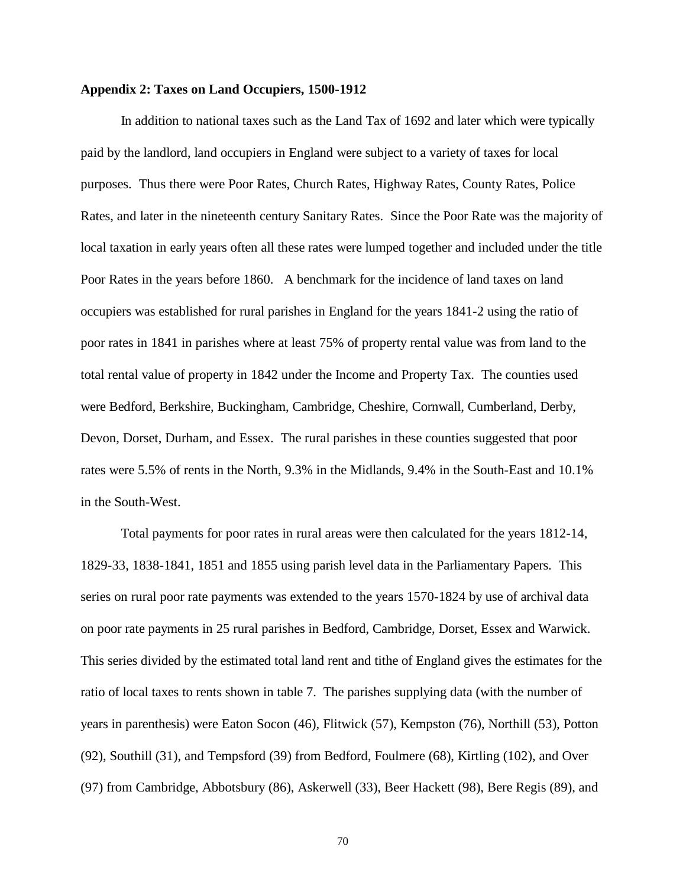**Appendix 2: Taxes on Land Occupiers, 1500-1912**

In addition to national taxes such as the Land Tax of 1692 and later which were typically paid by the landlord, land occupiers in England were subject to a variety of taxes for local purposes. Thus there were Poor Rates, Church Rates, Highway Rates, County Rates, Police Rates, and later in the nineteenth century Sanitary Rates. Since the Poor Rate was the majority of local taxation in early years often all these rates were lumped together and included under the title Poor Rates in the years before 1860. A benchmark for the incidence of land taxes on land occupiers was established for rural parishes in England for the years 1841-2 using the ratio of poor rates in 1841 in parishes where at least 75% of property rental value was from land to the total rental value of property in 1842 under the Income and Property Tax. The counties used were Bedford, Berkshire, Buckingham, Cambridge, Cheshire, Cornwall, Cumberland, Derby, Devon, Dorset, Durham, and Essex. The rural parishes in these counties suggested that poor rates were 5.5% of rents in the North, 9.3% in the Midlands, 9.4% in the South-East and 10.1% in the South-West.

Total payments for poor rates in rural areas were then calculated for the years 1812-14, 1829-33, 1838-1841, 1851 and 1855 using parish level data in the Parliamentary Papers. This series on rural poor rate payments was extended to the years 1570-1824 by use of archival data on poor rate payments in 25 rural parishes in Bedford, Cambridge, Dorset, Essex and Warwick. This series divided by the estimated total land rent and tithe of England gives the estimates for the ratio of local taxes to rents shown in table 7. The parishes supplying data (with the number of years in parenthesis) were Eaton Socon (46), Flitwick (57), Kempston (76), Northill (53), Potton (92), Southill (31), and Tempsford (39) from Bedford, Foulmere (68), Kirtling (102), and Over (97) from Cambridge, Abbotsbury (86), Askerwell (33), Beer Hackett (98), Bere Regis (89), and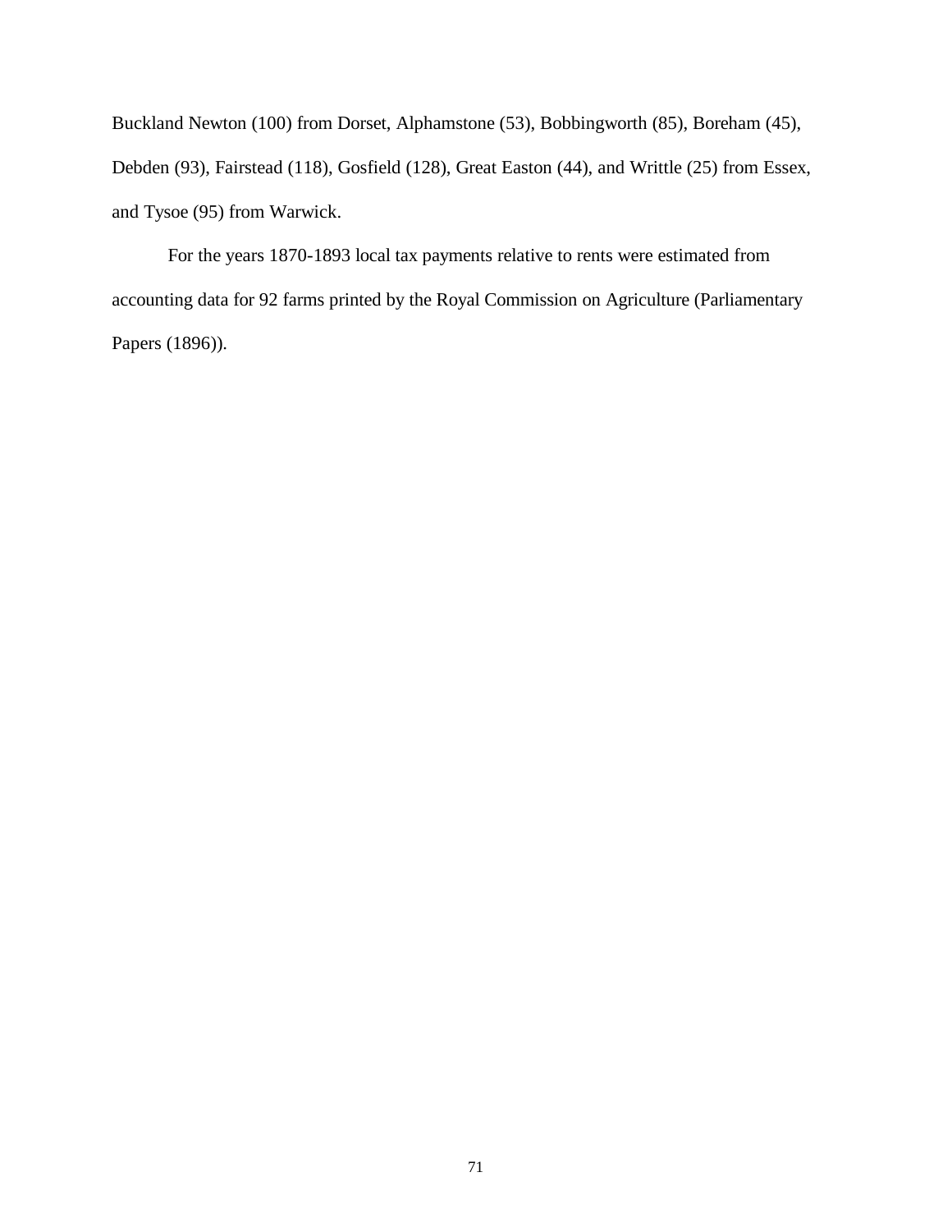Buckland Newton (100) from Dorset, Alphamstone (53), Bobbingworth (85), Boreham (45), Debden (93), Fairstead (118), Gosfield (128), Great Easton (44), and Writtle (25) from Essex, and Tysoe (95) from Warwick.

For the years 1870-1893 local tax payments relative to rents were estimated from accounting data for 92 farms printed by the Royal Commission on Agriculture (Parliamentary Papers (1896)).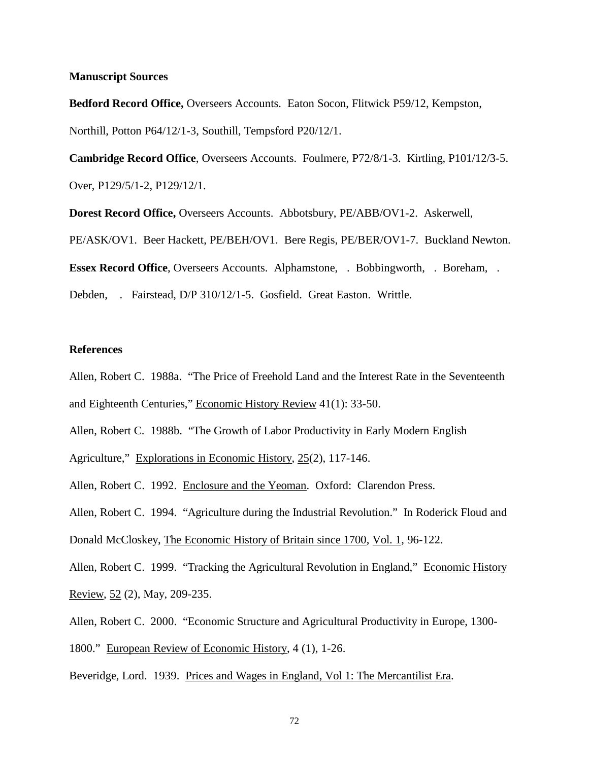## Manuscript Sources

**Bedford Record Office,** Overseers Accounts. Eaton Socon, Flitwick P59/12, Kempston, Northill, Potton P64/12/1-3, Southill, Tempsford P20/12/1.

**Cambridge Record Office**, Overseers Accounts. Foulmere, P72/8/1-3. Kirtling, P101/12/3-5. Over, P129/5/1-2, P129/12/1.

**Dorest Record Office,** Overseers Accounts. Abbotsbury, PE/ABB/OV1-2. Askerwell, PE/ASK/OV1. Beer Hackett, PE/BEH/OV1. Bere Regis, PE/BER/OV1-7. Buckland Newton.

**Essex Record Office**, Overseers Accounts. Alphamstone, . Bobbingworth, . Boreham, . Debden, . Fairstead, D/P 310/12/1-5. Gosfield. Great Easton. Writtle.

## References

Allen, Robert C. 1988a. "The Price of Freehold Land and the Interest Rate in the Seventeenth and Eighteenth Centuries," Economic History Review 41(1): 33-50.

Allen, Robert C. 1988b. "The Growth of Labor Productivity in Early Modern English Agriculture," Explorations in Economic History, 25(2), 117-146.

Allen, Robert C. 1992. Enclosure and the Yeoman. Oxford: Clarendon Press.

Allen, Robert C. 1994. "Agriculture during the Industrial Revolution." In Roderick Floud and Donald McCloskey, The Economic History of Britain since 1700, Vol. 1, 96-122.

Allen, Robert C. 1999. "Tracking the Agricultural Revolution in England," Economic History Review, 52 (2), May, 209-235.

Allen, Robert C. 2000. "Economic Structure and Agricultural Productivity in Europe, 1300-1800." European Review of Economic History, 4 (1), 1-26.

Beveridge, Lord. 1939. Prices and Wages in England, Vol 1: The Mercantilist Era.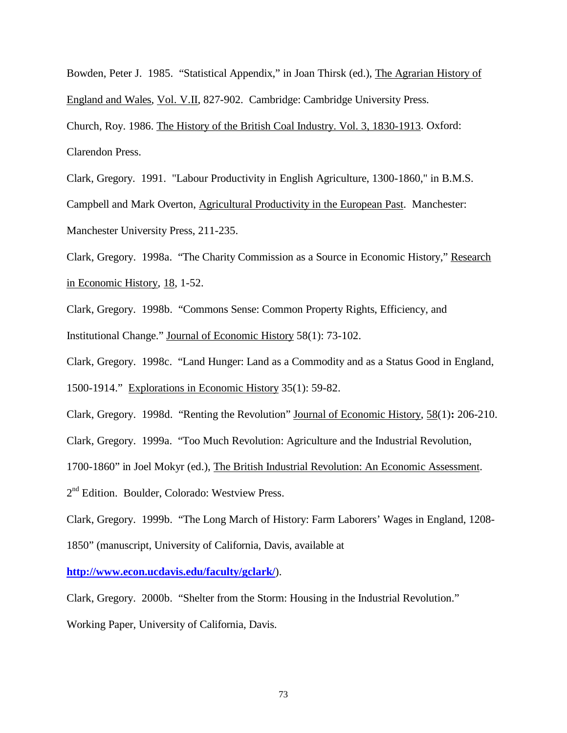Bowden, Peter J. 1985. "Statistical Appendix," in Joan Thirsk (ed.), The Agrarian History of England and Wales, Vol. V.II, 827-902. Cambridge: Cambridge University Press.

Church, Roy. 1986. The History of the British Coal Industry. Vol. 3, 1830-1913. Oxford: Clarendon Press.

Clark, Gregory. 1991. "Labour Productivity in English Agriculture, 1300-1860," in B.M.S. Campbell and Mark Overton, Agricultural Productivity in the European Past. Manchester: Manchester University Press, 211-235.

Clark, Gregory. 1998a. "The Charity Commission as a Source in Economic History," Research in Economic History, 18, 1-52.

Clark, Gregory. 1998b. "Commons Sense: Common Property Rights, Efficiency, and Institutional Change." Journal of Economic History 58(1): 73-102.

Clark, Gregory. 1998c. "Land Hunger: Land as a Commodity and as a Status Good in England, 1500-1914." Explorations in Economic History 35(1): 59-82.

Clark, Gregory. 1998d. "Renting the Revolution" Journal of Economic History, 58(1)**:** 206-210.

Clark, Gregory. 1999a. "Too Much Revolution: Agriculture and the Industrial Revolution, 1700-1860" in Joel Mokyr (ed.), The British Industrial Revolution: An Economic Assessment. 2nd Edition. Boulder, Colorado: Westview Press.

Clark, Gregory. 1999b. "The Long March of History: Farm Laborers' Wages in England, 1208-1850" (manuscript, University of California, Davis, available at **http://www.econ.ucdavis.edu/faculty/gclark/**).

Clark, Gregory. 2000b. "Shelter from the Storm: Housing in the Industrial Revolution." Working Paper, University of California, Davis.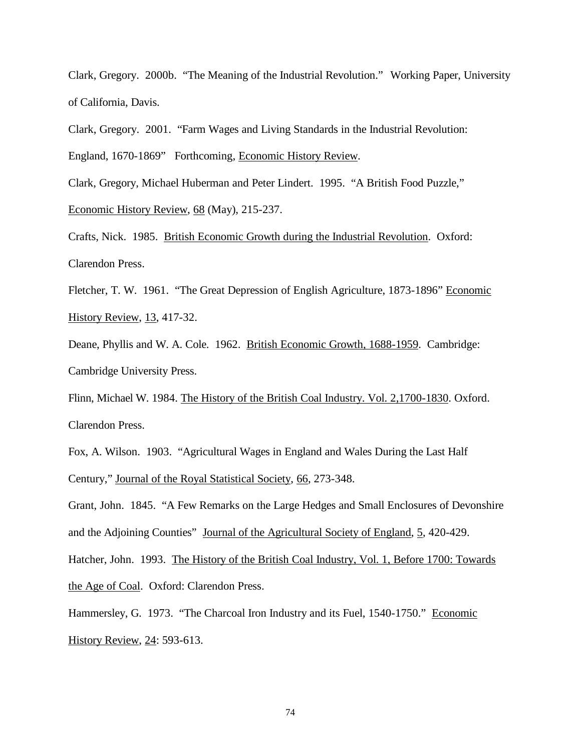Clark, Gregory. 2000b. "The Meaning of the Industrial Revolution." Working Paper, University of California, Davis.

Clark, Gregory. 2001. "Farm Wages and Living Standards in the Industrial Revolution: England, 1670-1869" Forthcoming, Economic History Review.

Clark, Gregory, Michael Huberman and Peter Lindert. 1995. "A British Food Puzzle," Economic History Review, 68 (May), 215-237.

Crafts, Nick. 1985. British Economic Growth during the Industrial Revolution. Oxford: Clarendon Press.

Fletcher, T. W. 1961. "The Great Depression of English Agriculture, 1873-1896" Economic History Review, 13, 417-32.

Deane, Phyllis and W. A. Cole. 1962. British Economic Growth, 1688-1959. Cambridge: Cambridge University Press.

Flinn, Michael W. 1984. The History of the British Coal Industry. Vol. 2,1700-1830. Oxford. Clarendon Press.

Fox, A. Wilson. 1903. "Agricultural Wages in England and Wales During the Last Half Century," Journal of the Royal Statistical Society, 66, 273-348.

Grant, John. 1845. "A Few Remarks on the Large Hedges and Small Enclosures of Devonshire and the Adjoining Counties" Journal of the Agricultural Society of England, 5, 420-429.

Hatcher, John. 1993. The History of the British Coal Industry, Vol. 1, Before 1700: Towards the Age of Coal. Oxford: Clarendon Press.

Hammersley, G. 1973. "The Charcoal Iron Industry and its Fuel, 1540-1750." Economic History Review, 24: 593-613.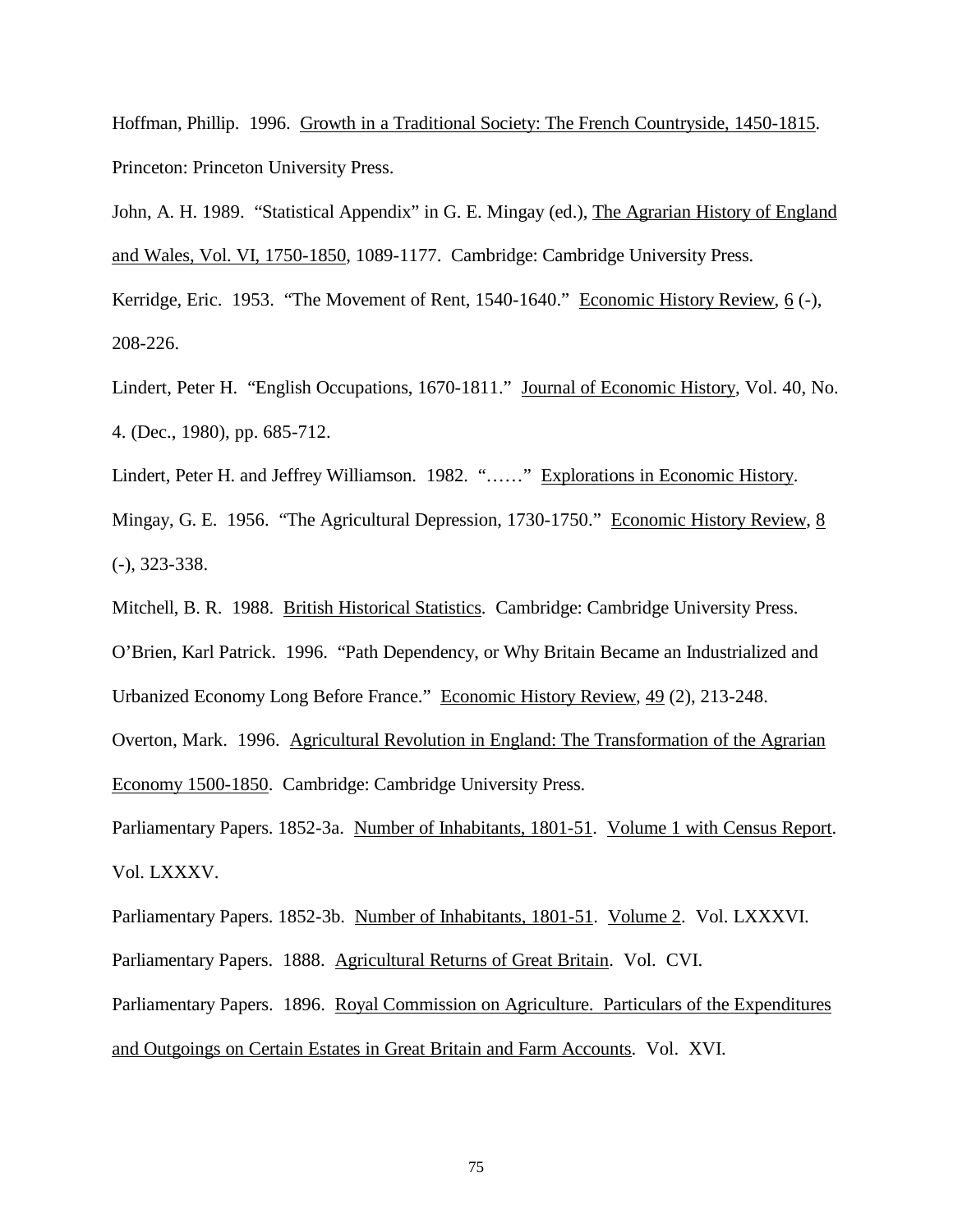Hoffman, Phillip. 1996. Growth in a Traditional Society: The French Countryside, 1450-1815. Princeton: Princeton University Press.

John, A. H. 1989. "Statistical Appendix" in G. E. Mingay (ed.), The Agrarian History of England and Wales, Vol. VI, 1750-1850, 1089-1177. Cambridge: Cambridge University Press.

Kerridge, Eric. 1953. "The Movement of Rent, 1540-1640." Economic History Review, 6 (-), 208-226.

Lindert, Peter H. "English Occupations, 1670-1811." Journal of Economic History, Vol. 40, No. 4. (Dec., 1980), pp. 685-712.

Lindert, Peter H. and Jeffrey Williamson. 1982. "……" Explorations in Economic History.

Mingay, G. E. 1956. "The Agricultural Depression, 1730-1750." Economic History Review, 8 (-), 323-338.

Mitchell, B. R. 1988. British Historical Statistics. Cambridge: Cambridge University Press.

O'Brien, Karl Patrick. 1996. "Path Dependency, or Why Britain Became an Industrialized and Urbanized Economy Long Before France." Economic History Review, 49 (2), 213-248.

Overton, Mark. 1996. Agricultural Revolution in England: The Transformation of the Agrarian Economy 1500-1850. Cambridge: Cambridge University Press.

Parliamentary Papers. 1852-3a. Number of Inhabitants, 1801-51. Volume 1 with Census Report. Vol. LXXXV.

Parliamentary Papers. 1852-3b. Number of Inhabitants, 1801-51. Volume 2. Vol. LXXXVI.

Parliamentary Papers. 1888. Agricultural Returns of Great Britain. Vol. CVI.

Parliamentary Papers. 1896. Royal Commission on Agriculture. Particulars of the Expenditures and Outgoings on Certain Estates in Great Britain and Farm Accounts. Vol. XVI.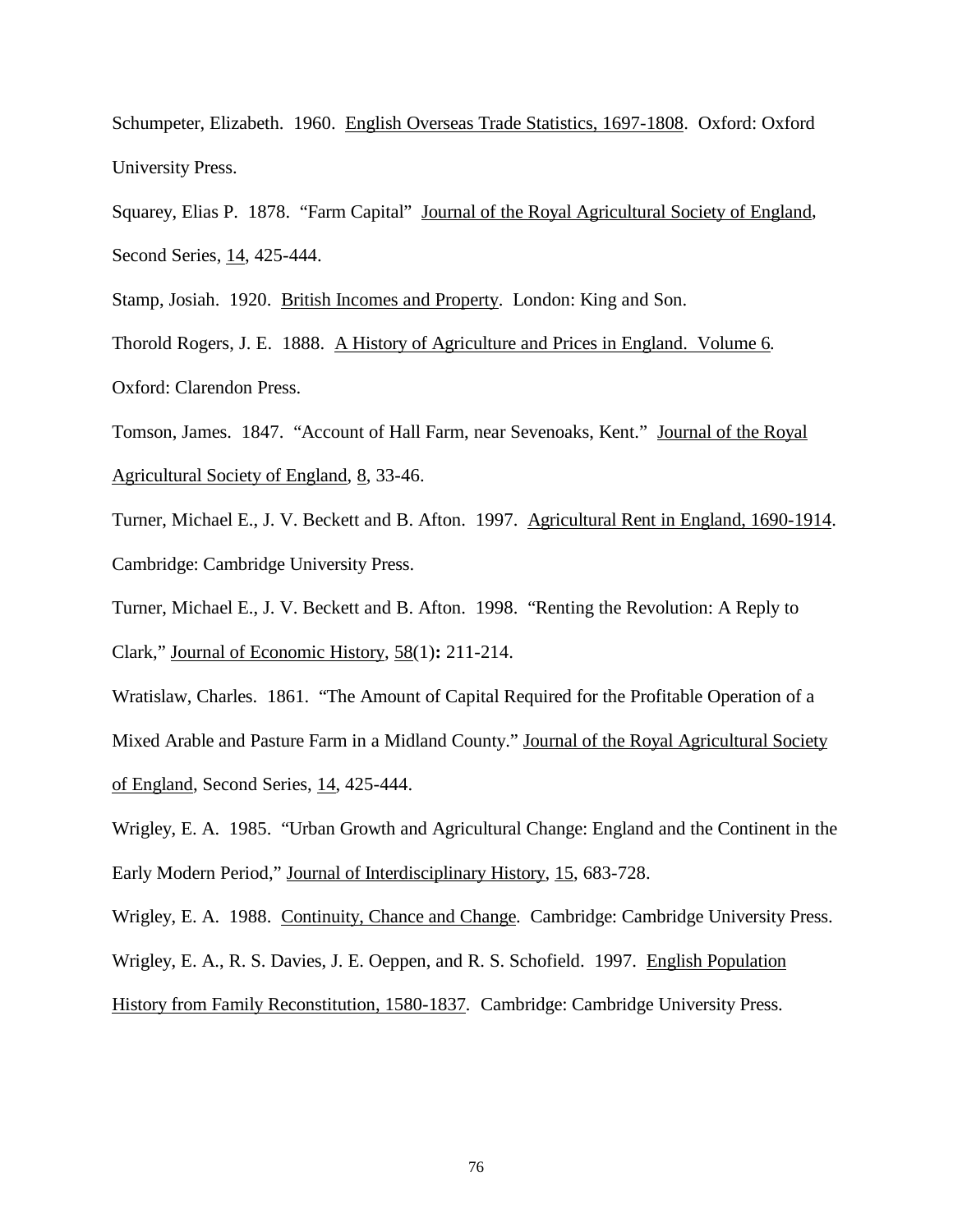Schumpeter, Elizabeth. 1960. English Overseas Trade Statistics, 1697-1808. Oxford: Oxford University Press.

Squarey, Elias P. 1878. "Farm Capital" Journal of the Royal Agricultural Society of England, Second Series, 14, 425-444.

Stamp, Josiah. 1920. British Incomes and Property. London: King and Son.

Thorold Rogers, J. E. 1888. A History of Agriculture and Prices in England. Volume 6. Oxford: Clarendon Press.

Tomson, James. 1847. "Account of Hall Farm, near Sevenoaks, Kent." Journal of the Royal Agricultural Society of England, 8, 33-46.

Turner, Michael E., J. V. Beckett and B. Afton. 1997. Agricultural Rent in England, 1690-1914. Cambridge: Cambridge University Press.

Turner, Michael E., J. V. Beckett and B. Afton. 1998. "Renting the Revolution: A Reply to Clark," Journal of Economic History, 58(1): 211-214.

Wratislaw, Charles. 1861. "The Amount of Capital Required for the Profitable Operation of a Mixed Arable and Pasture Farm in a Midland County." Journal of the Royal Agricultural Society of England, Second Series, 14, 425-444.

Wrigley, E. A. 1985. "Urban Growth and Agricultural Change: England and the Continent in the Early Modern Period," Journal of Interdisciplinary History, 15, 683-728.

Wrigley, E. A. 1988. Continuity, Chance and Change. Cambridge: Cambridge University Press.

Wrigley, E. A., R. S. Davies, J. E. Oeppen, and R. S. Schofield. 1997. English Population History from Family Reconstitution, 1580-1837. Cambridge: Cambridge University Press.